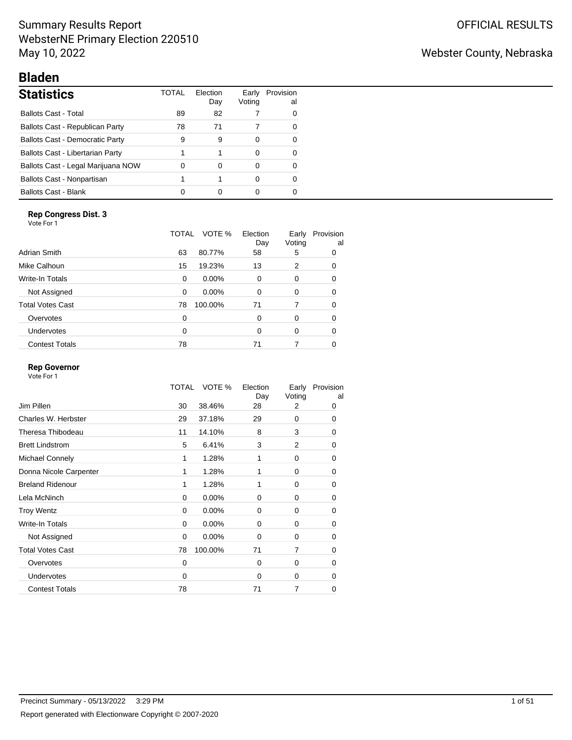Summary Results Report
WebsterNE Primary Election 220510
May 10, 2022

OFFICIAL RESULTS

Webster County, Nebraska

# Bladen

## Statistics

| Statistics | TOTAL | Election Day | Early Voting | Provisional |
|---|---|---|---|---|
| Ballots Cast - Total | 89 | 82 | 7 | 0 |
| Ballots Cast - Republican Party | 78 | 71 | 7 | 0 |
| Ballots Cast - Democratic Party | 9 | 9 | 0 | 0 |
| Ballots Cast - Libertarian Party | 1 | 1 | 0 | 0 |
| Ballots Cast - Legal Marijuana NOW | 0 | 0 | 0 | 0 |
| Ballots Cast - Nonpartisan | 1 | 1 | 0 | 0 |
| Ballots Cast - Blank | 0 | 0 | 0 | 0 |

### Rep Congress Dist. 3

Vote For 1

| | TOTAL | VOTE % | Election Day | Early Voting | Provisional |
|---|---|---|---|---|---|
| Adrian Smith | 63 | 80.77% | 58 | 5 | 0 |
| Mike Calhoun | 15 | 19.23% | 13 | 2 | 0 |
| Write-In Totals | 0 | 0.00% | 0 | 0 | 0 |
| Not Assigned | 0 | 0.00% | 0 | 0 | 0 |
| Total Votes Cast | 78 | 100.00% | 71 | 7 | 0 |
| Overvotes | 0 | | 0 | 0 | 0 |
| Undervotes | 0 | | 0 | 0 | 0 |
| Contest Totals | 78 | | 71 | 7 | 0 |

### Rep Governor

Vote For 1

| | TOTAL | VOTE % | Election Day | Early Voting | Provisional |
|---|---|---|---|---|---|
| Jim Pillen | 30 | 38.46% | 28 | 2 | 0 |
| Charles W. Herbster | 29 | 37.18% | 29 | 0 | 0 |
| Theresa Thibodeau | 11 | 14.10% | 8 | 3 | 0 |
| Brett Lindstrom | 5 | 6.41% | 3 | 2 | 0 |
| Michael Connely | 1 | 1.28% | 1 | 0 | 0 |
| Donna Nicole Carpenter | 1 | 1.28% | 1 | 0 | 0 |
| Breland Ridenour | 1 | 1.28% | 1 | 0 | 0 |
| Lela McNinch | 0 | 0.00% | 0 | 0 | 0 |
| Troy Wentz | 0 | 0.00% | 0 | 0 | 0 |
| Write-In Totals | 0 | 0.00% | 0 | 0 | 0 |
| Not Assigned | 0 | 0.00% | 0 | 0 | 0 |
| Total Votes Cast | 78 | 100.00% | 71 | 7 | 0 |
| Overvotes | 0 | | 0 | 0 | 0 |
| Undervotes | 0 | | 0 | 0 | 0 |
| Contest Totals | 78 | | 71 | 7 | 0 |

Precinct Summary - 05/13/2022 3:29 PM

Report generated with Electionware Copyright © 2007-2020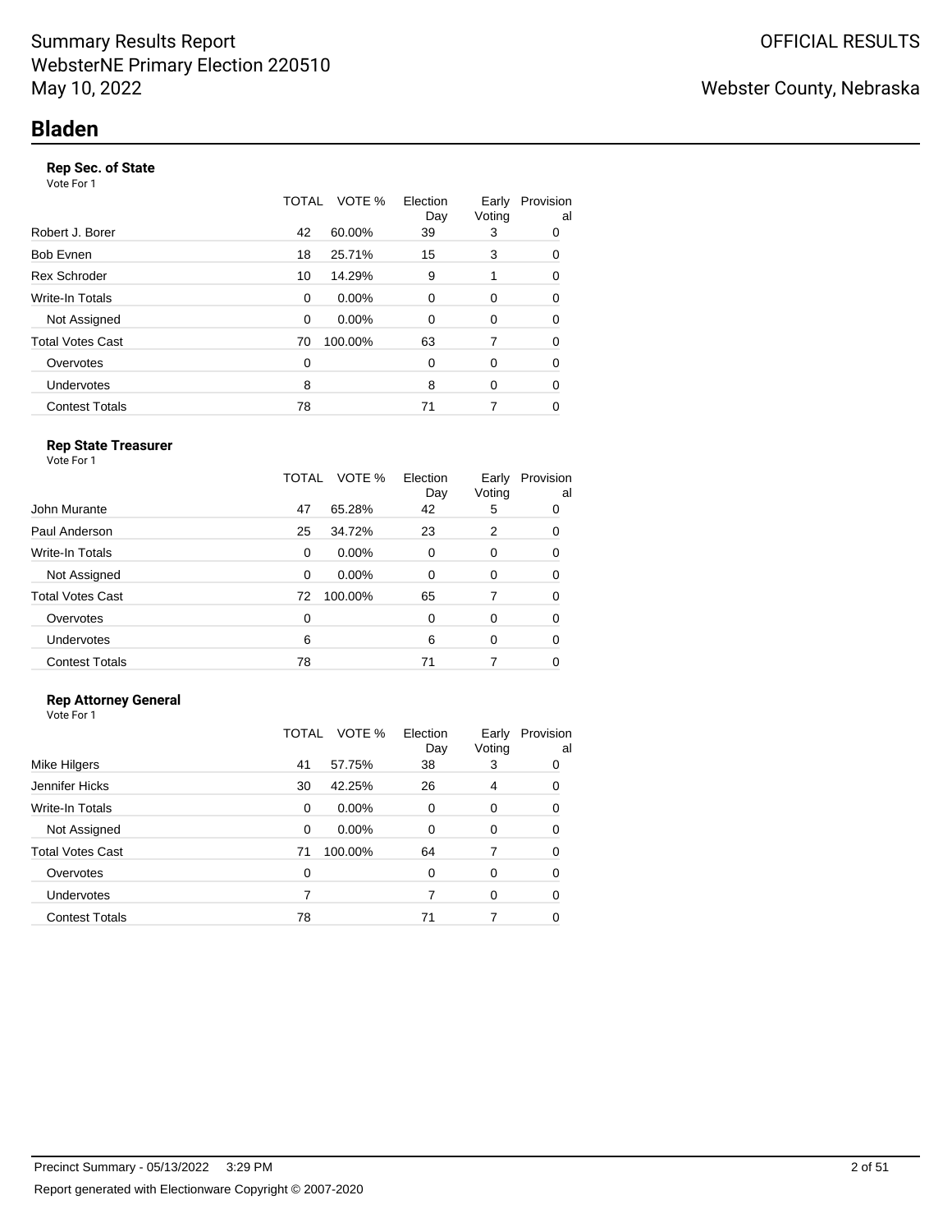## Bladen

### Rep Sec. of State

Vote For 1

| | TOTAL | VOTE % | Election Day | Early Voting | Provisional |
|---|---|---|---|---|---|
| Robert J. Borer | 42 | 60.00% | 39 | 3 | 0 |
| Bob Evnen | 18 | 25.71% | 15 | 3 | 0 |
| Rex Schroder | 10 | 14.29% | 9 | 1 | 0 |
| Write-In Totals | 0 | 0.00% | 0 | 0 | 0 |
| Not Assigned | 0 | 0.00% | 0 | 0 | 0 |
| Total Votes Cast | 70 | 100.00% | 63 | 7 | 0 |
| Overvotes | 0 | | 0 | 0 | 0 |
| Undervotes | 8 | | 8 | 0 | 0 |
| Contest Totals | 78 | | 71 | 7 | 0 |

### Rep State Treasurer

Vote For 1

| | TOTAL | VOTE % | Election Day | Early Voting | Provisional |
|---|---|---|---|---|---|
| John Murante | 47 | 65.28% | 42 | 5 | 0 |
| Paul Anderson | 25 | 34.72% | 23 | 2 | 0 |
| Write-In Totals | 0 | 0.00% | 0 | 0 | 0 |
| Not Assigned | 0 | 0.00% | 0 | 0 | 0 |
| Total Votes Cast | 72 | 100.00% | 65 | 7 | 0 |
| Overvotes | 0 | | 0 | 0 | 0 |
| Undervotes | 6 | | 6 | 0 | 0 |
| Contest Totals | 78 | | 71 | 7 | 0 |

### Rep Attorney General

Vote For 1

| | TOTAL | VOTE % | Election Day | Early Voting | Provisional |
|---|---|---|---|---|---|
| Mike Hilgers | 41 | 57.75% | 38 | 3 | 0 |
| Jennifer Hicks | 30 | 42.25% | 26 | 4 | 0 |
| Write-In Totals | 0 | 0.00% | 0 | 0 | 0 |
| Not Assigned | 0 | 0.00% | 0 | 0 | 0 |
| Total Votes Cast | 71 | 100.00% | 64 | 7 | 0 |
| Overvotes | 0 | | 0 | 0 | 0 |
| Undervotes | 7 | | 7 | 0 | 0 |
| Contest Totals | 78 | | 71 | 7 | 0 |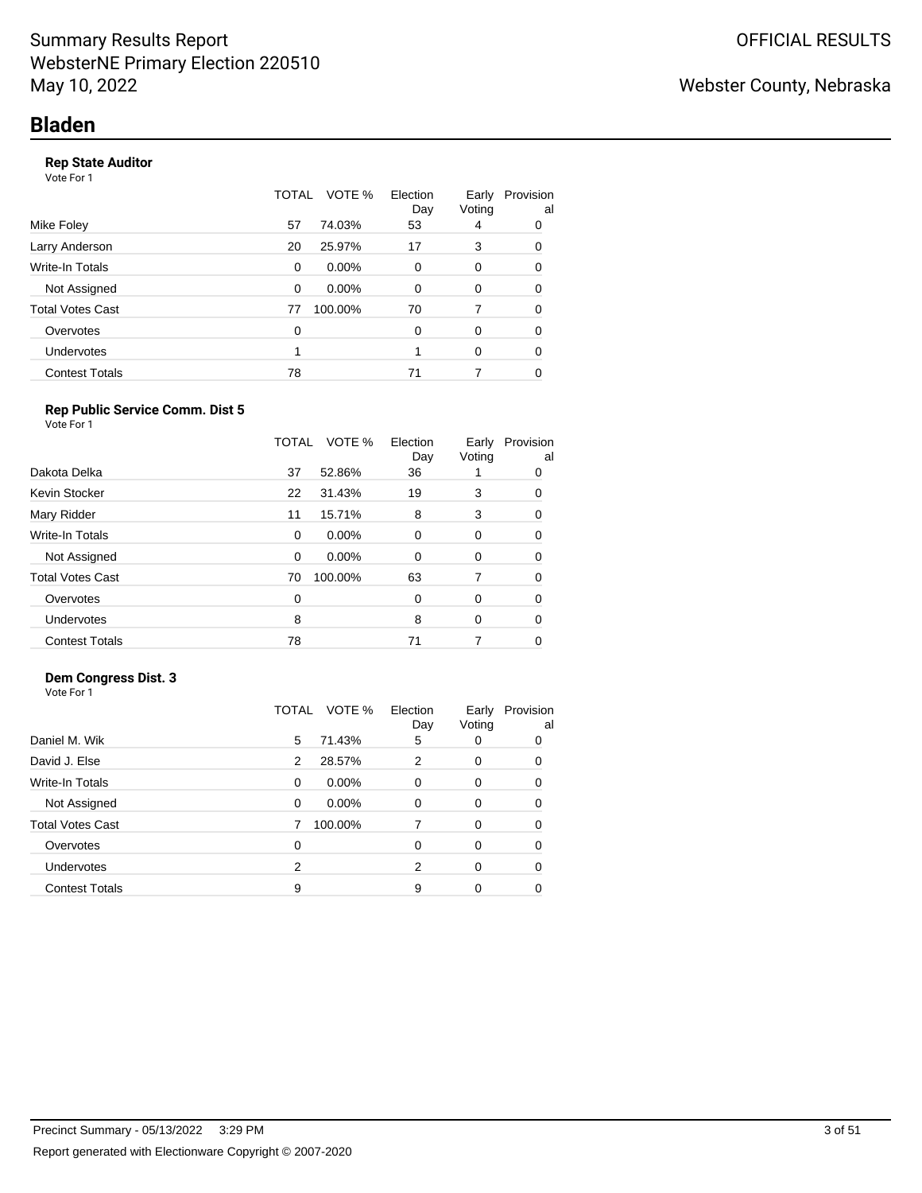# Bladen

### Rep State Auditor

Vote For 1

| | TOTAL | VOTE % | Election Day | Early Voting | Provisional |
|---|---|---|---|---|---|
| Mike Foley | 57 | 74.03% | 53 | 4 | 0 |
| Larry Anderson | 20 | 25.97% | 17 | 3 | 0 |
| Write-In Totals | 0 | 0.00% | 0 | 0 | 0 |
| Not Assigned | 0 | 0.00% | 0 | 0 | 0 |
| Total Votes Cast | 77 | 100.00% | 70 | 7 | 0 |
| Overvotes | 0 | | 0 | 0 | 0 |
| Undervotes | 1 | | 1 | 0 | 0 |
| Contest Totals | 78 | | 71 | 7 | 0 |

### Rep Public Service Comm. Dist 5

Vote For 1

| | TOTAL | VOTE % | Election Day | Early Voting | Provisional |
|---|---|---|---|---|---|
| Dakota Delka | 37 | 52.86% | 36 | 1 | 0 |
| Kevin Stocker | 22 | 31.43% | 19 | 3 | 0 |
| Mary Ridder | 11 | 15.71% | 8 | 3 | 0 |
| Write-In Totals | 0 | 0.00% | 0 | 0 | 0 |
| Not Assigned | 0 | 0.00% | 0 | 0 | 0 |
| Total Votes Cast | 70 | 100.00% | 63 | 7 | 0 |
| Overvotes | 0 | | 0 | 0 | 0 |
| Undervotes | 8 | | 8 | 0 | 0 |
| Contest Totals | 78 | | 71 | 7 | 0 |

### Dem Congress Dist. 3

Vote For 1

| | TOTAL | VOTE % | Election Day | Early Voting | Provisional |
|---|---|---|---|---|---|
| Daniel M. Wik | 5 | 71.43% | 5 | 0 | 0 |
| David J. Else | 2 | 28.57% | 2 | 0 | 0 |
| Write-In Totals | 0 | 0.00% | 0 | 0 | 0 |
| Not Assigned | 0 | 0.00% | 0 | 0 | 0 |
| Total Votes Cast | 7 | 100.00% | 7 | 0 | 0 |
| Overvotes | 0 | | 0 | 0 | 0 |
| Undervotes | 2 | | 2 | 0 | 0 |
| Contest Totals | 9 | | 9 | 0 | 0 |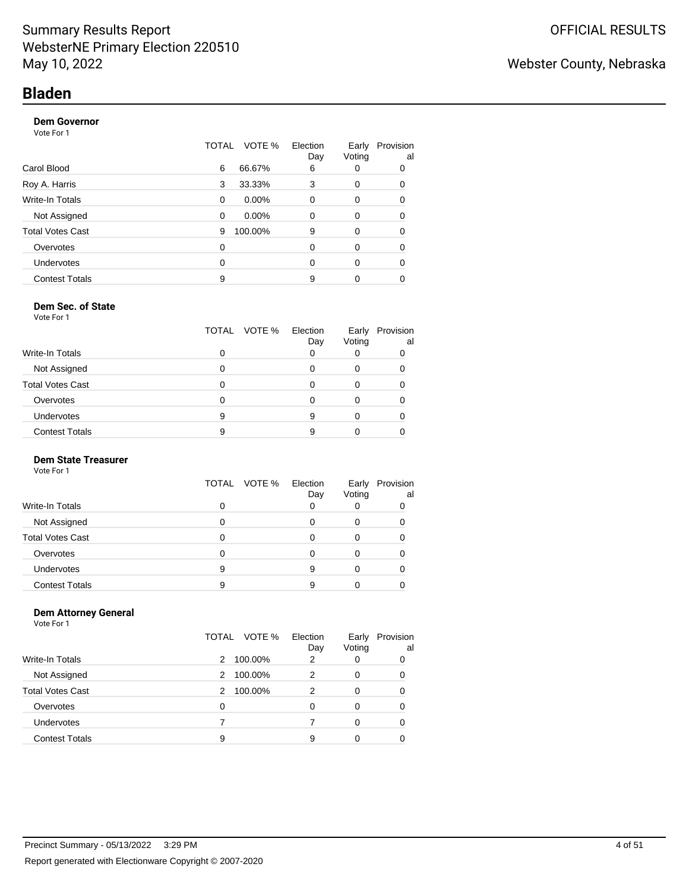# Bladen

### Dem Governor

Vote For 1

| | TOTAL | VOTE % | Election Day | Early Voting | Provisional |
|---|---|---|---|---|---|
| Carol Blood | 6 | 66.67% | 6 | 0 | 0 |
| Roy A. Harris | 3 | 33.33% | 3 | 0 | 0 |
| Write-In Totals | 0 | 0.00% | 0 | 0 | 0 |
| Not Assigned | 0 | 0.00% | 0 | 0 | 0 |
| Total Votes Cast | 9 | 100.00% | 9 | 0 | 0 |
| Overvotes | 0 | | 0 | 0 | 0 |
| Undervotes | 0 | | 0 | 0 | 0 |
| Contest Totals | 9 | | 9 | 0 | 0 |

### Dem Sec. of State

Vote For 1

| | TOTAL | VOTE % | Election Day | Early Voting | Provisional |
|---|---|---|---|---|---|
| Write-In Totals | 0 | | 0 | 0 | 0 |
| Not Assigned | 0 | | 0 | 0 | 0 |
| Total Votes Cast | 0 | | 0 | 0 | 0 |
| Overvotes | 0 | | 0 | 0 | 0 |
| Undervotes | 9 | | 9 | 0 | 0 |
| Contest Totals | 9 | | 9 | 0 | 0 |

### Dem State Treasurer

Vote For 1

| | TOTAL | VOTE % | Election Day | Early Voting | Provisional |
|---|---|---|---|---|---|
| Write-In Totals | 0 | | 0 | 0 | 0 |
| Not Assigned | 0 | | 0 | 0 | 0 |
| Total Votes Cast | 0 | | 0 | 0 | 0 |
| Overvotes | 0 | | 0 | 0 | 0 |
| Undervotes | 9 | | 9 | 0 | 0 |
| Contest Totals | 9 | | 9 | 0 | 0 |

### Dem Attorney General

Vote For 1

| | TOTAL | VOTE % | Election Day | Early Voting | Provisional |
|---|---|---|---|---|---|
| Write-In Totals | 2 | 100.00% | 2 | 0 | 0 |
| Not Assigned | 2 | 100.00% | 2 | 0 | 0 |
| Total Votes Cast | 2 | 100.00% | 2 | 0 | 0 |
| Overvotes | 0 | | 0 | 0 | 0 |
| Undervotes | 7 | | 7 | 0 | 0 |
| Contest Totals | 9 | | 9 | 0 | 0 |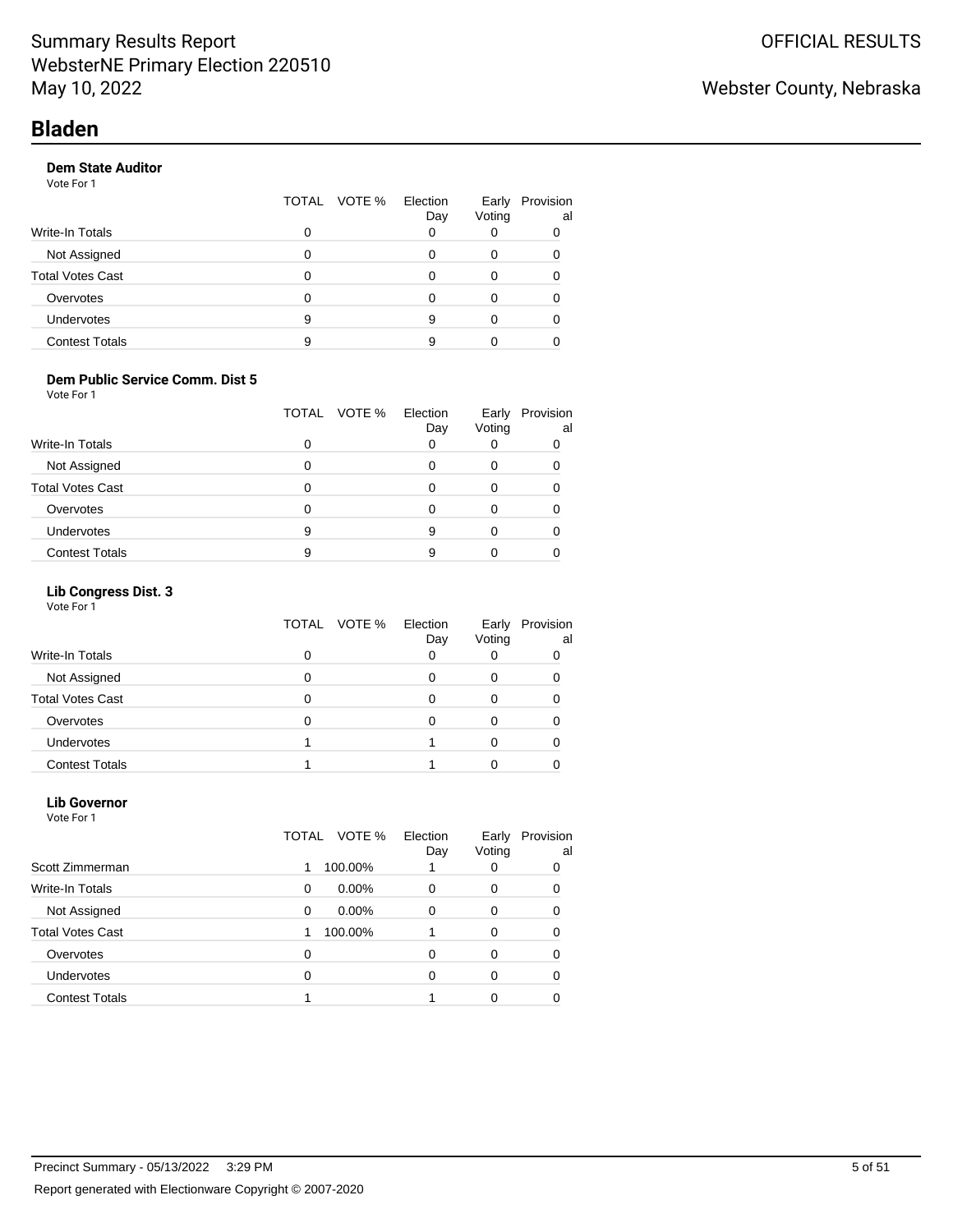# Bladen

**Dem State Auditor**

Vote For 1

| | TOTAL | VOTE % | Election Day | Early Voting | Provisional |
|---|---|---|---|---|---|
| Write-In Totals | 0 | | 0 | 0 | 0 |
| Not Assigned | 0 | | 0 | 0 | 0 |
| Total Votes Cast | 0 | | 0 | 0 | 0 |
| Overvotes | 0 | | 0 | 0 | 0 |
| Undervotes | 9 | | 9 | 0 | 0 |
| Contest Totals | 9 | | 9 | 0 | 0 |

**Dem Public Service Comm. Dist 5**

Vote For 1

| | TOTAL | VOTE % | Election Day | Early Voting | Provisional |
|---|---|---|---|---|---|
| Write-In Totals | 0 | | 0 | 0 | 0 |
| Not Assigned | 0 | | 0 | 0 | 0 |
| Total Votes Cast | 0 | | 0 | 0 | 0 |
| Overvotes | 0 | | 0 | 0 | 0 |
| Undervotes | 9 | | 9 | 0 | 0 |
| Contest Totals | 9 | | 9 | 0 | 0 |

**Lib Congress Dist. 3**

Vote For 1

| | TOTAL | VOTE % | Election Day | Early Voting | Provisional |
|---|---|---|---|---|---|
| Write-In Totals | 0 | | 0 | 0 | 0 |
| Not Assigned | 0 | | 0 | 0 | 0 |
| Total Votes Cast | 0 | | 0 | 0 | 0 |
| Overvotes | 0 | | 0 | 0 | 0 |
| Undervotes | 1 | | 1 | 0 | 0 |
| Contest Totals | 1 | | 1 | 0 | 0 |

**Lib Governor**

Vote For 1

| | TOTAL | VOTE % | Election Day | Early Voting | Provisional |
|---|---|---|---|---|---|
| Scott Zimmerman | 1 | 100.00% | 1 | 0 | 0 |
| Write-In Totals | 0 | 0.00% | 0 | 0 | 0 |
| Not Assigned | 0 | 0.00% | 0 | 0 | 0 |
| Total Votes Cast | 1 | 100.00% | 1 | 0 | 0 |
| Overvotes | 0 | | 0 | 0 | 0 |
| Undervotes | 0 | | 0 | 0 | 0 |
| Contest Totals | 1 | | 1 | 0 | 0 |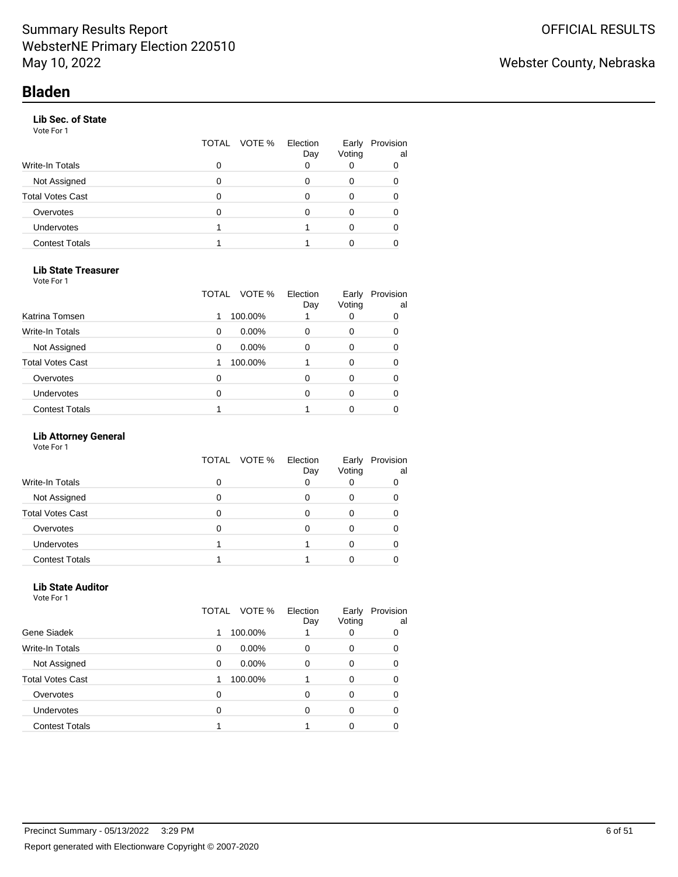# Bladen

### Lib Sec. of State

Vote For 1

| | TOTAL | VOTE % | Election Day | Early Voting | Provisional |
|---|---|---|---|---|---|
| Write-In Totals | 0 | | 0 | 0 | 0 |
| Not Assigned | 0 | | 0 | 0 | 0 |
| Total Votes Cast | 0 | | 0 | 0 | 0 |
| Overvotes | 0 | | 0 | 0 | 0 |
| Undervotes | 1 | | 1 | 0 | 0 |
| Contest Totals | 1 | | 1 | 0 | 0 |

### Lib State Treasurer

Vote For 1

| | TOTAL | VOTE % | Election Day | Early Voting | Provisional |
|---|---|---|---|---|---|
| Katrina Tomsen | 1 | 100.00% | 1 | 0 | 0 |
| Write-In Totals | 0 | 0.00% | 0 | 0 | 0 |
| Not Assigned | 0 | 0.00% | 0 | 0 | 0 |
| Total Votes Cast | 1 | 100.00% | 1 | 0 | 0 |
| Overvotes | 0 | | 0 | 0 | 0 |
| Undervotes | 0 | | 0 | 0 | 0 |
| Contest Totals | 1 | | 1 | 0 | 0 |

### Lib Attorney General

Vote For 1

| | TOTAL | VOTE % | Election Day | Early Voting | Provisional |
|---|---|---|---|---|---|
| Write-In Totals | 0 | | 0 | 0 | 0 |
| Not Assigned | 0 | | 0 | 0 | 0 |
| Total Votes Cast | 0 | | 0 | 0 | 0 |
| Overvotes | 0 | | 0 | 0 | 0 |
| Undervotes | 1 | | 1 | 0 | 0 |
| Contest Totals | 1 | | 1 | 0 | 0 |

### Lib State Auditor

Vote For 1

| | TOTAL | VOTE % | Election Day | Early Voting | Provisional |
|---|---|---|---|---|---|
| Gene Siadek | 1 | 100.00% | 1 | 0 | 0 |
| Write-In Totals | 0 | 0.00% | 0 | 0 | 0 |
| Not Assigned | 0 | 0.00% | 0 | 0 | 0 |
| Total Votes Cast | 1 | 100.00% | 1 | 0 | 0 |
| Overvotes | 0 | | 0 | 0 | 0 |
| Undervotes | 0 | | 0 | 0 | 0 |
| Contest Totals | 1 | | 1 | 0 | 0 |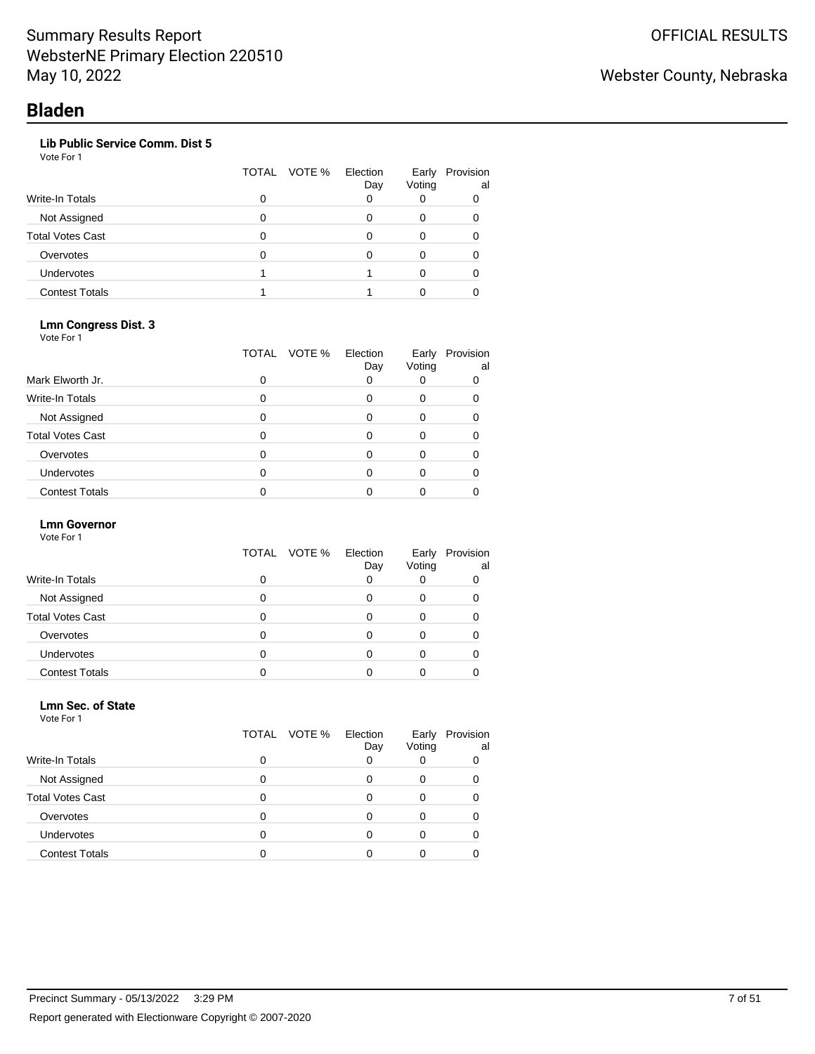# Bladen

### Lib Public Service Comm. Dist 5

Vote For 1

| | TOTAL | VOTE % | Election Day | Early Voting | Provisional |
|---|---|---|---|---|---|
| Write-In Totals | 0 | | 0 | 0 | 0 |
| Not Assigned | 0 | | 0 | 0 | 0 |
| Total Votes Cast | 0 | | 0 | 0 | 0 |
| Overvotes | 0 | | 0 | 0 | 0 |
| Undervotes | 1 | | 1 | 0 | 0 |
| Contest Totals | 1 | | 1 | 0 | 0 |

### Lmn Congress Dist. 3

Vote For 1

| | TOTAL | VOTE % | Election Day | Early Voting | Provisional |
|---|---|---|---|---|---|
| Mark Elworth Jr. | 0 | | 0 | 0 | 0 |
| Write-In Totals | 0 | | 0 | 0 | 0 |
| Not Assigned | 0 | | 0 | 0 | 0 |
| Total Votes Cast | 0 | | 0 | 0 | 0 |
| Overvotes | 0 | | 0 | 0 | 0 |
| Undervotes | 0 | | 0 | 0 | 0 |
| Contest Totals | 0 | | 0 | 0 | 0 |

### Lmn Governor

Vote For 1

| | TOTAL | VOTE % | Election Day | Early Voting | Provisional |
|---|---|---|---|---|---|
| Write-In Totals | 0 | | 0 | 0 | 0 |
| Not Assigned | 0 | | 0 | 0 | 0 |
| Total Votes Cast | 0 | | 0 | 0 | 0 |
| Overvotes | 0 | | 0 | 0 | 0 |
| Undervotes | 0 | | 0 | 0 | 0 |
| Contest Totals | 0 | | 0 | 0 | 0 |

### Lmn Sec. of State

Vote For 1

| | TOTAL | VOTE % | Election Day | Early Voting | Provisional |
|---|---|---|---|---|---|
| Write-In Totals | 0 | | 0 | 0 | 0 |
| Not Assigned | 0 | | 0 | 0 | 0 |
| Total Votes Cast | 0 | | 0 | 0 | 0 |
| Overvotes | 0 | | 0 | 0 | 0 |
| Undervotes | 0 | | 0 | 0 | 0 |
| Contest Totals | 0 | | 0 | 0 | 0 |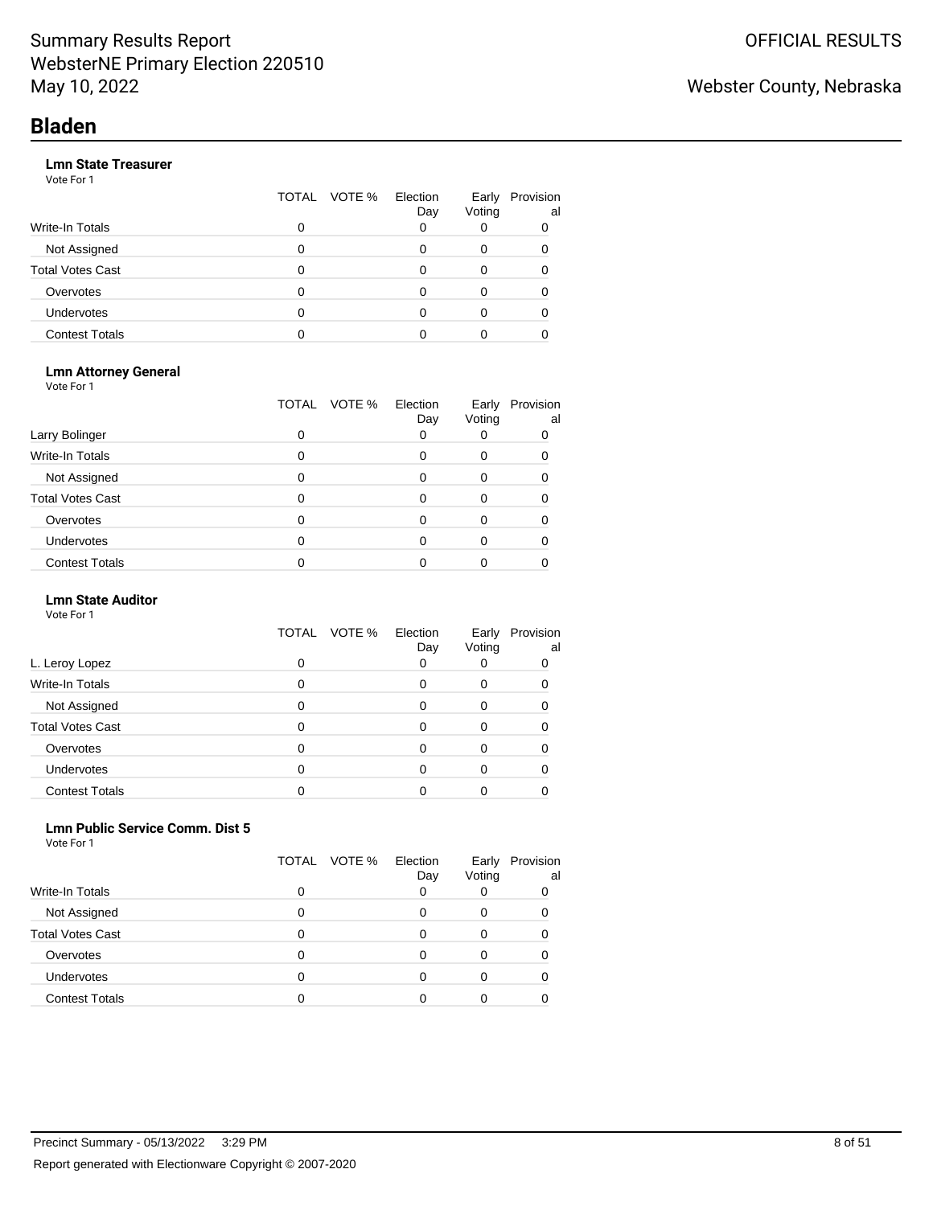# Summary Results Report
# WebsterNE Primary Election 220510
# May 10, 2022

OFFICIAL RESULTS

Webster County, Nebraska

## Bladen

### Lmn State Treasurer

Vote For 1

| | TOTAL | VOTE % | Election Day | Early Voting | Provisional |
|---|---|---|---|---|---|
| Write-In Totals | 0 | | 0 | 0 | 0 |
| Not Assigned | 0 | | 0 | 0 | 0 |
| Total Votes Cast | 0 | | 0 | 0 | 0 |
| Overvotes | 0 | | 0 | 0 | 0 |
| Undervotes | 0 | | 0 | 0 | 0 |
| Contest Totals | 0 | | 0 | 0 | 0 |

### Lmn Attorney General

Vote For 1

| | TOTAL | VOTE % | Election Day | Early Voting | Provisional |
|---|---|---|---|---|---|
| Larry Bolinger | 0 | | 0 | 0 | 0 |
| Write-In Totals | 0 | | 0 | 0 | 0 |
| Not Assigned | 0 | | 0 | 0 | 0 |
| Total Votes Cast | 0 | | 0 | 0 | 0 |
| Overvotes | 0 | | 0 | 0 | 0 |
| Undervotes | 0 | | 0 | 0 | 0 |
| Contest Totals | 0 | | 0 | 0 | 0 |

### Lmn State Auditor

Vote For 1

| | TOTAL | VOTE % | Election Day | Early Voting | Provisional |
|---|---|---|---|---|---|
| L. Leroy Lopez | 0 | | 0 | 0 | 0 |
| Write-In Totals | 0 | | 0 | 0 | 0 |
| Not Assigned | 0 | | 0 | 0 | 0 |
| Total Votes Cast | 0 | | 0 | 0 | 0 |
| Overvotes | 0 | | 0 | 0 | 0 |
| Undervotes | 0 | | 0 | 0 | 0 |
| Contest Totals | 0 | | 0 | 0 | 0 |

### Lmn Public Service Comm. Dist 5

Vote For 1

| | TOTAL | VOTE % | Election Day | Early Voting | Provisional |
|---|---|---|---|---|---|
| Write-In Totals | 0 | | 0 | 0 | 0 |
| Not Assigned | 0 | | 0 | 0 | 0 |
| Total Votes Cast | 0 | | 0 | 0 | 0 |
| Overvotes | 0 | | 0 | 0 | 0 |
| Undervotes | 0 | | 0 | 0 | 0 |
| Contest Totals | 0 | | 0 | 0 | 0 |

Precinct Summary - 05/13/2022 3:29 PM

Report generated with Electionware Copyright © 2007-2020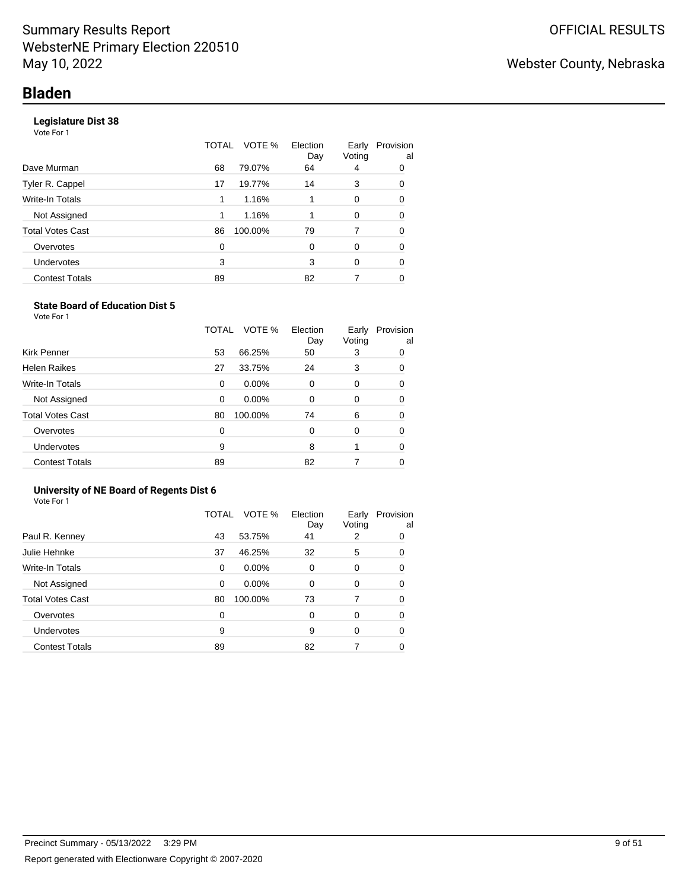# Bladen

### Legislature Dist 38

Vote For 1

| | TOTAL | VOTE % | Election Day | Early Voting | Provisional |
|---|---|---|---|---|---|
| Dave Murman | 68 | 79.07% | 64 | 4 | 0 |
| Tyler R. Cappel | 17 | 19.77% | 14 | 3 | 0 |
| Write-In Totals | 1 | 1.16% | 1 | 0 | 0 |
| Not Assigned | 1 | 1.16% | 1 | 0 | 0 |
| Total Votes Cast | 86 | 100.00% | 79 | 7 | 0 |
| Overvotes | 0 | | 0 | 0 | 0 |
| Undervotes | 3 | | 3 | 0 | 0 |
| Contest Totals | 89 | | 82 | 7 | 0 |

### State Board of Education Dist 5

Vote For 1

| | TOTAL | VOTE % | Election Day | Early Voting | Provisional |
|---|---|---|---|---|---|
| Kirk Penner | 53 | 66.25% | 50 | 3 | 0 |
| Helen Raikes | 27 | 33.75% | 24 | 3 | 0 |
| Write-In Totals | 0 | 0.00% | 0 | 0 | 0 |
| Not Assigned | 0 | 0.00% | 0 | 0 | 0 |
| Total Votes Cast | 80 | 100.00% | 74 | 6 | 0 |
| Overvotes | 0 | | 0 | 0 | 0 |
| Undervotes | 9 | | 8 | 1 | 0 |
| Contest Totals | 89 | | 82 | 7 | 0 |

### University of NE Board of Regents Dist 6

Vote For 1

| | TOTAL | VOTE % | Election Day | Early Voting | Provisional |
|---|---|---|---|---|---|
| Paul R. Kenney | 43 | 53.75% | 41 | 2 | 0 |
| Julie Hehnke | 37 | 46.25% | 32 | 5 | 0 |
| Write-In Totals | 0 | 0.00% | 0 | 0 | 0 |
| Not Assigned | 0 | 0.00% | 0 | 0 | 0 |
| Total Votes Cast | 80 | 100.00% | 73 | 7 | 0 |
| Overvotes | 0 | | 0 | 0 | 0 |
| Undervotes | 9 | | 9 | 0 | 0 |
| Contest Totals | 89 | | 82 | 7 | 0 |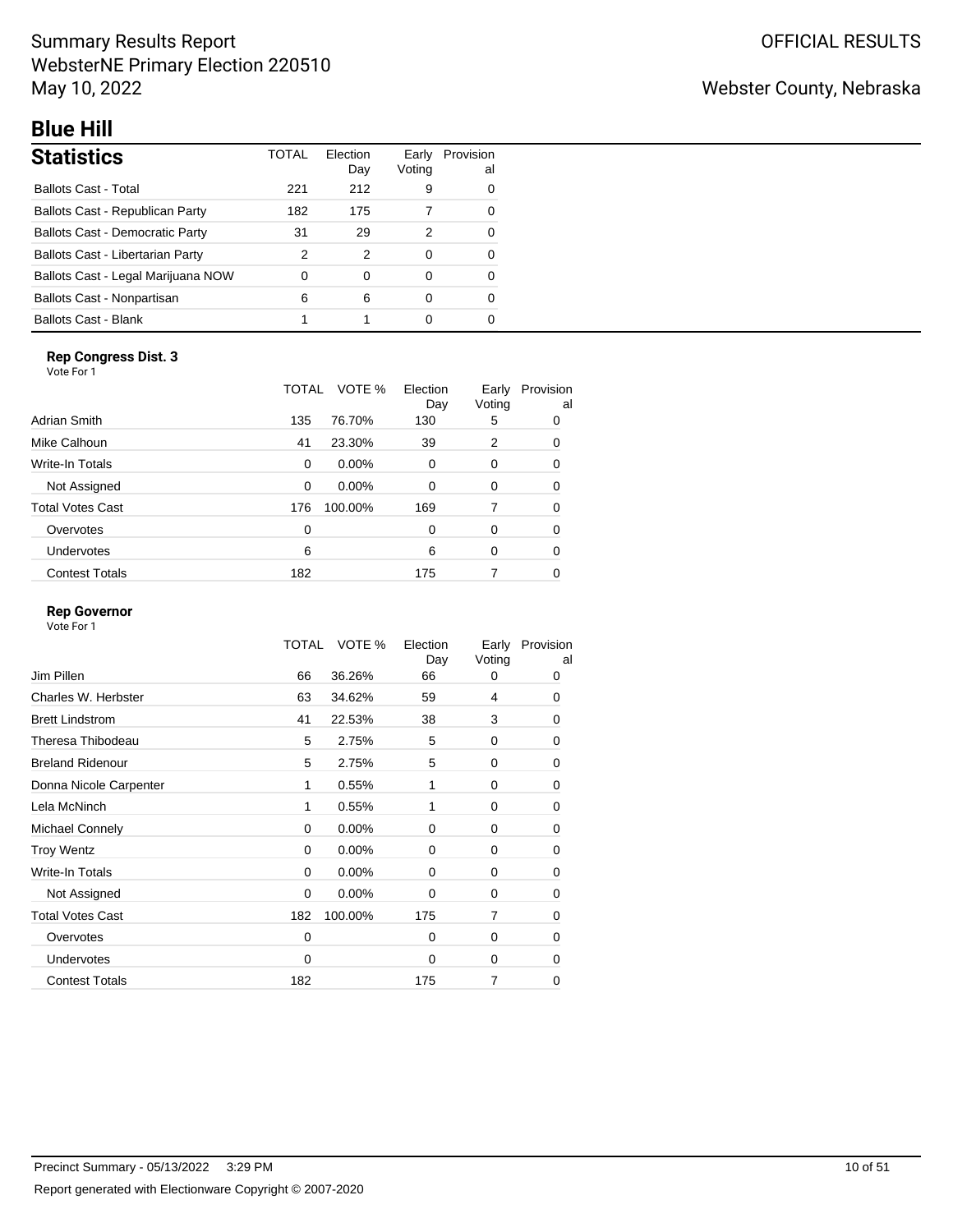# Blue Hill

## Statistics

| Statistics | TOTAL | Election Day | Early Voting | Provisional |
|---|---|---|---|---|
| Ballots Cast - Total | 221 | 212 | 9 | 0 |
| Ballots Cast - Republican Party | 182 | 175 | 7 | 0 |
| Ballots Cast - Democratic Party | 31 | 29 | 2 | 0 |
| Ballots Cast - Libertarian Party | 2 | 2 | 0 | 0 |
| Ballots Cast - Legal Marijuana NOW | 0 | 0 | 0 | 0 |
| Ballots Cast - Nonpartisan | 6 | 6 | 0 | 0 |
| Ballots Cast - Blank | 1 | 1 | 0 | 0 |

### Rep Congress Dist. 3

Vote For 1

| | TOTAL | VOTE % | Election Day | Early Voting | Provisional |
|---|---|---|---|---|---|
| Adrian Smith | 135 | 76.70% | 130 | 5 | 0 |
| Mike Calhoun | 41 | 23.30% | 39 | 2 | 0 |
| Write-In Totals | 0 | 0.00% | 0 | 0 | 0 |
| Not Assigned | 0 | 0.00% | 0 | 0 | 0 |
| Total Votes Cast | 176 | 100.00% | 169 | 7 | 0 |
| Overvotes | 0 | | 0 | 0 | 0 |
| Undervotes | 6 | | 6 | 0 | 0 |
| Contest Totals | 182 | | 175 | 7 | 0 |

### Rep Governor

Vote For 1

| | TOTAL | VOTE % | Election Day | Early Voting | Provisional |
|---|---|---|---|---|---|
| Jim Pillen | 66 | 36.26% | 66 | 0 | 0 |
| Charles W. Herbster | 63 | 34.62% | 59 | 4 | 0 |
| Brett Lindstrom | 41 | 22.53% | 38 | 3 | 0 |
| Theresa Thibodeau | 5 | 2.75% | 5 | 0 | 0 |
| Breland Ridenour | 5 | 2.75% | 5 | 0 | 0 |
| Donna Nicole Carpenter | 1 | 0.55% | 1 | 0 | 0 |
| Lela McNinch | 1 | 0.55% | 1 | 0 | 0 |
| Michael Connely | 0 | 0.00% | 0 | 0 | 0 |
| Troy Wentz | 0 | 0.00% | 0 | 0 | 0 |
| Write-In Totals | 0 | 0.00% | 0 | 0 | 0 |
| Not Assigned | 0 | 0.00% | 0 | 0 | 0 |
| Total Votes Cast | 182 | 100.00% | 175 | 7 | 0 |
| Overvotes | 0 | | 0 | 0 | 0 |
| Undervotes | 0 | | 0 | 0 | 0 |
| Contest Totals | 182 | | 175 | 7 | 0 |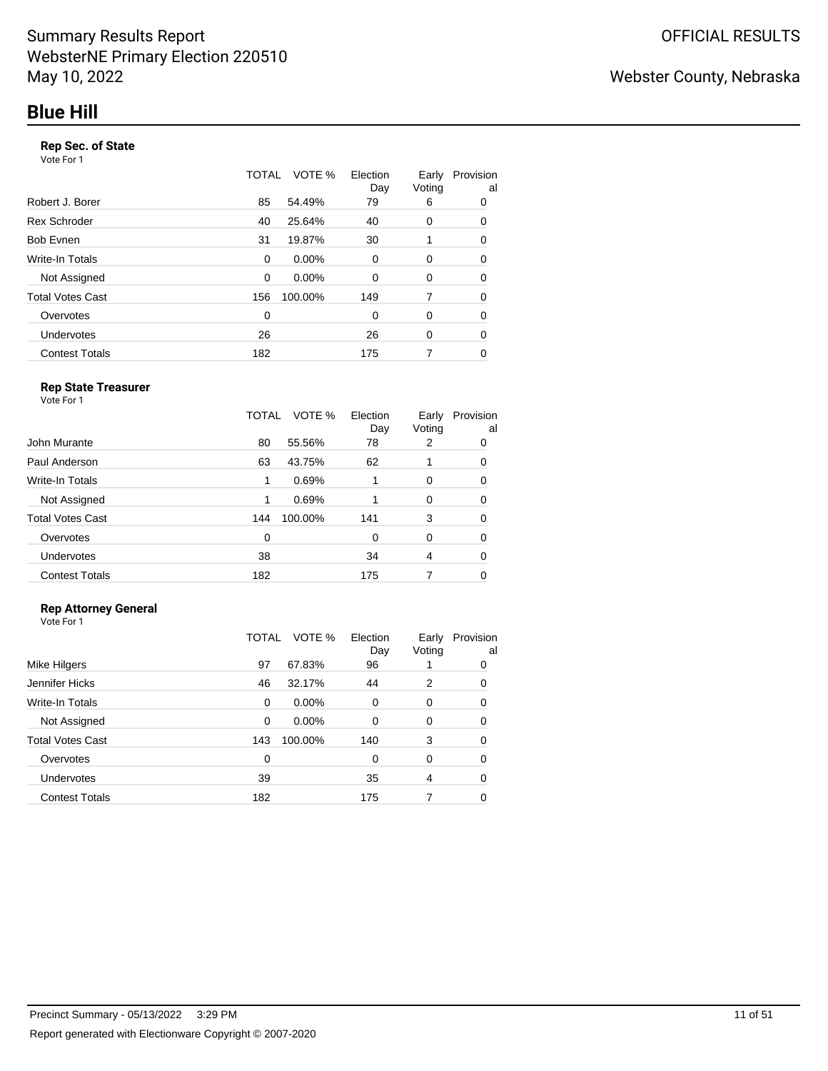# Blue Hill

### Rep Sec. of State

Vote For 1

| | TOTAL | VOTE % | Election Day | Early Voting | Provisional |
|---|---|---|---|---|---|
| Robert J. Borer | 85 | 54.49% | 79 | 6 | 0 |
| Rex Schroder | 40 | 25.64% | 40 | 0 | 0 |
| Bob Evnen | 31 | 19.87% | 30 | 1 | 0 |
| Write-In Totals | 0 | 0.00% | 0 | 0 | 0 |
| Not Assigned | 0 | 0.00% | 0 | 0 | 0 |
| Total Votes Cast | 156 | 100.00% | 149 | 7 | 0 |
| Overvotes | 0 | | 0 | 0 | 0 |
| Undervotes | 26 | | 26 | 0 | 0 |
| Contest Totals | 182 | | 175 | 7 | 0 |

### Rep State Treasurer

Vote For 1

| | TOTAL | VOTE % | Election Day | Early Voting | Provisional |
|---|---|---|---|---|---|
| John Murante | 80 | 55.56% | 78 | 2 | 0 |
| Paul Anderson | 63 | 43.75% | 62 | 1 | 0 |
| Write-In Totals | 1 | 0.69% | 1 | 0 | 0 |
| Not Assigned | 1 | 0.69% | 1 | 0 | 0 |
| Total Votes Cast | 144 | 100.00% | 141 | 3 | 0 |
| Overvotes | 0 | | 0 | 0 | 0 |
| Undervotes | 38 | | 34 | 4 | 0 |
| Contest Totals | 182 | | 175 | 7 | 0 |

### Rep Attorney General

Vote For 1

| | TOTAL | VOTE % | Election Day | Early Voting | Provisional |
|---|---|---|---|---|---|
| Mike Hilgers | 97 | 67.83% | 96 | 1 | 0 |
| Jennifer Hicks | 46 | 32.17% | 44 | 2 | 0 |
| Write-In Totals | 0 | 0.00% | 0 | 0 | 0 |
| Not Assigned | 0 | 0.00% | 0 | 0 | 0 |
| Total Votes Cast | 143 | 100.00% | 140 | 3 | 0 |
| Overvotes | 0 | | 0 | 0 | 0 |
| Undervotes | 39 | | 35 | 4 | 0 |
| Contest Totals | 182 | | 175 | 7 | 0 |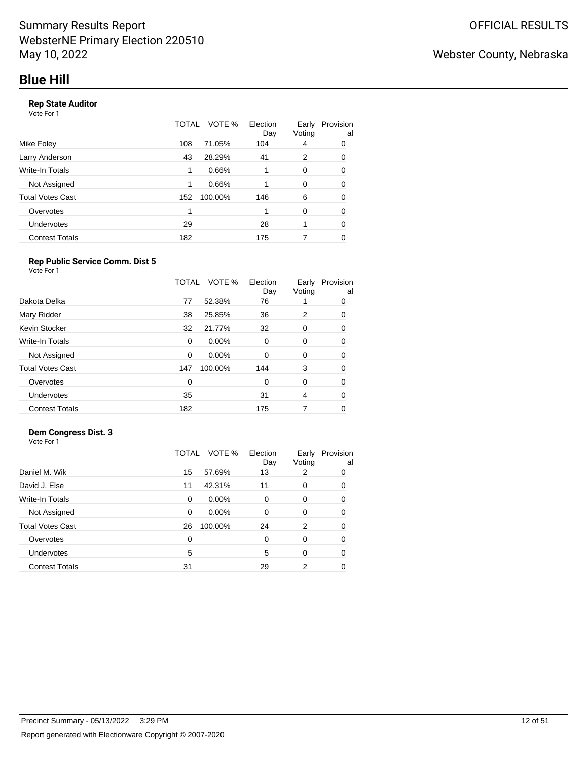# Blue Hill

### Rep State Auditor

Vote For 1

| | TOTAL | VOTE % | Election Day | Early Voting | Provisional |
|---|---|---|---|---|---|
| Mike Foley | 108 | 71.05% | 104 | 4 | 0 |
| Larry Anderson | 43 | 28.29% | 41 | 2 | 0 |
| Write-In Totals | 1 | 0.66% | 1 | 0 | 0 |
| Not Assigned | 1 | 0.66% | 1 | 0 | 0 |
| Total Votes Cast | 152 | 100.00% | 146 | 6 | 0 |
| Overvotes | 1 | | 1 | 0 | 0 |
| Undervotes | 29 | | 28 | 1 | 0 |
| Contest Totals | 182 | | 175 | 7 | 0 |

### Rep Public Service Comm. Dist 5

Vote For 1

| | TOTAL | VOTE % | Election Day | Early Voting | Provisional |
|---|---|---|---|---|---|
| Dakota Delka | 77 | 52.38% | 76 | 1 | 0 |
| Mary Ridder | 38 | 25.85% | 36 | 2 | 0 |
| Kevin Stocker | 32 | 21.77% | 32 | 0 | 0 |
| Write-In Totals | 0 | 0.00% | 0 | 0 | 0 |
| Not Assigned | 0 | 0.00% | 0 | 0 | 0 |
| Total Votes Cast | 147 | 100.00% | 144 | 3 | 0 |
| Overvotes | 0 | | 0 | 0 | 0 |
| Undervotes | 35 | | 31 | 4 | 0 |
| Contest Totals | 182 | | 175 | 7 | 0 |

### Dem Congress Dist. 3

Vote For 1

| | TOTAL | VOTE % | Election Day | Early Voting | Provisional |
|---|---|---|---|---|---|
| Daniel M. Wik | 15 | 57.69% | 13 | 2 | 0 |
| David J. Else | 11 | 42.31% | 11 | 0 | 0 |
| Write-In Totals | 0 | 0.00% | 0 | 0 | 0 |
| Not Assigned | 0 | 0.00% | 0 | 0 | 0 |
| Total Votes Cast | 26 | 100.00% | 24 | 2 | 0 |
| Overvotes | 0 | | 0 | 0 | 0 |
| Undervotes | 5 | | 5 | 0 | 0 |
| Contest Totals | 31 | | 29 | 2 | 0 |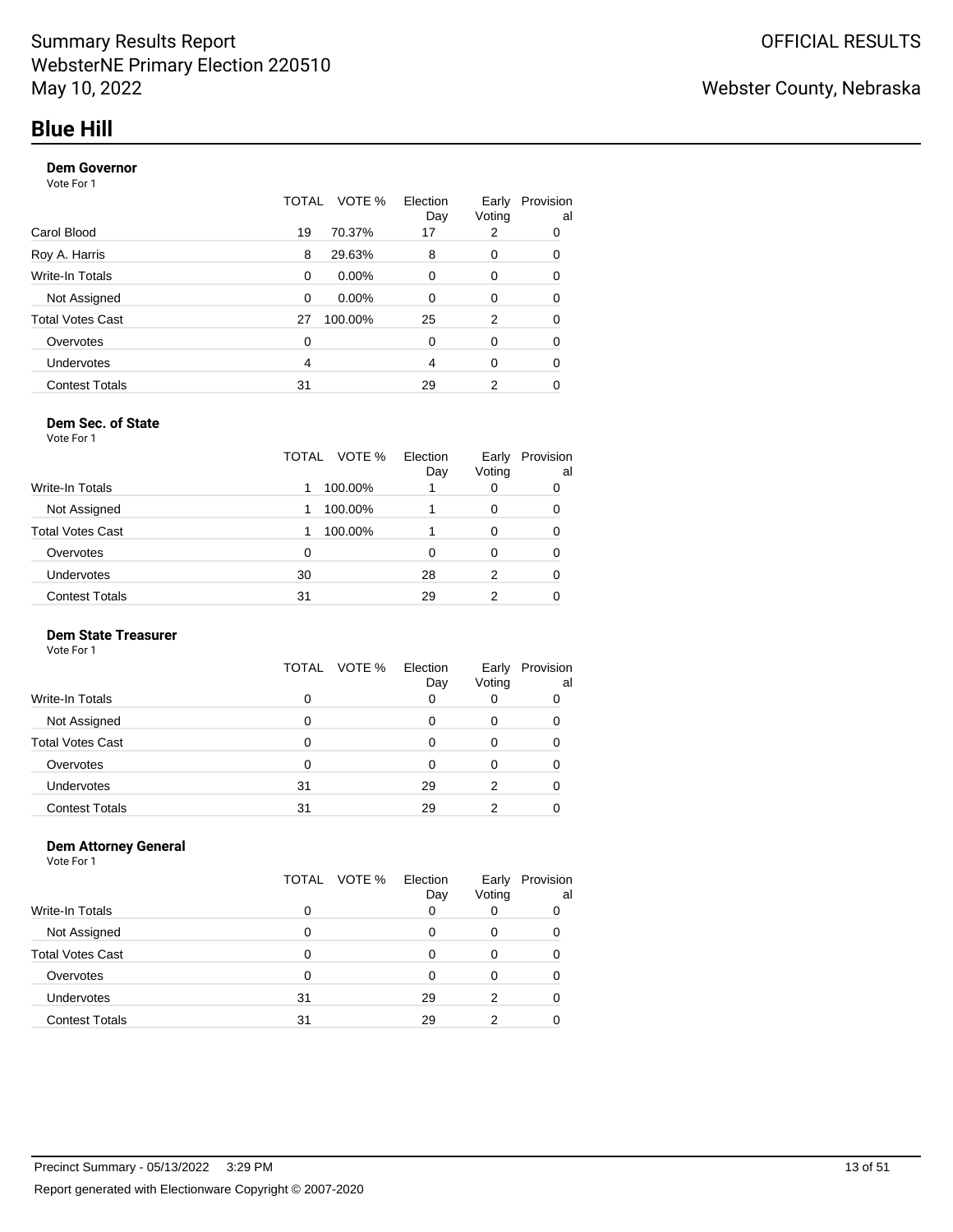# Blue Hill

### Dem Governor

Vote For 1

| | TOTAL | VOTE % | Election Day | Early Voting | Provisional |
|---|---|---|---|---|---|
| Carol Blood | 19 | 70.37% | 17 | 2 | 0 |
| Roy A. Harris | 8 | 29.63% | 8 | 0 | 0 |
| Write-In Totals | 0 | 0.00% | 0 | 0 | 0 |
| Not Assigned | 0 | 0.00% | 0 | 0 | 0 |
| Total Votes Cast | 27 | 100.00% | 25 | 2 | 0 |
| Overvotes | 0 | | 0 | 0 | 0 |
| Undervotes | 4 | | 4 | 0 | 0 |
| Contest Totals | 31 | | 29 | 2 | 0 |

### Dem Sec. of State

Vote For 1

| | TOTAL | VOTE % | Election Day | Early Voting | Provisional |
|---|---|---|---|---|---|
| Write-In Totals | 1 | 100.00% | 1 | 0 | 0 |
| Not Assigned | 1 | 100.00% | 1 | 0 | 0 |
| Total Votes Cast | 1 | 100.00% | 1 | 0 | 0 |
| Overvotes | 0 | | 0 | 0 | 0 |
| Undervotes | 30 | | 28 | 2 | 0 |
| Contest Totals | 31 | | 29 | 2 | 0 |

### Dem State Treasurer

Vote For 1

| | TOTAL | VOTE % | Election Day | Early Voting | Provisional |
|---|---|---|---|---|---|
| Write-In Totals | 0 | | 0 | 0 | 0 |
| Not Assigned | 0 | | 0 | 0 | 0 |
| Total Votes Cast | 0 | | 0 | 0 | 0 |
| Overvotes | 0 | | 0 | 0 | 0 |
| Undervotes | 31 | | 29 | 2 | 0 |
| Contest Totals | 31 | | 29 | 2 | 0 |

### Dem Attorney General

Vote For 1

| | TOTAL | VOTE % | Election Day | Early Voting | Provisional |
|---|---|---|---|---|---|
| Write-In Totals | 0 | | 0 | 0 | 0 |
| Not Assigned | 0 | | 0 | 0 | 0 |
| Total Votes Cast | 0 | | 0 | 0 | 0 |
| Overvotes | 0 | | 0 | 0 | 0 |
| Undervotes | 31 | | 29 | 2 | 0 |
| Contest Totals | 31 | | 29 | 2 | 0 |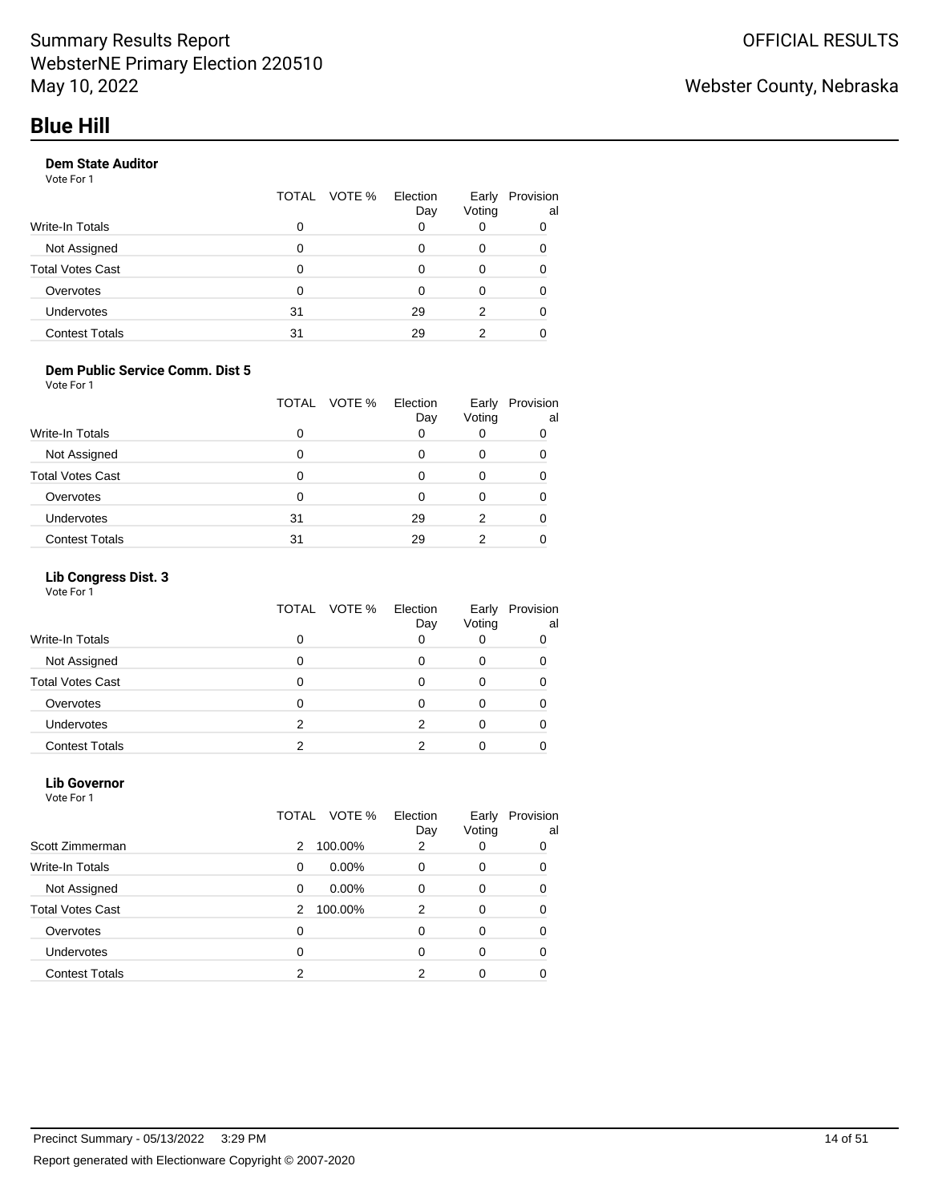# Summary Results Report
## WebsterNE Primary Election 220510
## May 10, 2022

OFFICIAL RESULTS

Webster County, Nebraska

# Blue Hill

### Dem State Auditor
Vote For 1

| | TOTAL | VOTE % | Election Day | Early Voting | Provisional |
|---|---|---|---|---|---|
| Write-In Totals | 0 | | 0 | 0 | 0 |
| Not Assigned | 0 | | 0 | 0 | 0 |
| Total Votes Cast | 0 | | 0 | 0 | 0 |
| Overvotes | 0 | | 0 | 0 | 0 |
| Undervotes | 31 | | 29 | 2 | 0 |
| Contest Totals | 31 | | 29 | 2 | 0 |

### Dem Public Service Comm. Dist 5
Vote For 1

| | TOTAL | VOTE % | Election Day | Early Voting | Provisional |
|---|---|---|---|---|---|
| Write-In Totals | 0 | | 0 | 0 | 0 |
| Not Assigned | 0 | | 0 | 0 | 0 |
| Total Votes Cast | 0 | | 0 | 0 | 0 |
| Overvotes | 0 | | 0 | 0 | 0 |
| Undervotes | 31 | | 29 | 2 | 0 |
| Contest Totals | 31 | | 29 | 2 | 0 |

### Lib Congress Dist. 3
Vote For 1

| | TOTAL | VOTE % | Election Day | Early Voting | Provisional |
|---|---|---|---|---|---|
| Write-In Totals | 0 | | 0 | 0 | 0 |
| Not Assigned | 0 | | 0 | 0 | 0 |
| Total Votes Cast | 0 | | 0 | 0 | 0 |
| Overvotes | 0 | | 0 | 0 | 0 |
| Undervotes | 2 | | 2 | 0 | 0 |
| Contest Totals | 2 | | 2 | 0 | 0 |

### Lib Governor
Vote For 1

| | TOTAL | VOTE % | Election Day | Early Voting | Provisional |
|---|---|---|---|---|---|
| Scott Zimmerman | 2 | 100.00% | 2 | 0 | 0 |
| Write-In Totals | 0 | 0.00% | 0 | 0 | 0 |
| Not Assigned | 0 | 0.00% | 0 | 0 | 0 |
| Total Votes Cast | 2 | 100.00% | 2 | 0 | 0 |
| Overvotes | 0 | | 0 | 0 | 0 |
| Undervotes | 0 | | 0 | 0 | 0 |
| Contest Totals | 2 | | 2 | 0 | 0 |

Precinct Summary - 05/13/2022 3:29 PM

Report generated with Electionware Copyright © 2007-2020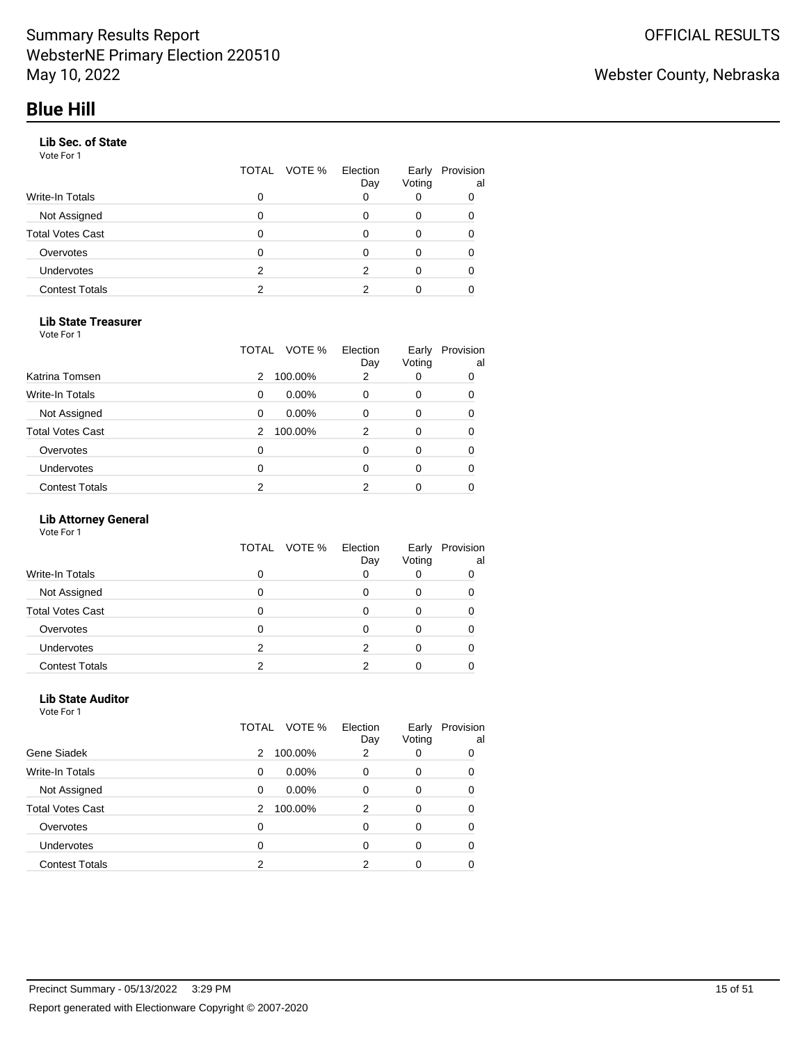# Blue Hill

### Lib Sec. of State

Vote For 1

| | TOTAL | VOTE % | Election Day | Early Voting | Provisional |
|---|---|---|---|---|---|
| Write-In Totals | 0 | | 0 | 0 | 0 |
| Not Assigned | 0 | | 0 | 0 | 0 |
| Total Votes Cast | 0 | | 0 | 0 | 0 |
| Overvotes | 0 | | 0 | 0 | 0 |
| Undervotes | 2 | | 2 | 0 | 0 |
| Contest Totals | 2 | | 2 | 0 | 0 |

### Lib State Treasurer

Vote For 1

| | TOTAL | VOTE % | Election Day | Early Voting | Provisional |
|---|---|---|---|---|---|
| Katrina Tomsen | 2 | 100.00% | 2 | 0 | 0 |
| Write-In Totals | 0 | 0.00% | 0 | 0 | 0 |
| Not Assigned | 0 | 0.00% | 0 | 0 | 0 |
| Total Votes Cast | 2 | 100.00% | 2 | 0 | 0 |
| Overvotes | 0 | | 0 | 0 | 0 |
| Undervotes | 0 | | 0 | 0 | 0 |
| Contest Totals | 2 | | 2 | 0 | 0 |

### Lib Attorney General

Vote For 1

| | TOTAL | VOTE % | Election Day | Early Voting | Provisional |
|---|---|---|---|---|---|
| Write-In Totals | 0 | | 0 | 0 | 0 |
| Not Assigned | 0 | | 0 | 0 | 0 |
| Total Votes Cast | 0 | | 0 | 0 | 0 |
| Overvotes | 0 | | 0 | 0 | 0 |
| Undervotes | 2 | | 2 | 0 | 0 |
| Contest Totals | 2 | | 2 | 0 | 0 |

### Lib State Auditor

Vote For 1

| | TOTAL | VOTE % | Election Day | Early Voting | Provisional |
|---|---|---|---|---|---|
| Gene Siadek | 2 | 100.00% | 2 | 0 | 0 |
| Write-In Totals | 0 | 0.00% | 0 | 0 | 0 |
| Not Assigned | 0 | 0.00% | 0 | 0 | 0 |
| Total Votes Cast | 2 | 100.00% | 2 | 0 | 0 |
| Overvotes | 0 | | 0 | 0 | 0 |
| Undervotes | 0 | | 0 | 0 | 0 |
| Contest Totals | 2 | | 2 | 0 | 0 |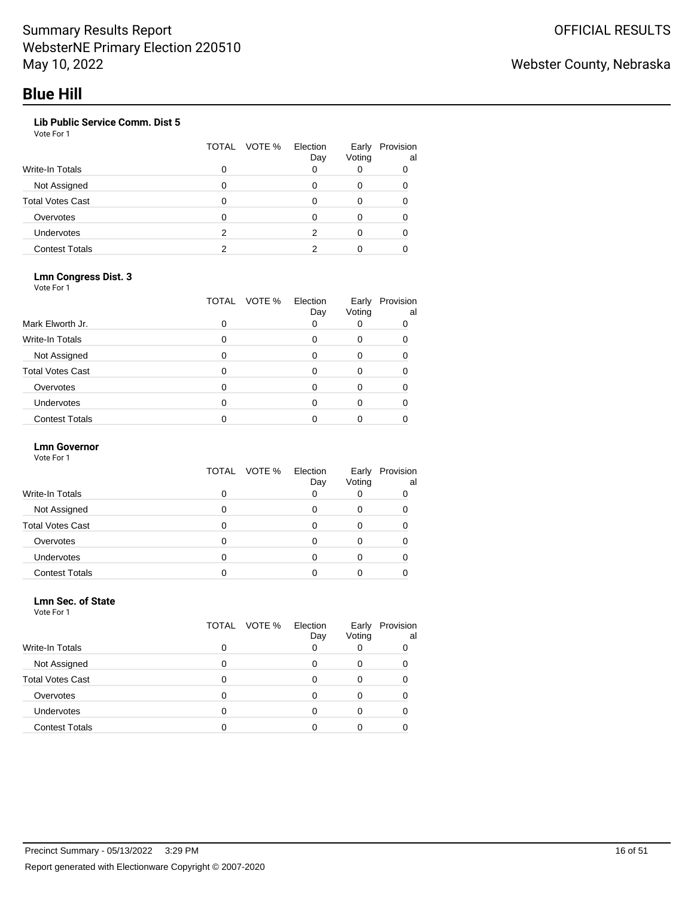# Blue Hill

### Lib Public Service Comm. Dist 5

Vote For 1

| | TOTAL | VOTE % | Election Day | Early Voting | Provisional |
|---|---|---|---|---|---|
| Write-In Totals | 0 | | 0 | 0 | 0 |
| Not Assigned | 0 | | 0 | 0 | 0 |
| Total Votes Cast | 0 | | 0 | 0 | 0 |
| Overvotes | 0 | | 0 | 0 | 0 |
| Undervotes | 2 | | 2 | 0 | 0 |
| Contest Totals | 2 | | 2 | 0 | 0 |

### Lmn Congress Dist. 3

Vote For 1

| | TOTAL | VOTE % | Election Day | Early Voting | Provisional |
|---|---|---|---|---|---|
| Mark Elworth Jr. | 0 | | 0 | 0 | 0 |
| Write-In Totals | 0 | | 0 | 0 | 0 |
| Not Assigned | 0 | | 0 | 0 | 0 |
| Total Votes Cast | 0 | | 0 | 0 | 0 |
| Overvotes | 0 | | 0 | 0 | 0 |
| Undervotes | 0 | | 0 | 0 | 0 |
| Contest Totals | 0 | | 0 | 0 | 0 |

### Lmn Governor

Vote For 1

| | TOTAL | VOTE % | Election Day | Early Voting | Provisional |
|---|---|---|---|---|---|
| Write-In Totals | 0 | | 0 | 0 | 0 |
| Not Assigned | 0 | | 0 | 0 | 0 |
| Total Votes Cast | 0 | | 0 | 0 | 0 |
| Overvotes | 0 | | 0 | 0 | 0 |
| Undervotes | 0 | | 0 | 0 | 0 |
| Contest Totals | 0 | | 0 | 0 | 0 |

### Lmn Sec. of State

Vote For 1

| | TOTAL | VOTE % | Election Day | Early Voting | Provisional |
|---|---|---|---|---|---|
| Write-In Totals | 0 | | 0 | 0 | 0 |
| Not Assigned | 0 | | 0 | 0 | 0 |
| Total Votes Cast | 0 | | 0 | 0 | 0 |
| Overvotes | 0 | | 0 | 0 | 0 |
| Undervotes | 0 | | 0 | 0 | 0 |
| Contest Totals | 0 | | 0 | 0 | 0 |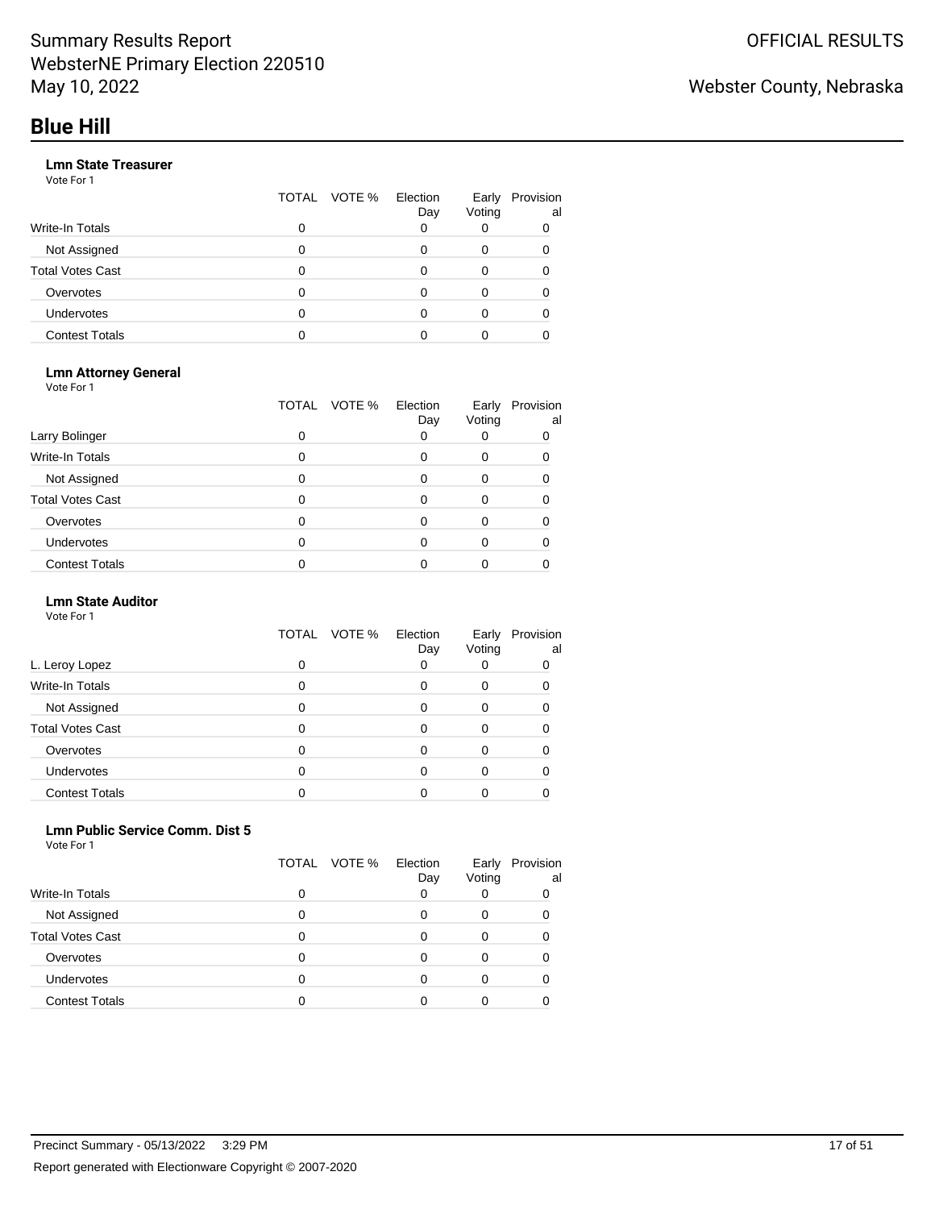# Blue Hill

### Lmn State Treasurer

Vote For 1

| | TOTAL | VOTE % | Election Day | Early Voting | Provisional |
|---|---|---|---|---|---|
| Write-In Totals | 0 | | 0 | 0 | 0 |
| Not Assigned | 0 | | 0 | 0 | 0 |
| Total Votes Cast | 0 | | 0 | 0 | 0 |
| Overvotes | 0 | | 0 | 0 | 0 |
| Undervotes | 0 | | 0 | 0 | 0 |
| Contest Totals | 0 | | 0 | 0 | 0 |

### Lmn Attorney General

Vote For 1

| | TOTAL | VOTE % | Election Day | Early Voting | Provisional |
|---|---|---|---|---|---|
| Larry Bolinger | 0 | | 0 | 0 | 0 |
| Write-In Totals | 0 | | 0 | 0 | 0 |
| Not Assigned | 0 | | 0 | 0 | 0 |
| Total Votes Cast | 0 | | 0 | 0 | 0 |
| Overvotes | 0 | | 0 | 0 | 0 |
| Undervotes | 0 | | 0 | 0 | 0 |
| Contest Totals | 0 | | 0 | 0 | 0 |

### Lmn State Auditor

Vote For 1

| | TOTAL | VOTE % | Election Day | Early Voting | Provisional |
|---|---|---|---|---|---|
| L. Leroy Lopez | 0 | | 0 | 0 | 0 |
| Write-In Totals | 0 | | 0 | 0 | 0 |
| Not Assigned | 0 | | 0 | 0 | 0 |
| Total Votes Cast | 0 | | 0 | 0 | 0 |
| Overvotes | 0 | | 0 | 0 | 0 |
| Undervotes | 0 | | 0 | 0 | 0 |
| Contest Totals | 0 | | 0 | 0 | 0 |

### Lmn Public Service Comm. Dist 5

Vote For 1

| | TOTAL | VOTE % | Election Day | Early Voting | Provisional |
|---|---|---|---|---|---|
| Write-In Totals | 0 | | 0 | 0 | 0 |
| Not Assigned | 0 | | 0 | 0 | 0 |
| Total Votes Cast | 0 | | 0 | 0 | 0 |
| Overvotes | 0 | | 0 | 0 | 0 |
| Undervotes | 0 | | 0 | 0 | 0 |
| Contest Totals | 0 | | 0 | 0 | 0 |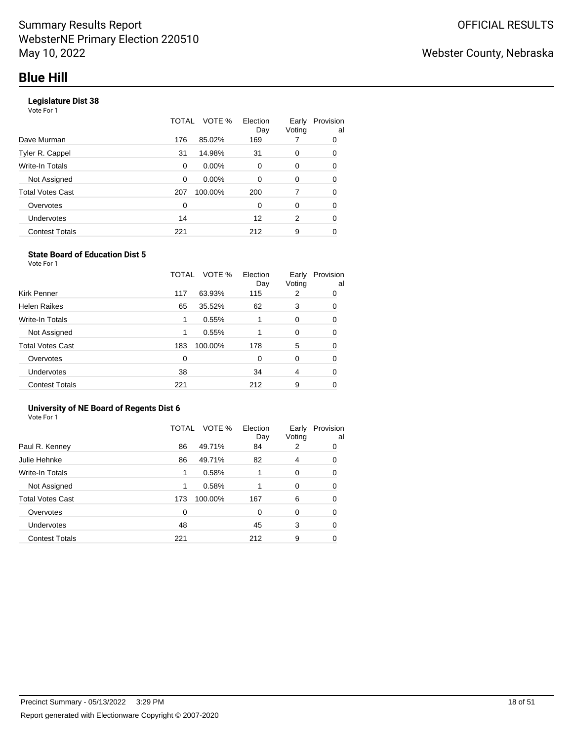# Blue Hill

### Legislature Dist 38

Vote For 1

| | TOTAL | VOTE % | Election Day | Early Voting | Provisional |
|---|---|---|---|---|---|
| Dave Murman | 176 | 85.02% | 169 | 7 | 0 |
| Tyler R. Cappel | 31 | 14.98% | 31 | 0 | 0 |
| Write-In Totals | 0 | 0.00% | 0 | 0 | 0 |
| Not Assigned | 0 | 0.00% | 0 | 0 | 0 |
| Total Votes Cast | 207 | 100.00% | 200 | 7 | 0 |
| Overvotes | 0 | | 0 | 0 | 0 |
| Undervotes | 14 | | 12 | 2 | 0 |
| Contest Totals | 221 | | 212 | 9 | 0 |

### State Board of Education Dist 5

Vote For 1

| | TOTAL | VOTE % | Election Day | Early Voting | Provisional |
|---|---|---|---|---|---|
| Kirk Penner | 117 | 63.93% | 115 | 2 | 0 |
| Helen Raikes | 65 | 35.52% | 62 | 3 | 0 |
| Write-In Totals | 1 | 0.55% | 1 | 0 | 0 |
| Not Assigned | 1 | 0.55% | 1 | 0 | 0 |
| Total Votes Cast | 183 | 100.00% | 178 | 5 | 0 |
| Overvotes | 0 | | 0 | 0 | 0 |
| Undervotes | 38 | | 34 | 4 | 0 |
| Contest Totals | 221 | | 212 | 9 | 0 |

### University of NE Board of Regents Dist 6

Vote For 1

| | TOTAL | VOTE % | Election Day | Early Voting | Provisional |
|---|---|---|---|---|---|
| Paul R. Kenney | 86 | 49.71% | 84 | 2 | 0 |
| Julie Hehnke | 86 | 49.71% | 82 | 4 | 0 |
| Write-In Totals | 1 | 0.58% | 1 | 0 | 0 |
| Not Assigned | 1 | 0.58% | 1 | 0 | 0 |
| Total Votes Cast | 173 | 100.00% | 167 | 6 | 0 |
| Overvotes | 0 | | 0 | 0 | 0 |
| Undervotes | 48 | | 45 | 3 | 0 |
| Contest Totals | 221 | | 212 | 9 | 0 |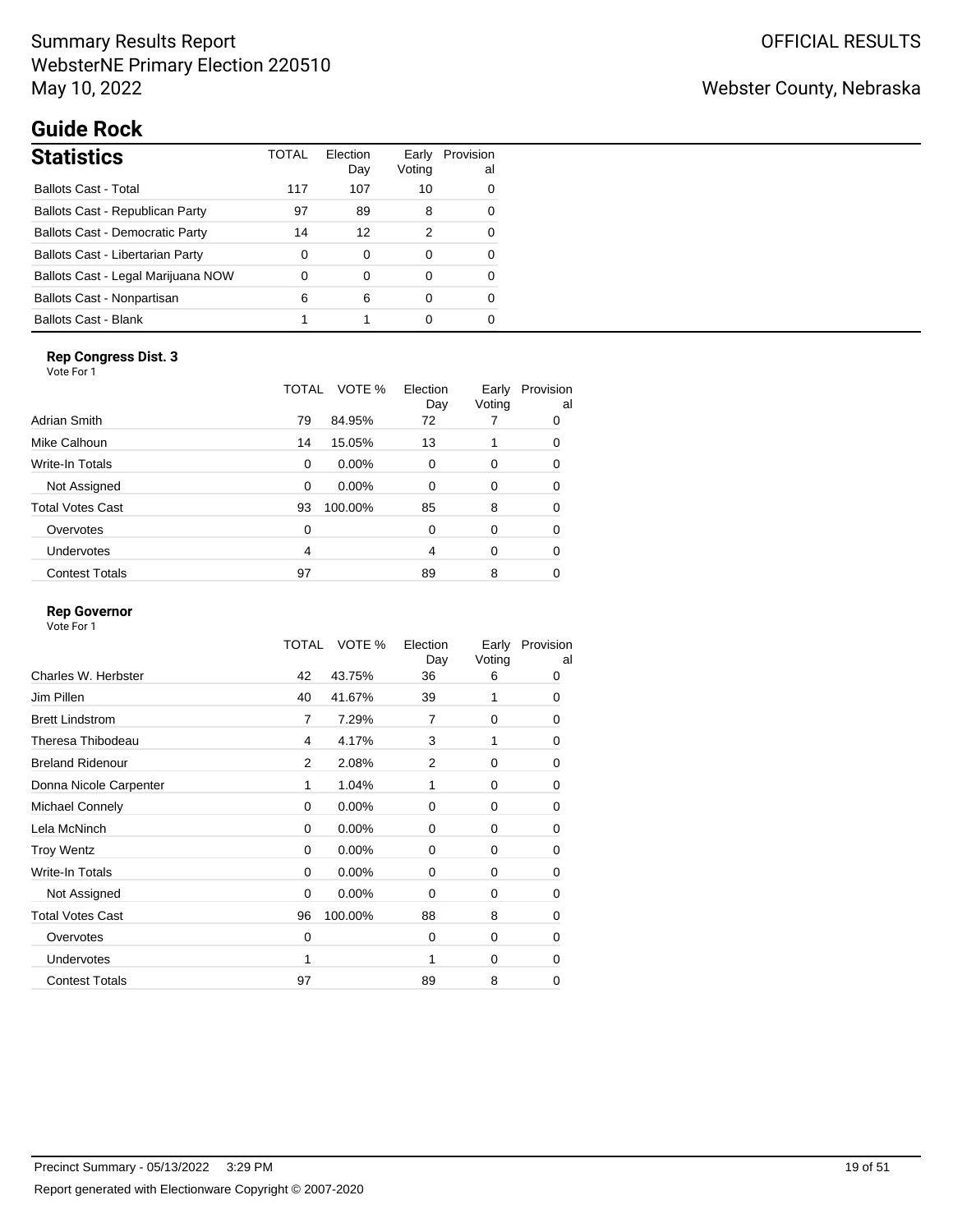Summary Results Report
WebsterNE Primary Election 220510
May 10, 2022

OFFICIAL RESULTS

Webster County, Nebraska

# Guide Rock

## Statistics

| | TOTAL | Election Day | Early Voting | Provisional |
|---|---|---|---|---|
| Ballots Cast - Total | 117 | 107 | 10 | 0 |
| Ballots Cast - Republican Party | 97 | 89 | 8 | 0 |
| Ballots Cast - Democratic Party | 14 | 12 | 2 | 0 |
| Ballots Cast - Libertarian Party | 0 | 0 | 0 | 0 |
| Ballots Cast - Legal Marijuana NOW | 0 | 0 | 0 | 0 |
| Ballots Cast - Nonpartisan | 6 | 6 | 0 | 0 |
| Ballots Cast - Blank | 1 | 1 | 0 | 0 |

### Rep Congress Dist. 3

Vote For 1

| | TOTAL | VOTE % | Election Day | Early Voting | Provisional |
|---|---|---|---|---|---|
| Adrian Smith | 79 | 84.95% | 72 | 7 | 0 |
| Mike Calhoun | 14 | 15.05% | 13 | 1 | 0 |
| Write-In Totals | 0 | 0.00% | 0 | 0 | 0 |
| Not Assigned | 0 | 0.00% | 0 | 0 | 0 |
| Total Votes Cast | 93 | 100.00% | 85 | 8 | 0 |
| Overvotes | 0 | | 0 | 0 | 0 |
| Undervotes | 4 | | 4 | 0 | 0 |
| Contest Totals | 97 | | 89 | 8 | 0 |

### Rep Governor

Vote For 1

| | TOTAL | VOTE % | Election Day | Early Voting | Provisional |
|---|---|---|---|---|---|
| Charles W. Herbster | 42 | 43.75% | 36 | 6 | 0 |
| Jim Pillen | 40 | 41.67% | 39 | 1 | 0 |
| Brett Lindstrom | 7 | 7.29% | 7 | 0 | 0 |
| Theresa Thibodeau | 4 | 4.17% | 3 | 1 | 0 |
| Breland Ridenour | 2 | 2.08% | 2 | 0 | 0 |
| Donna Nicole Carpenter | 1 | 1.04% | 1 | 0 | 0 |
| Michael Connely | 0 | 0.00% | 0 | 0 | 0 |
| Lela McNinch | 0 | 0.00% | 0 | 0 | 0 |
| Troy Wentz | 0 | 0.00% | 0 | 0 | 0 |
| Write-In Totals | 0 | 0.00% | 0 | 0 | 0 |
| Not Assigned | 0 | 0.00% | 0 | 0 | 0 |
| Total Votes Cast | 96 | 100.00% | 88 | 8 | 0 |
| Overvotes | 0 | | 0 | 0 | 0 |
| Undervotes | 1 | | 1 | 0 | 0 |
| Contest Totals | 97 | | 89 | 8 | 0 |

Precinct Summary - 05/13/2022 3:29 PM

Report generated with Electionware Copyright © 2007-2020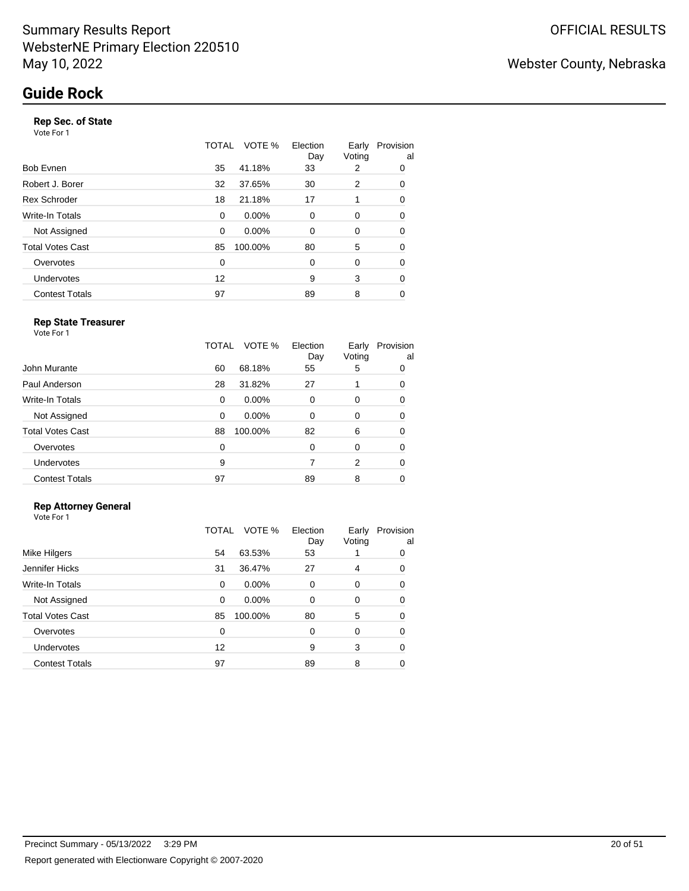# Guide Rock

### Rep Sec. of State

Vote For 1

| | TOTAL | VOTE % | Election Day | Early Voting | Provisional |
|---|---|---|---|---|---|
| Bob Evnen | 35 | 41.18% | 33 | 2 | 0 |
| Robert J. Borer | 32 | 37.65% | 30 | 2 | 0 |
| Rex Schroder | 18 | 21.18% | 17 | 1 | 0 |
| Write-In Totals | 0 | 0.00% | 0 | 0 | 0 |
| Not Assigned | 0 | 0.00% | 0 | 0 | 0 |
| Total Votes Cast | 85 | 100.00% | 80 | 5 | 0 |
| Overvotes | 0 | | 0 | 0 | 0 |
| Undervotes | 12 | | 9 | 3 | 0 |
| Contest Totals | 97 | | 89 | 8 | 0 |

### Rep State Treasurer

Vote For 1

| | TOTAL | VOTE % | Election Day | Early Voting | Provisional |
|---|---|---|---|---|---|
| John Murante | 60 | 68.18% | 55 | 5 | 0 |
| Paul Anderson | 28 | 31.82% | 27 | 1 | 0 |
| Write-In Totals | 0 | 0.00% | 0 | 0 | 0 |
| Not Assigned | 0 | 0.00% | 0 | 0 | 0 |
| Total Votes Cast | 88 | 100.00% | 82 | 6 | 0 |
| Overvotes | 0 | | 0 | 0 | 0 |
| Undervotes | 9 | | 7 | 2 | 0 |
| Contest Totals | 97 | | 89 | 8 | 0 |

### Rep Attorney General

Vote For 1

| | TOTAL | VOTE % | Election Day | Early Voting | Provisional |
|---|---|---|---|---|---|
| Mike Hilgers | 54 | 63.53% | 53 | 1 | 0 |
| Jennifer Hicks | 31 | 36.47% | 27 | 4 | 0 |
| Write-In Totals | 0 | 0.00% | 0 | 0 | 0 |
| Not Assigned | 0 | 0.00% | 0 | 0 | 0 |
| Total Votes Cast | 85 | 100.00% | 80 | 5 | 0 |
| Overvotes | 0 | | 0 | 0 | 0 |
| Undervotes | 12 | | 9 | 3 | 0 |
| Contest Totals | 97 | | 89 | 8 | 0 |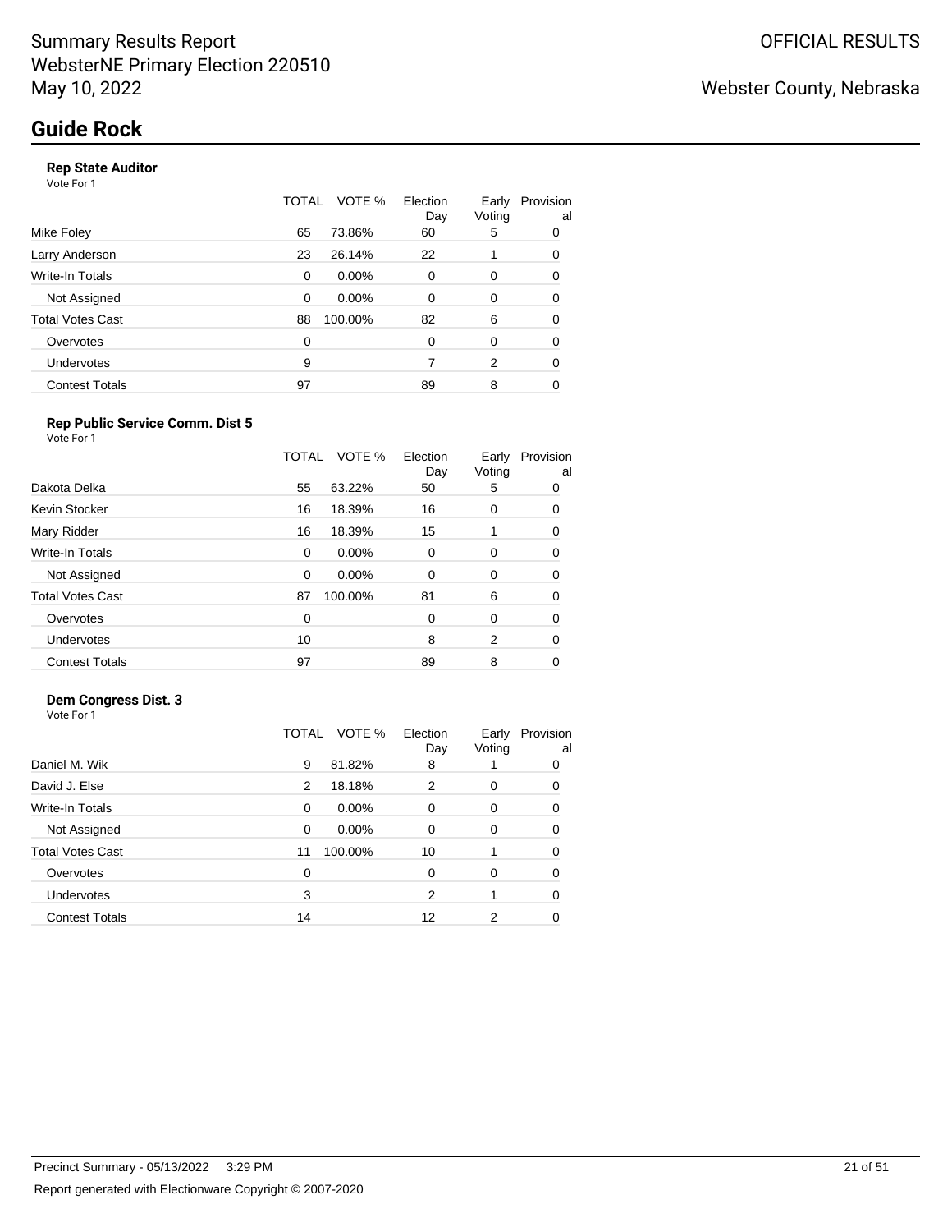## Guide Rock

### Rep State Auditor

Vote For 1

| | TOTAL | VOTE % | Election Day | Early Voting | Provisional |
|---|---|---|---|---|---|
| Mike Foley | 65 | 73.86% | 60 | 5 | 0 |
| Larry Anderson | 23 | 26.14% | 22 | 1 | 0 |
| Write-In Totals | 0 | 0.00% | 0 | 0 | 0 |
| Not Assigned | 0 | 0.00% | 0 | 0 | 0 |
| Total Votes Cast | 88 | 100.00% | 82 | 6 | 0 |
| Overvotes | 0 | | 0 | 0 | 0 |
| Undervotes | 9 | | 7 | 2 | 0 |
| Contest Totals | 97 | | 89 | 8 | 0 |

### Rep Public Service Comm. Dist 5

Vote For 1

| | TOTAL | VOTE % | Election Day | Early Voting | Provisional |
|---|---|---|---|---|---|
| Dakota Delka | 55 | 63.22% | 50 | 5 | 0 |
| Kevin Stocker | 16 | 18.39% | 16 | 0 | 0 |
| Mary Ridder | 16 | 18.39% | 15 | 1 | 0 |
| Write-In Totals | 0 | 0.00% | 0 | 0 | 0 |
| Not Assigned | 0 | 0.00% | 0 | 0 | 0 |
| Total Votes Cast | 87 | 100.00% | 81 | 6 | 0 |
| Overvotes | 0 | | 0 | 0 | 0 |
| Undervotes | 10 | | 8 | 2 | 0 |
| Contest Totals | 97 | | 89 | 8 | 0 |

### Dem Congress Dist. 3

Vote For 1

| | TOTAL | VOTE % | Election Day | Early Voting | Provisional |
|---|---|---|---|---|---|
| Daniel M. Wik | 9 | 81.82% | 8 | 1 | 0 |
| David J. Else | 2 | 18.18% | 2 | 0 | 0 |
| Write-In Totals | 0 | 0.00% | 0 | 0 | 0 |
| Not Assigned | 0 | 0.00% | 0 | 0 | 0 |
| Total Votes Cast | 11 | 100.00% | 10 | 1 | 0 |
| Overvotes | 0 | | 0 | 0 | 0 |
| Undervotes | 3 | | 2 | 1 | 0 |
| Contest Totals | 14 | | 12 | 2 | 0 |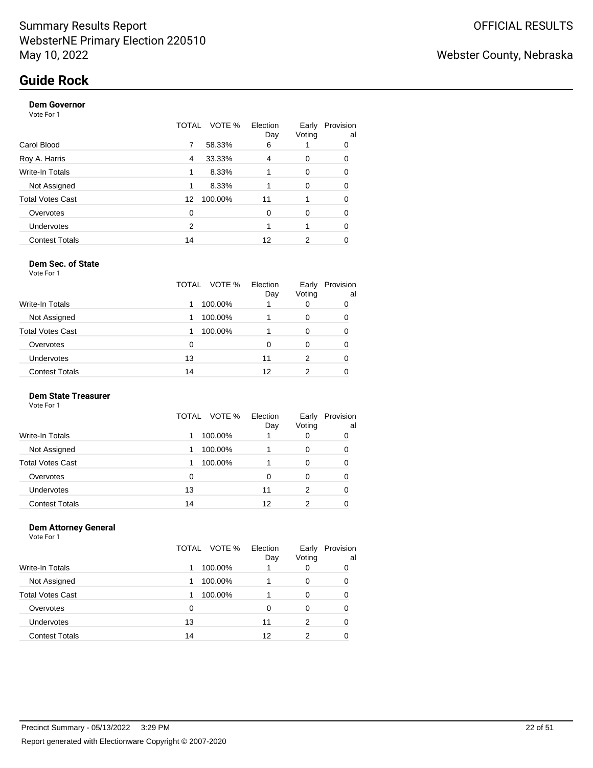# Guide Rock

### Dem Governor

Vote For 1

| | TOTAL | VOTE % | Election Day | Early Voting | Provisional |
|---|---|---|---|---|---|
| Carol Blood | 7 | 58.33% | 6 | 1 | 0 |
| Roy A. Harris | 4 | 33.33% | 4 | 0 | 0 |
| Write-In Totals | 1 | 8.33% | 1 | 0 | 0 |
| Not Assigned | 1 | 8.33% | 1 | 0 | 0 |
| Total Votes Cast | 12 | 100.00% | 11 | 1 | 0 |
| Overvotes | 0 | | 0 | 0 | 0 |
| Undervotes | 2 | | 1 | 1 | 0 |
| Contest Totals | 14 | | 12 | 2 | 0 |

### Dem Sec. of State

Vote For 1

| | TOTAL | VOTE % | Election Day | Early Voting | Provisional |
|---|---|---|---|---|---|
| Write-In Totals | 1 | 100.00% | 1 | 0 | 0 |
| Not Assigned | 1 | 100.00% | 1 | 0 | 0 |
| Total Votes Cast | 1 | 100.00% | 1 | 0 | 0 |
| Overvotes | 0 | | 0 | 0 | 0 |
| Undervotes | 13 | | 11 | 2 | 0 |
| Contest Totals | 14 | | 12 | 2 | 0 |

### Dem State Treasurer

Vote For 1

| | TOTAL | VOTE % | Election Day | Early Voting | Provisional |
|---|---|---|---|---|---|
| Write-In Totals | 1 | 100.00% | 1 | 0 | 0 |
| Not Assigned | 1 | 100.00% | 1 | 0 | 0 |
| Total Votes Cast | 1 | 100.00% | 1 | 0 | 0 |
| Overvotes | 0 | | 0 | 0 | 0 |
| Undervotes | 13 | | 11 | 2 | 0 |
| Contest Totals | 14 | | 12 | 2 | 0 |

### Dem Attorney General

Vote For 1

| | TOTAL | VOTE % | Election Day | Early Voting | Provisional |
|---|---|---|---|---|---|
| Write-In Totals | 1 | 100.00% | 1 | 0 | 0 |
| Not Assigned | 1 | 100.00% | 1 | 0 | 0 |
| Total Votes Cast | 1 | 100.00% | 1 | 0 | 0 |
| Overvotes | 0 | | 0 | 0 | 0 |
| Undervotes | 13 | | 11 | 2 | 0 |
| Contest Totals | 14 | | 12 | 2 | 0 |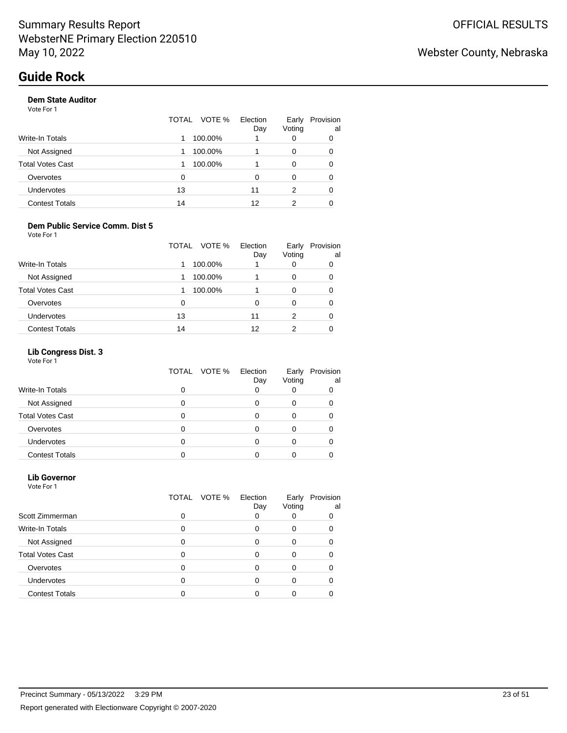# Guide Rock

### Dem State Auditor

Vote For 1

| | TOTAL | VOTE % | Election Day | Early Voting | Provisional |
|---|---|---|---|---|---|
| Write-In Totals | 1 | 100.00% | 1 | 0 | 0 |
| Not Assigned | 1 | 100.00% | 1 | 0 | 0 |
| Total Votes Cast | 1 | 100.00% | 1 | 0 | 0 |
| Overvotes | 0 | | 0 | 0 | 0 |
| Undervotes | 13 | | 11 | 2 | 0 |
| Contest Totals | 14 | | 12 | 2 | 0 |

### Dem Public Service Comm. Dist 5

Vote For 1

| | TOTAL | VOTE % | Election Day | Early Voting | Provisional |
|---|---|---|---|---|---|
| Write-In Totals | 1 | 100.00% | 1 | 0 | 0 |
| Not Assigned | 1 | 100.00% | 1 | 0 | 0 |
| Total Votes Cast | 1 | 100.00% | 1 | 0 | 0 |
| Overvotes | 0 | | 0 | 0 | 0 |
| Undervotes | 13 | | 11 | 2 | 0 |
| Contest Totals | 14 | | 12 | 2 | 0 |

### Lib Congress Dist. 3

Vote For 1

| | TOTAL | VOTE % | Election Day | Early Voting | Provisional |
|---|---|---|---|---|---|
| Write-In Totals | 0 | | 0 | 0 | 0 |
| Not Assigned | 0 | | 0 | 0 | 0 |
| Total Votes Cast | 0 | | 0 | 0 | 0 |
| Overvotes | 0 | | 0 | 0 | 0 |
| Undervotes | 0 | | 0 | 0 | 0 |
| Contest Totals | 0 | | 0 | 0 | 0 |

### Lib Governor

Vote For 1

| | TOTAL | VOTE % | Election Day | Early Voting | Provisional |
|---|---|---|---|---|---|
| Scott Zimmerman | 0 | | 0 | 0 | 0 |
| Write-In Totals | 0 | | 0 | 0 | 0 |
| Not Assigned | 0 | | 0 | 0 | 0 |
| Total Votes Cast | 0 | | 0 | 0 | 0 |
| Overvotes | 0 | | 0 | 0 | 0 |
| Undervotes | 0 | | 0 | 0 | 0 |
| Contest Totals | 0 | | 0 | 0 | 0 |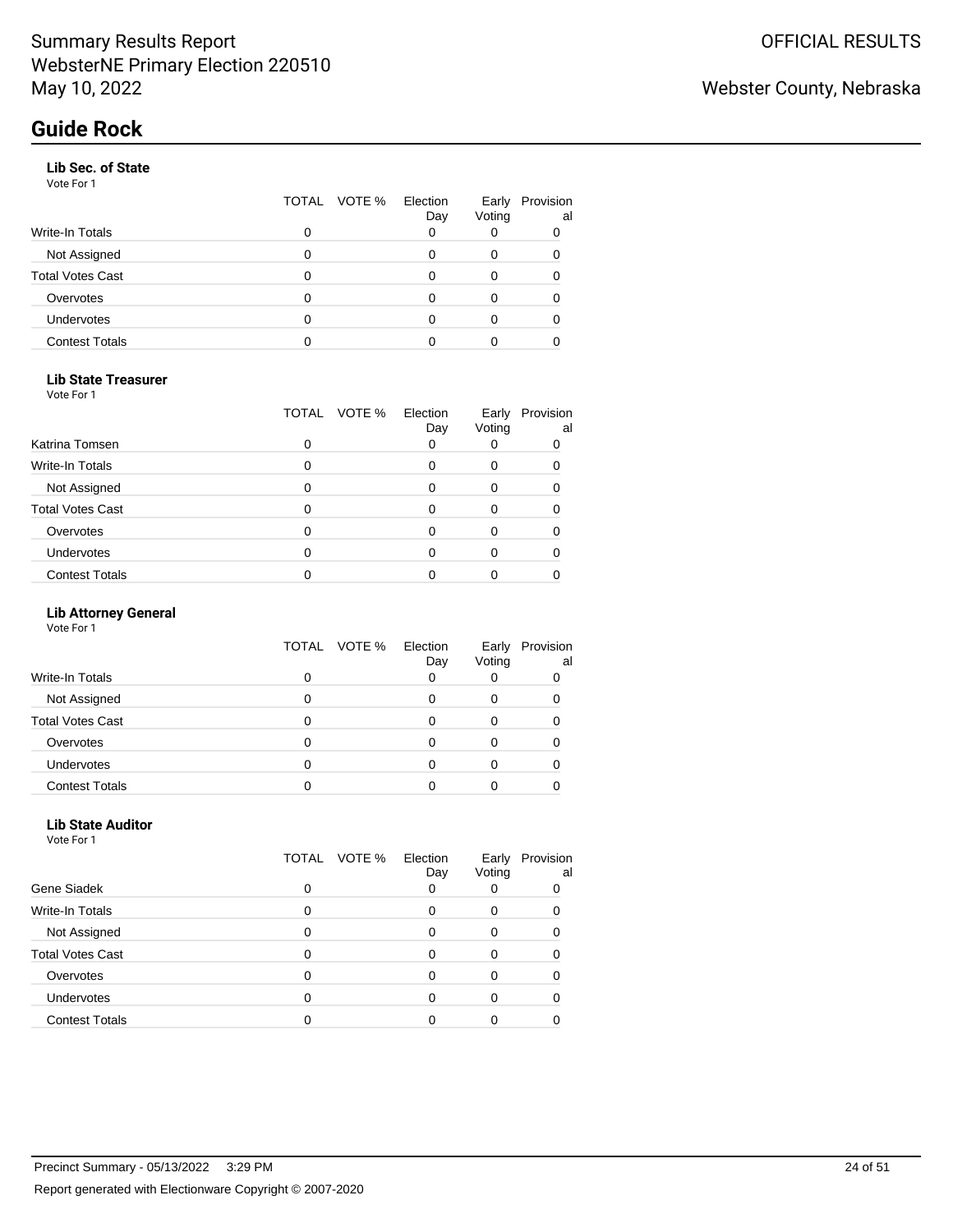## Guide Rock

### Lib Sec. of State

Vote For 1

| | TOTAL | VOTE % | Election Day | Early Voting | Provisional |
|---|---|---|---|---|---|
| Write-In Totals | 0 | | 0 | 0 | 0 |
| Not Assigned | 0 | | 0 | 0 | 0 |
| Total Votes Cast | 0 | | 0 | 0 | 0 |
| Overvotes | 0 | | 0 | 0 | 0 |
| Undervotes | 0 | | 0 | 0 | 0 |
| Contest Totals | 0 | | 0 | 0 | 0 |

### Lib State Treasurer

Vote For 1

| | TOTAL | VOTE % | Election Day | Early Voting | Provisional |
|---|---|---|---|---|---|
| Katrina Tomsen | 0 | | 0 | 0 | 0 |
| Write-In Totals | 0 | | 0 | 0 | 0 |
| Not Assigned | 0 | | 0 | 0 | 0 |
| Total Votes Cast | 0 | | 0 | 0 | 0 |
| Overvotes | 0 | | 0 | 0 | 0 |
| Undervotes | 0 | | 0 | 0 | 0 |
| Contest Totals | 0 | | 0 | 0 | 0 |

### Lib Attorney General

Vote For 1

| | TOTAL | VOTE % | Election Day | Early Voting | Provisional |
|---|---|---|---|---|---|
| Write-In Totals | 0 | | 0 | 0 | 0 |
| Not Assigned | 0 | | 0 | 0 | 0 |
| Total Votes Cast | 0 | | 0 | 0 | 0 |
| Overvotes | 0 | | 0 | 0 | 0 |
| Undervotes | 0 | | 0 | 0 | 0 |
| Contest Totals | 0 | | 0 | 0 | 0 |

### Lib State Auditor

Vote For 1

| | TOTAL | VOTE % | Election Day | Early Voting | Provisional |
|---|---|---|---|---|---|
| Gene Siadek | 0 | | 0 | 0 | 0 |
| Write-In Totals | 0 | | 0 | 0 | 0 |
| Not Assigned | 0 | | 0 | 0 | 0 |
| Total Votes Cast | 0 | | 0 | 0 | 0 |
| Overvotes | 0 | | 0 | 0 | 0 |
| Undervotes | 0 | | 0 | 0 | 0 |
| Contest Totals | 0 | | 0 | 0 | 0 |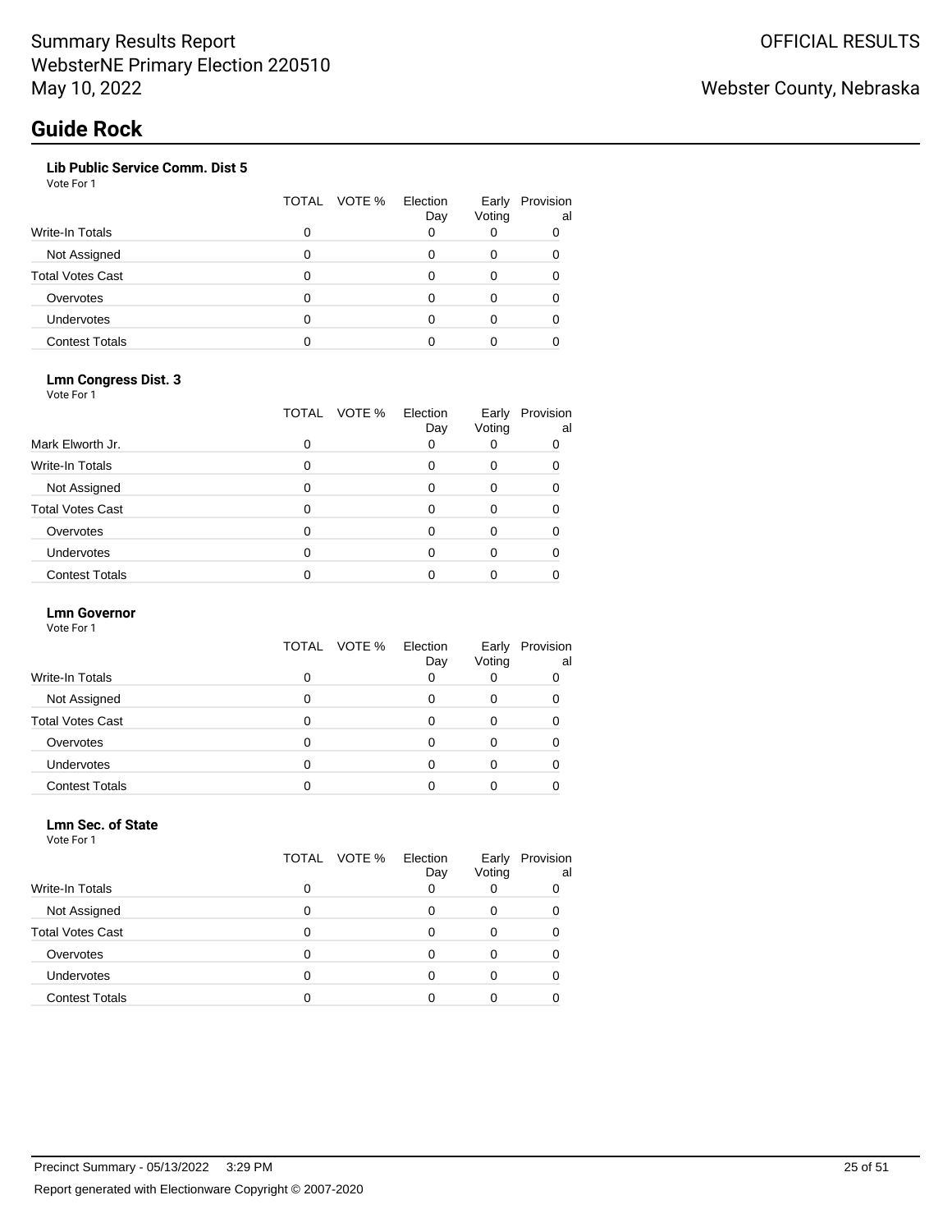# Guide Rock

### Lib Public Service Comm. Dist 5

Vote For 1

| | TOTAL | VOTE % | Election Day | Early Voting | Provisional |
|---|---|---|---|---|---|
| Write-In Totals | 0 | | 0 | 0 | 0 |
| Not Assigned | 0 | | 0 | 0 | 0 |
| Total Votes Cast | 0 | | 0 | 0 | 0 |
| Overvotes | 0 | | 0 | 0 | 0 |
| Undervotes | 0 | | 0 | 0 | 0 |
| Contest Totals | 0 | | 0 | 0 | 0 |

### Lmn Congress Dist. 3

Vote For 1

| | TOTAL | VOTE % | Election Day | Early Voting | Provisional |
|---|---|---|---|---|---|
| Mark Elworth Jr. | 0 | | 0 | 0 | 0 |
| Write-In Totals | 0 | | 0 | 0 | 0 |
| Not Assigned | 0 | | 0 | 0 | 0 |
| Total Votes Cast | 0 | | 0 | 0 | 0 |
| Overvotes | 0 | | 0 | 0 | 0 |
| Undervotes | 0 | | 0 | 0 | 0 |
| Contest Totals | 0 | | 0 | 0 | 0 |

### Lmn Governor

Vote For 1

| | TOTAL | VOTE % | Election Day | Early Voting | Provisional |
|---|---|---|---|---|---|
| Write-In Totals | 0 | | 0 | 0 | 0 |
| Not Assigned | 0 | | 0 | 0 | 0 |
| Total Votes Cast | 0 | | 0 | 0 | 0 |
| Overvotes | 0 | | 0 | 0 | 0 |
| Undervotes | 0 | | 0 | 0 | 0 |
| Contest Totals | 0 | | 0 | 0 | 0 |

### Lmn Sec. of State

Vote For 1

| | TOTAL | VOTE % | Election Day | Early Voting | Provisional |
|---|---|---|---|---|---|
| Write-In Totals | 0 | | 0 | 0 | 0 |
| Not Assigned | 0 | | 0 | 0 | 0 |
| Total Votes Cast | 0 | | 0 | 0 | 0 |
| Overvotes | 0 | | 0 | 0 | 0 |
| Undervotes | 0 | | 0 | 0 | 0 |
| Contest Totals | 0 | | 0 | 0 | 0 |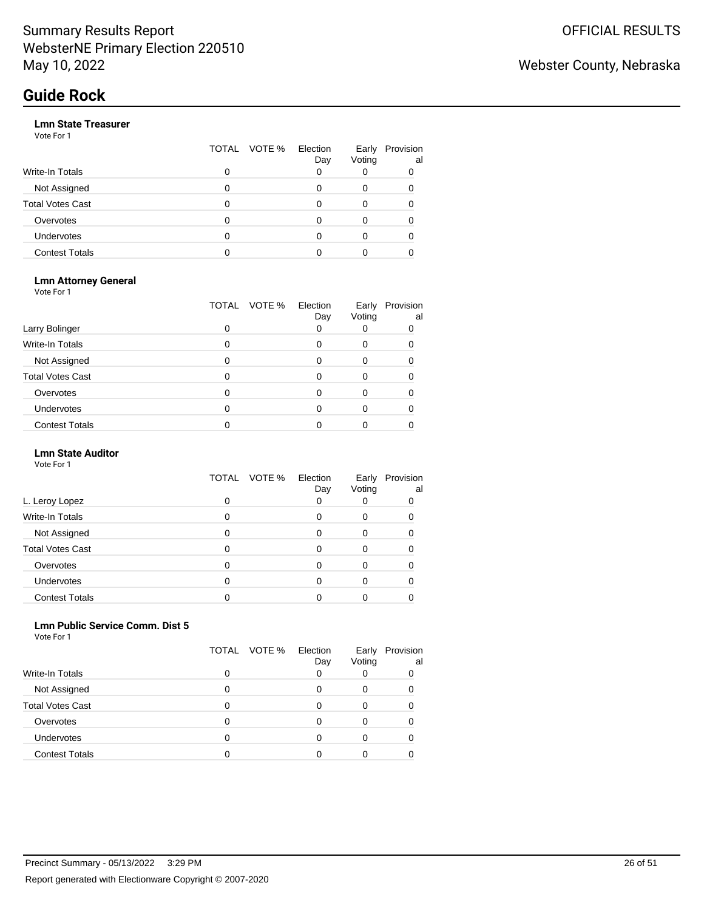# Guide Rock

### Lmn State Treasurer

Vote For 1

| | TOTAL | VOTE % | Election Day | Early Voting | Provisional |
|---|---|---|---|---|---|
| Write-In Totals | 0 | | 0 | 0 | 0 |
| Not Assigned | 0 | | 0 | 0 | 0 |
| Total Votes Cast | 0 | | 0 | 0 | 0 |
| Overvotes | 0 | | 0 | 0 | 0 |
| Undervotes | 0 | | 0 | 0 | 0 |
| Contest Totals | 0 | | 0 | 0 | 0 |

### Lmn Attorney General

Vote For 1

| | TOTAL | VOTE % | Election Day | Early Voting | Provisional |
|---|---|---|---|---|---|
| Larry Bolinger | 0 | | 0 | 0 | 0 |
| Write-In Totals | 0 | | 0 | 0 | 0 |
| Not Assigned | 0 | | 0 | 0 | 0 |
| Total Votes Cast | 0 | | 0 | 0 | 0 |
| Overvotes | 0 | | 0 | 0 | 0 |
| Undervotes | 0 | | 0 | 0 | 0 |
| Contest Totals | 0 | | 0 | 0 | 0 |

### Lmn State Auditor

Vote For 1

| | TOTAL | VOTE % | Election Day | Early Voting | Provisional |
|---|---|---|---|---|---|
| L. Leroy Lopez | 0 | | 0 | 0 | 0 |
| Write-In Totals | 0 | | 0 | 0 | 0 |
| Not Assigned | 0 | | 0 | 0 | 0 |
| Total Votes Cast | 0 | | 0 | 0 | 0 |
| Overvotes | 0 | | 0 | 0 | 0 |
| Undervotes | 0 | | 0 | 0 | 0 |
| Contest Totals | 0 | | 0 | 0 | 0 |

### Lmn Public Service Comm. Dist 5

Vote For 1

| | TOTAL | VOTE % | Election Day | Early Voting | Provisional |
|---|---|---|---|---|---|
| Write-In Totals | 0 | | 0 | 0 | 0 |
| Not Assigned | 0 | | 0 | 0 | 0 |
| Total Votes Cast | 0 | | 0 | 0 | 0 |
| Overvotes | 0 | | 0 | 0 | 0 |
| Undervotes | 0 | | 0 | 0 | 0 |
| Contest Totals | 0 | | 0 | 0 | 0 |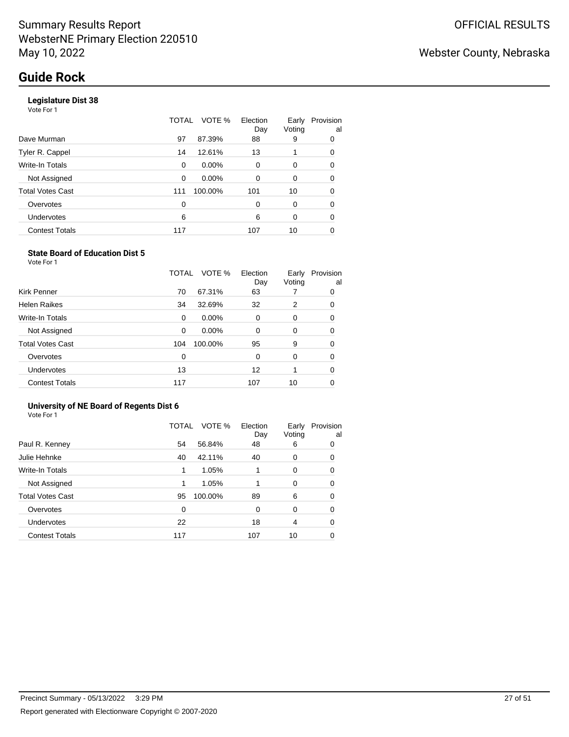Summary Results Report
WebsterNE Primary Election 220510
May 10, 2022

OFFICIAL RESULTS

Webster County, Nebraska

# Guide Rock

### Legislature Dist 38

Vote For 1

| | TOTAL | VOTE % | Election Day | Early Voting | Provisional |
|---|---|---|---|---|---|
| Dave Murman | 97 | 87.39% | 88 | 9 | 0 |
| Tyler R. Cappel | 14 | 12.61% | 13 | 1 | 0 |
| Write-In Totals | 0 | 0.00% | 0 | 0 | 0 |
| Not Assigned | 0 | 0.00% | 0 | 0 | 0 |
| Total Votes Cast | 111 | 100.00% | 101 | 10 | 0 |
| Overvotes | 0 | | 0 | 0 | 0 |
| Undervotes | 6 | | 6 | 0 | 0 |
| Contest Totals | 117 | | 107 | 10 | 0 |

### State Board of Education Dist 5

Vote For 1

| | TOTAL | VOTE % | Election Day | Early Voting | Provisional |
|---|---|---|---|---|---|
| Kirk Penner | 70 | 67.31% | 63 | 7 | 0 |
| Helen Raikes | 34 | 32.69% | 32 | 2 | 0 |
| Write-In Totals | 0 | 0.00% | 0 | 0 | 0 |
| Not Assigned | 0 | 0.00% | 0 | 0 | 0 |
| Total Votes Cast | 104 | 100.00% | 95 | 9 | 0 |
| Overvotes | 0 | | 0 | 0 | 0 |
| Undervotes | 13 | | 12 | 1 | 0 |
| Contest Totals | 117 | | 107 | 10 | 0 |

### University of NE Board of Regents Dist 6

Vote For 1

| | TOTAL | VOTE % | Election Day | Early Voting | Provisional |
|---|---|---|---|---|---|
| Paul R. Kenney | 54 | 56.84% | 48 | 6 | 0 |
| Julie Hehnke | 40 | 42.11% | 40 | 0 | 0 |
| Write-In Totals | 1 | 1.05% | 1 | 0 | 0 |
| Not Assigned | 1 | 1.05% | 1 | 0 | 0 |
| Total Votes Cast | 95 | 100.00% | 89 | 6 | 0 |
| Overvotes | 0 | | 0 | 0 | 0 |
| Undervotes | 22 | | 18 | 4 | 0 |
| Contest Totals | 117 | | 107 | 10 | 0 |

Precinct Summary - 05/13/2022 3:29 PM

Report generated with Electionware Copyright © 2007-2020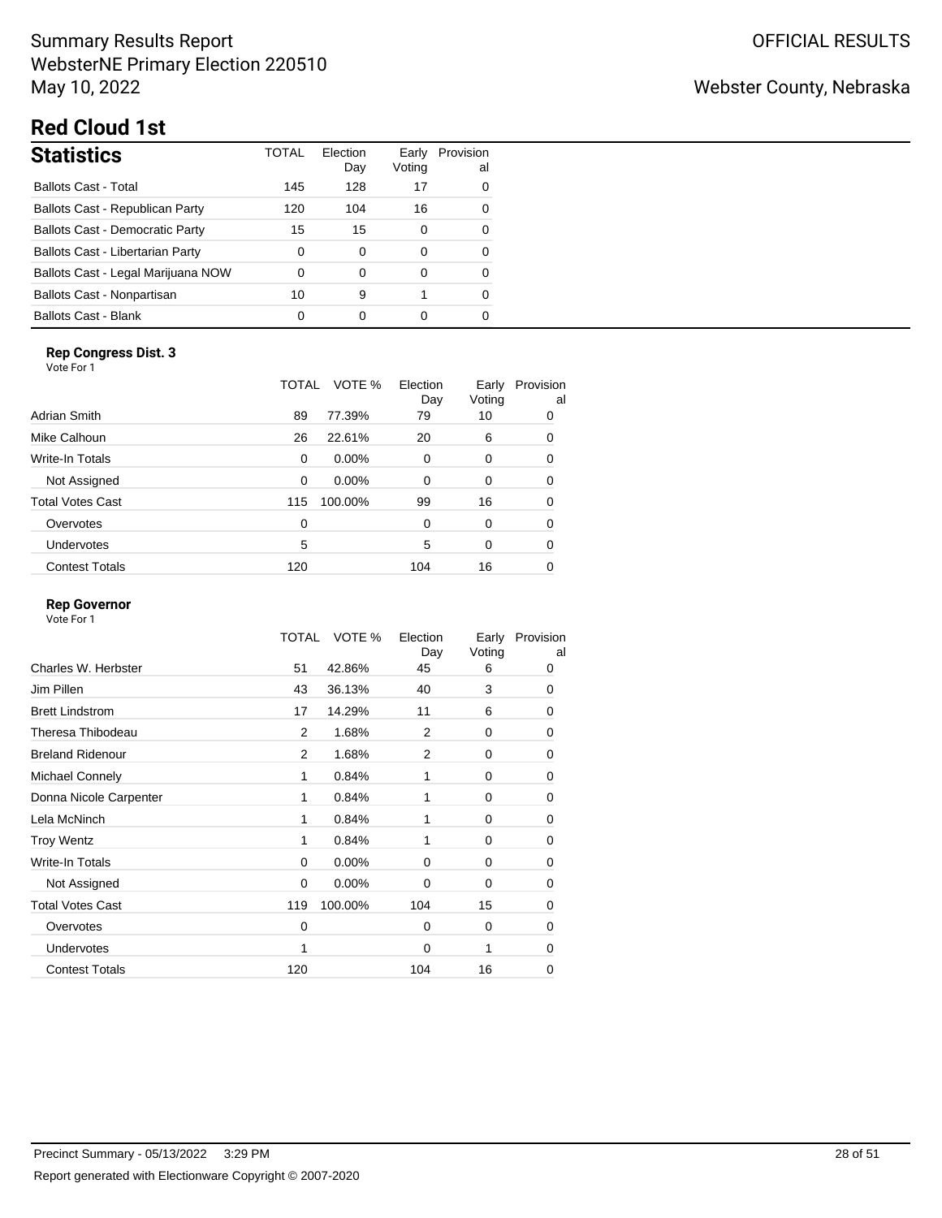# Summary Results Report
WebsterNE Primary Election 220510
May 10, 2022

OFFICIAL RESULTS

Webster County, Nebraska

## Red Cloud 1st

### Statistics

| Statistics | TOTAL | Election Day | Early Voting | Provisional |
|---|---|---|---|---|
| Ballots Cast - Total | 145 | 128 | 17 | 0 |
| Ballots Cast - Republican Party | 120 | 104 | 16 | 0 |
| Ballots Cast - Democratic Party | 15 | 15 | 0 | 0 |
| Ballots Cast - Libertarian Party | 0 | 0 | 0 | 0 |
| Ballots Cast - Legal Marijuana NOW | 0 | 0 | 0 | 0 |
| Ballots Cast - Nonpartisan | 10 | 9 | 1 | 0 |
| Ballots Cast - Blank | 0 | 0 | 0 | 0 |

**Rep Congress Dist. 3**
Vote For 1

| | TOTAL | VOTE % | Election Day | Early Voting | Provisional |
|---|---|---|---|---|---|
| Adrian Smith | 89 | 77.39% | 79 | 10 | 0 |
| Mike Calhoun | 26 | 22.61% | 20 | 6 | 0 |
| Write-In Totals | 0 | 0.00% | 0 | 0 | 0 |
| Not Assigned | 0 | 0.00% | 0 | 0 | 0 |
| Total Votes Cast | 115 | 100.00% | 99 | 16 | 0 |
| Overvotes | 0 | | 0 | 0 | 0 |
| Undervotes | 5 | | 5 | 0 | 0 |
| Contest Totals | 120 | | 104 | 16 | 0 |

**Rep Governor**
Vote For 1

| | TOTAL | VOTE % | Election Day | Early Voting | Provisional |
|---|---|---|---|---|---|
| Charles W. Herbster | 51 | 42.86% | 45 | 6 | 0 |
| Jim Pillen | 43 | 36.13% | 40 | 3 | 0 |
| Brett Lindstrom | 17 | 14.29% | 11 | 6 | 0 |
| Theresa Thibodeau | 2 | 1.68% | 2 | 0 | 0 |
| Breland Ridenour | 2 | 1.68% | 2 | 0 | 0 |
| Michael Connely | 1 | 0.84% | 1 | 0 | 0 |
| Donna Nicole Carpenter | 1 | 0.84% | 1 | 0 | 0 |
| Lela McNinch | 1 | 0.84% | 1 | 0 | 0 |
| Troy Wentz | 1 | 0.84% | 1 | 0 | 0 |
| Write-In Totals | 0 | 0.00% | 0 | 0 | 0 |
| Not Assigned | 0 | 0.00% | 0 | 0 | 0 |
| Total Votes Cast | 119 | 100.00% | 104 | 15 | 0 |
| Overvotes | 0 | | 0 | 0 | 0 |
| Undervotes | 1 | | 0 | 1 | 0 |
| Contest Totals | 120 | | 104 | 16 | 0 |

Precinct Summary - 05/13/2022 3:29 PM

Report generated with Electionware Copyright © 2007-2020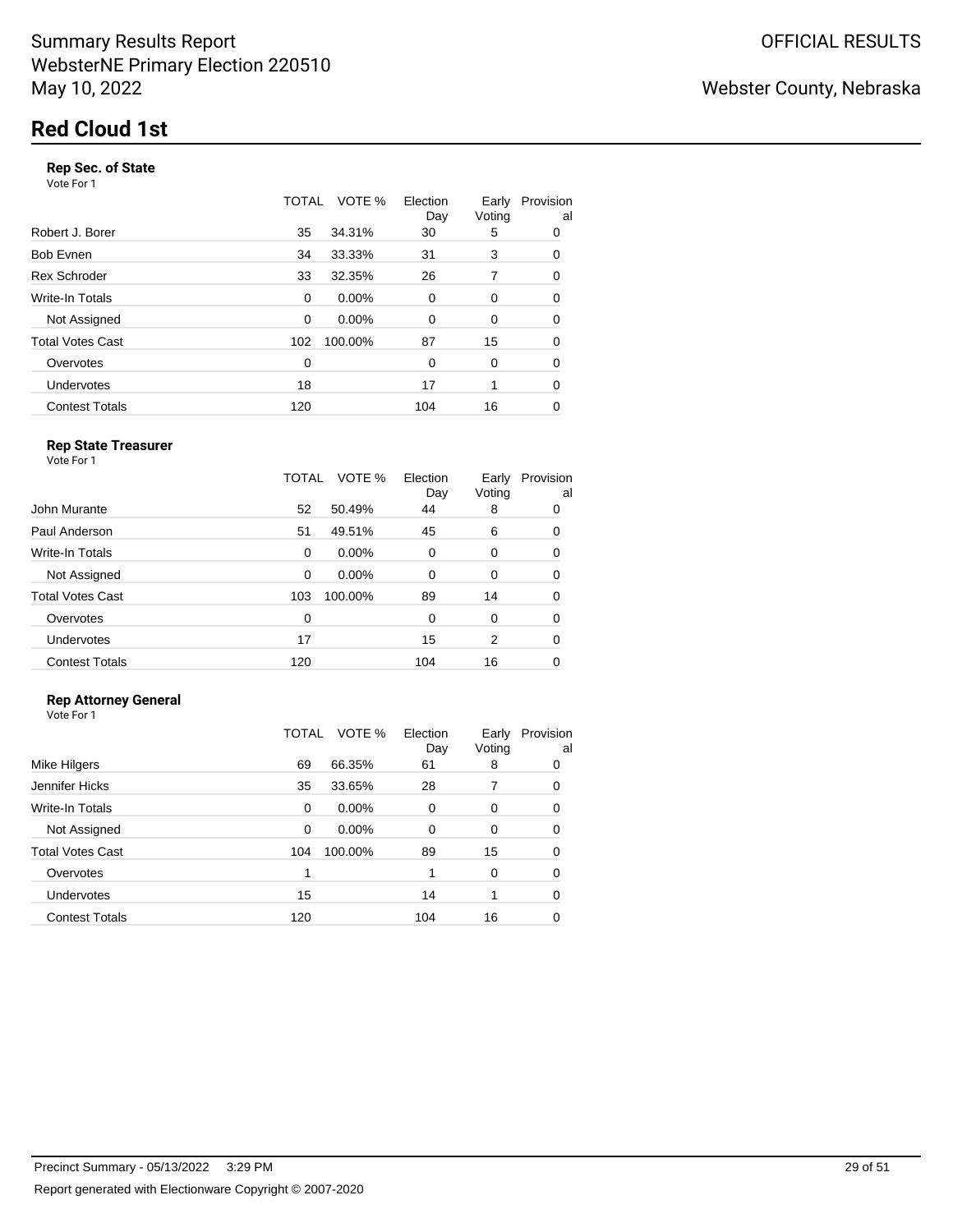# Red Cloud 1st

### Rep Sec. of State

Vote For 1

| | TOTAL | VOTE % | Election Day | Early Voting | Provisional |
|---|---|---|---|---|---|
| Robert J. Borer | 35 | 34.31% | 30 | 5 | 0 |
| Bob Evnen | 34 | 33.33% | 31 | 3 | 0 |
| Rex Schroder | 33 | 32.35% | 26 | 7 | 0 |
| Write-In Totals | 0 | 0.00% | 0 | 0 | 0 |
| Not Assigned | 0 | 0.00% | 0 | 0 | 0 |
| Total Votes Cast | 102 | 100.00% | 87 | 15 | 0 |
| Overvotes | 0 | | 0 | 0 | 0 |
| Undervotes | 18 | | 17 | 1 | 0 |
| Contest Totals | 120 | | 104 | 16 | 0 |

### Rep State Treasurer

Vote For 1

| | TOTAL | VOTE % | Election Day | Early Voting | Provisional |
|---|---|---|---|---|---|
| John Murante | 52 | 50.49% | 44 | 8 | 0 |
| Paul Anderson | 51 | 49.51% | 45 | 6 | 0 |
| Write-In Totals | 0 | 0.00% | 0 | 0 | 0 |
| Not Assigned | 0 | 0.00% | 0 | 0 | 0 |
| Total Votes Cast | 103 | 100.00% | 89 | 14 | 0 |
| Overvotes | 0 | | 0 | 0 | 0 |
| Undervotes | 17 | | 15 | 2 | 0 |
| Contest Totals | 120 | | 104 | 16 | 0 |

### Rep Attorney General

Vote For 1

| | TOTAL | VOTE % | Election Day | Early Voting | Provisional |
|---|---|---|---|---|---|
| Mike Hilgers | 69 | 66.35% | 61 | 8 | 0 |
| Jennifer Hicks | 35 | 33.65% | 28 | 7 | 0 |
| Write-In Totals | 0 | 0.00% | 0 | 0 | 0 |
| Not Assigned | 0 | 0.00% | 0 | 0 | 0 |
| Total Votes Cast | 104 | 100.00% | 89 | 15 | 0 |
| Overvotes | 1 | | 1 | 0 | 0 |
| Undervotes | 15 | | 14 | 1 | 0 |
| Contest Totals | 120 | | 104 | 16 | 0 |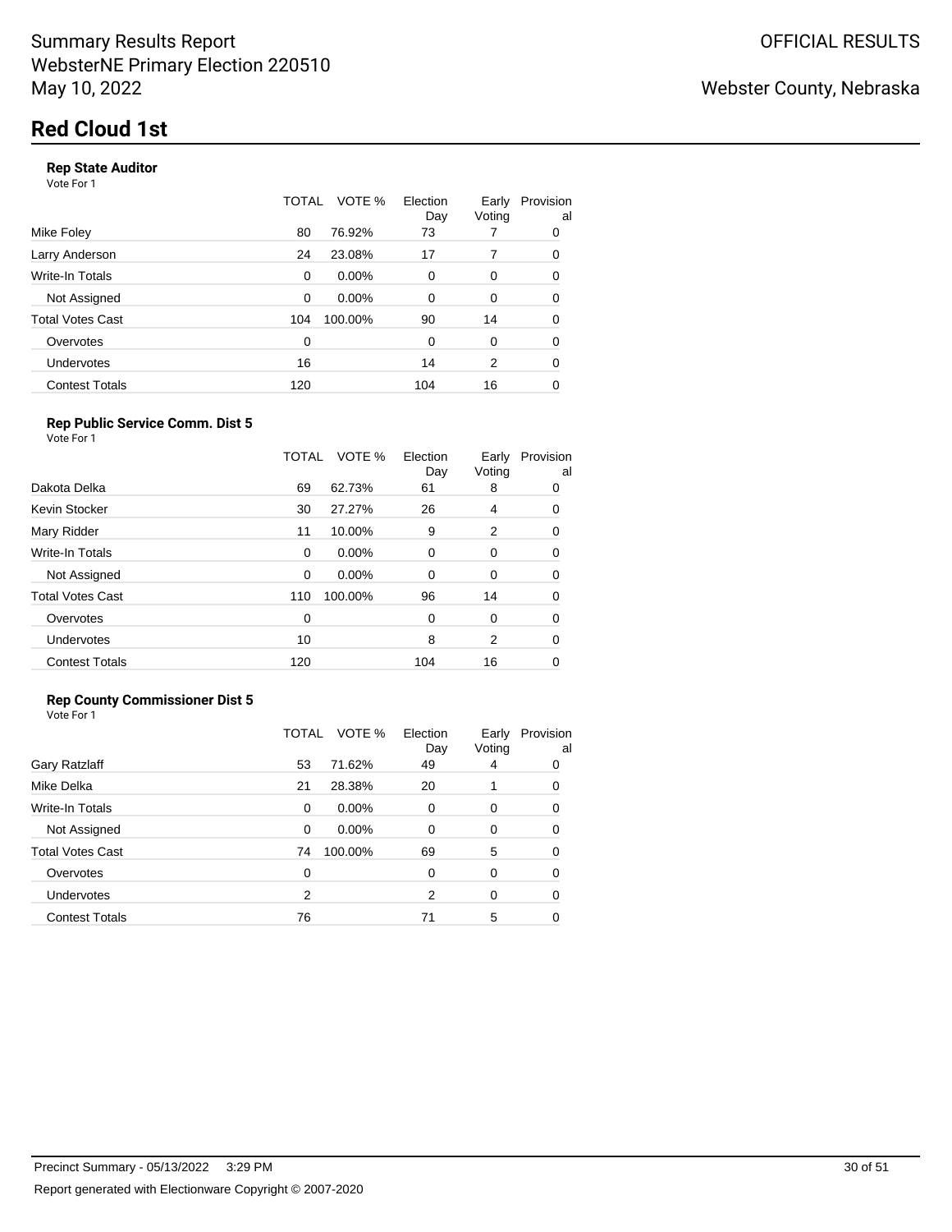Summary Results Report
WebsterNE Primary Election 220510
May 10, 2022

OFFICIAL RESULTS

Webster County, Nebraska

# Red Cloud 1st

### Rep State Auditor

Vote For 1

| | TOTAL | VOTE % | Election Day | Early Voting | Provisional |
|---|---|---|---|---|---|
| Mike Foley | 80 | 76.92% | 73 | 7 | 0 |
| Larry Anderson | 24 | 23.08% | 17 | 7 | 0 |
| Write-In Totals | 0 | 0.00% | 0 | 0 | 0 |
| Not Assigned | 0 | 0.00% | 0 | 0 | 0 |
| Total Votes Cast | 104 | 100.00% | 90 | 14 | 0 |
| Overvotes | 0 | | 0 | 0 | 0 |
| Undervotes | 16 | | 14 | 2 | 0 |
| Contest Totals | 120 | | 104 | 16 | 0 |

### Rep Public Service Comm. Dist 5

Vote For 1

| | TOTAL | VOTE % | Election Day | Early Voting | Provisional |
|---|---|---|---|---|---|
| Dakota Delka | 69 | 62.73% | 61 | 8 | 0 |
| Kevin Stocker | 30 | 27.27% | 26 | 4 | 0 |
| Mary Ridder | 11 | 10.00% | 9 | 2 | 0 |
| Write-In Totals | 0 | 0.00% | 0 | 0 | 0 |
| Not Assigned | 0 | 0.00% | 0 | 0 | 0 |
| Total Votes Cast | 110 | 100.00% | 96 | 14 | 0 |
| Overvotes | 0 | | 0 | 0 | 0 |
| Undervotes | 10 | | 8 | 2 | 0 |
| Contest Totals | 120 | | 104 | 16 | 0 |

### Rep County Commissioner Dist 5

Vote For 1

| | TOTAL | VOTE % | Election Day | Early Voting | Provisional |
|---|---|---|---|---|---|
| Gary Ratzlaff | 53 | 71.62% | 49 | 4 | 0 |
| Mike Delka | 21 | 28.38% | 20 | 1 | 0 |
| Write-In Totals | 0 | 0.00% | 0 | 0 | 0 |
| Not Assigned | 0 | 0.00% | 0 | 0 | 0 |
| Total Votes Cast | 74 | 100.00% | 69 | 5 | 0 |
| Overvotes | 0 | | 0 | 0 | 0 |
| Undervotes | 2 | | 2 | 0 | 0 |
| Contest Totals | 76 | | 71 | 5 | 0 |

Precinct Summary - 05/13/2022 3:29 PM

Report generated with Electionware Copyright © 2007-2020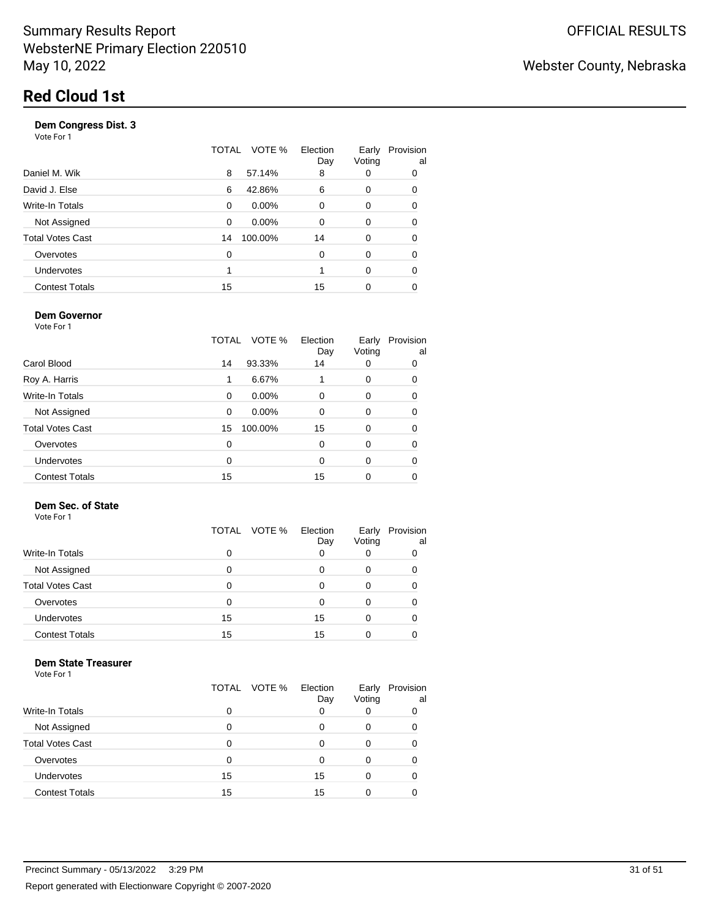# Red Cloud 1st

### Dem Congress Dist. 3

Vote For 1

| | TOTAL | VOTE % | Election Day | Early Voting | Provisional |
|---|---|---|---|---|---|
| Daniel M. Wik | 8 | 57.14% | 8 | 0 | 0 |
| David J. Else | 6 | 42.86% | 6 | 0 | 0 |
| Write-In Totals | 0 | 0.00% | 0 | 0 | 0 |
| Not Assigned | 0 | 0.00% | 0 | 0 | 0 |
| Total Votes Cast | 14 | 100.00% | 14 | 0 | 0 |
| Overvotes | 0 | | 0 | 0 | 0 |
| Undervotes | 1 | | 1 | 0 | 0 |
| Contest Totals | 15 | | 15 | 0 | 0 |

### Dem Governor

Vote For 1

| | TOTAL | VOTE % | Election Day | Early Voting | Provisional |
|---|---|---|---|---|---|
| Carol Blood | 14 | 93.33% | 14 | 0 | 0 |
| Roy A. Harris | 1 | 6.67% | 1 | 0 | 0 |
| Write-In Totals | 0 | 0.00% | 0 | 0 | 0 |
| Not Assigned | 0 | 0.00% | 0 | 0 | 0 |
| Total Votes Cast | 15 | 100.00% | 15 | 0 | 0 |
| Overvotes | 0 | | 0 | 0 | 0 |
| Undervotes | 0 | | 0 | 0 | 0 |
| Contest Totals | 15 | | 15 | 0 | 0 |

### Dem Sec. of State

Vote For 1

| | TOTAL | VOTE % | Election Day | Early Voting | Provisional |
|---|---|---|---|---|---|
| Write-In Totals | 0 | | 0 | 0 | 0 |
| Not Assigned | 0 | | 0 | 0 | 0 |
| Total Votes Cast | 0 | | 0 | 0 | 0 |
| Overvotes | 0 | | 0 | 0 | 0 |
| Undervotes | 15 | | 15 | 0 | 0 |
| Contest Totals | 15 | | 15 | 0 | 0 |

### Dem State Treasurer

Vote For 1

| | TOTAL | VOTE % | Election Day | Early Voting | Provisional |
|---|---|---|---|---|---|
| Write-In Totals | 0 | | 0 | 0 | 0 |
| Not Assigned | 0 | | 0 | 0 | 0 |
| Total Votes Cast | 0 | | 0 | 0 | 0 |
| Overvotes | 0 | | 0 | 0 | 0 |
| Undervotes | 15 | | 15 | 0 | 0 |
| Contest Totals | 15 | | 15 | 0 | 0 |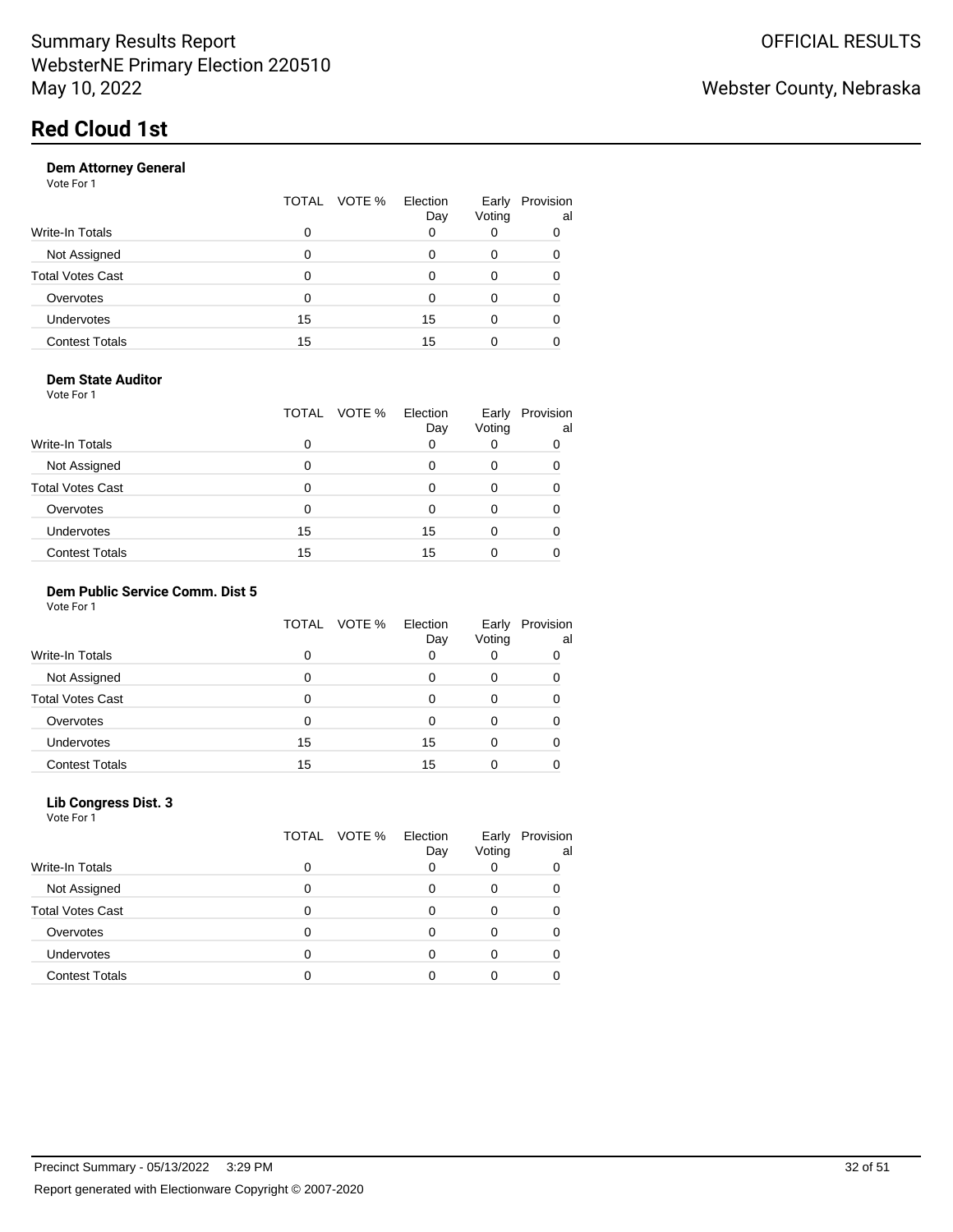# Red Cloud 1st

### Dem Attorney General

Vote For 1

| | TOTAL | VOTE % | Election Day | Early Voting | Provisional |
|---|---|---|---|---|---|
| Write-In Totals | 0 | | 0 | 0 | 0 |
| Not Assigned | 0 | | 0 | 0 | 0 |
| Total Votes Cast | 0 | | 0 | 0 | 0 |
| Overvotes | 0 | | 0 | 0 | 0 |
| Undervotes | 15 | | 15 | 0 | 0 |
| Contest Totals | 15 | | 15 | 0 | 0 |

### Dem State Auditor

Vote For 1

| | TOTAL | VOTE % | Election Day | Early Voting | Provisional |
|---|---|---|---|---|---|
| Write-In Totals | 0 | | 0 | 0 | 0 |
| Not Assigned | 0 | | 0 | 0 | 0 |
| Total Votes Cast | 0 | | 0 | 0 | 0 |
| Overvotes | 0 | | 0 | 0 | 0 |
| Undervotes | 15 | | 15 | 0 | 0 |
| Contest Totals | 15 | | 15 | 0 | 0 |

### Dem Public Service Comm. Dist 5

Vote For 1

| | TOTAL | VOTE % | Election Day | Early Voting | Provisional |
|---|---|---|---|---|---|
| Write-In Totals | 0 | | 0 | 0 | 0 |
| Not Assigned | 0 | | 0 | 0 | 0 |
| Total Votes Cast | 0 | | 0 | 0 | 0 |
| Overvotes | 0 | | 0 | 0 | 0 |
| Undervotes | 15 | | 15 | 0 | 0 |
| Contest Totals | 15 | | 15 | 0 | 0 |

### Lib Congress Dist. 3

Vote For 1

| | TOTAL | VOTE % | Election Day | Early Voting | Provisional |
|---|---|---|---|---|---|
| Write-In Totals | 0 | | 0 | 0 | 0 |
| Not Assigned | 0 | | 0 | 0 | 0 |
| Total Votes Cast | 0 | | 0 | 0 | 0 |
| Overvotes | 0 | | 0 | 0 | 0 |
| Undervotes | 0 | | 0 | 0 | 0 |
| Contest Totals | 0 | | 0 | 0 | 0 |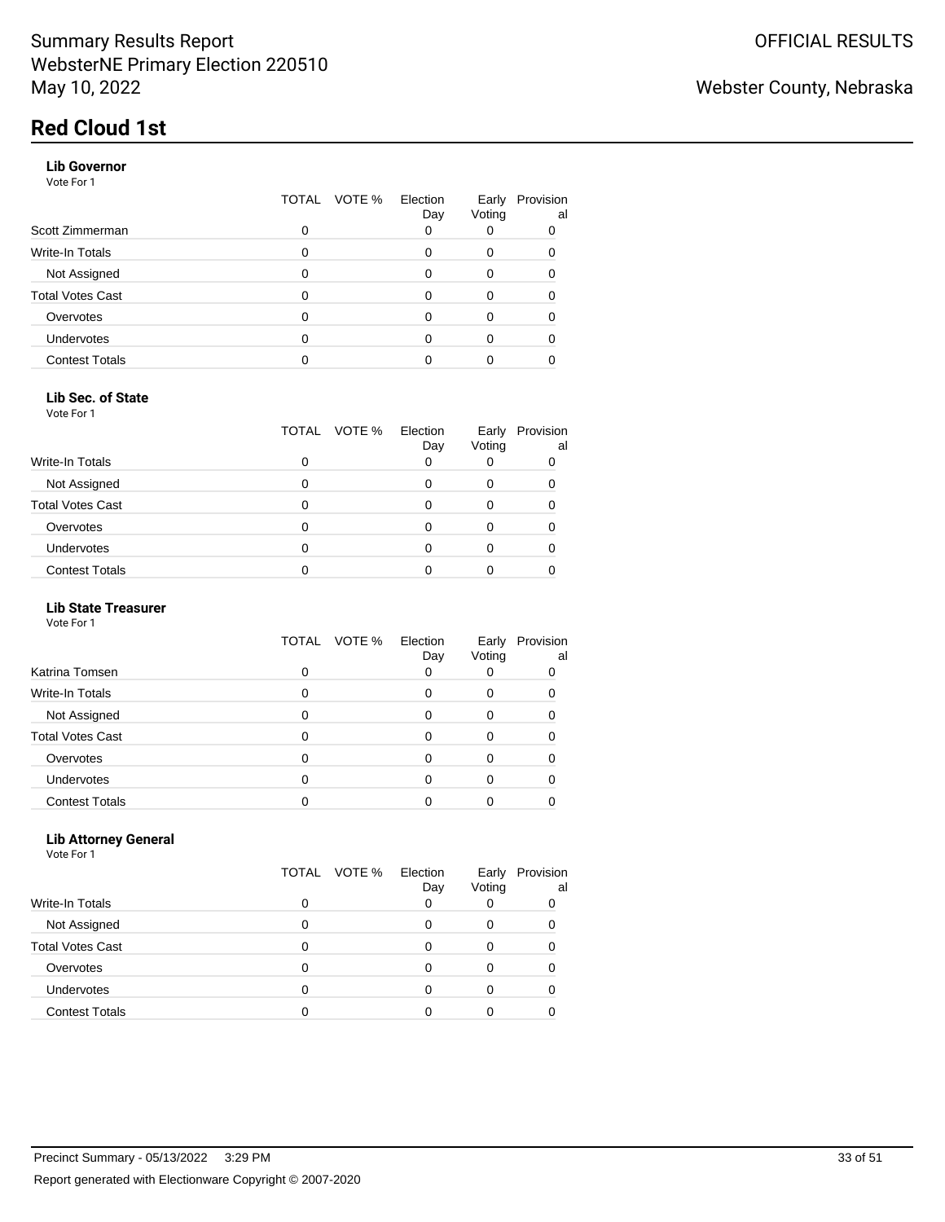## Red Cloud 1st

### Lib Governor

Vote For 1

| | TOTAL | VOTE % | Election Day | Early Voting | Provisional |
|---|---|---|---|---|---|
| Scott Zimmerman | 0 | | 0 | 0 | 0 |
| Write-In Totals | 0 | | 0 | 0 | 0 |
| Not Assigned | 0 | | 0 | 0 | 0 |
| Total Votes Cast | 0 | | 0 | 0 | 0 |
| Overvotes | 0 | | 0 | 0 | 0 |
| Undervotes | 0 | | 0 | 0 | 0 |
| Contest Totals | 0 | | 0 | 0 | 0 |

### Lib Sec. of State

Vote For 1

| | TOTAL | VOTE % | Election Day | Early Voting | Provisional |
|---|---|---|---|---|---|
| Write-In Totals | 0 | | 0 | 0 | 0 |
| Not Assigned | 0 | | 0 | 0 | 0 |
| Total Votes Cast | 0 | | 0 | 0 | 0 |
| Overvotes | 0 | | 0 | 0 | 0 |
| Undervotes | 0 | | 0 | 0 | 0 |
| Contest Totals | 0 | | 0 | 0 | 0 |

### Lib State Treasurer

Vote For 1

| | TOTAL | VOTE % | Election Day | Early Voting | Provisional |
|---|---|---|---|---|---|
| Katrina Tomsen | 0 | | 0 | 0 | 0 |
| Write-In Totals | 0 | | 0 | 0 | 0 |
| Not Assigned | 0 | | 0 | 0 | 0 |
| Total Votes Cast | 0 | | 0 | 0 | 0 |
| Overvotes | 0 | | 0 | 0 | 0 |
| Undervotes | 0 | | 0 | 0 | 0 |
| Contest Totals | 0 | | 0 | 0 | 0 |

### Lib Attorney General

Vote For 1

| | TOTAL | VOTE % | Election Day | Early Voting | Provisional |
|---|---|---|---|---|---|
| Write-In Totals | 0 | | 0 | 0 | 0 |
| Not Assigned | 0 | | 0 | 0 | 0 |
| Total Votes Cast | 0 | | 0 | 0 | 0 |
| Overvotes | 0 | | 0 | 0 | 0 |
| Undervotes | 0 | | 0 | 0 | 0 |
| Contest Totals | 0 | | 0 | 0 | 0 |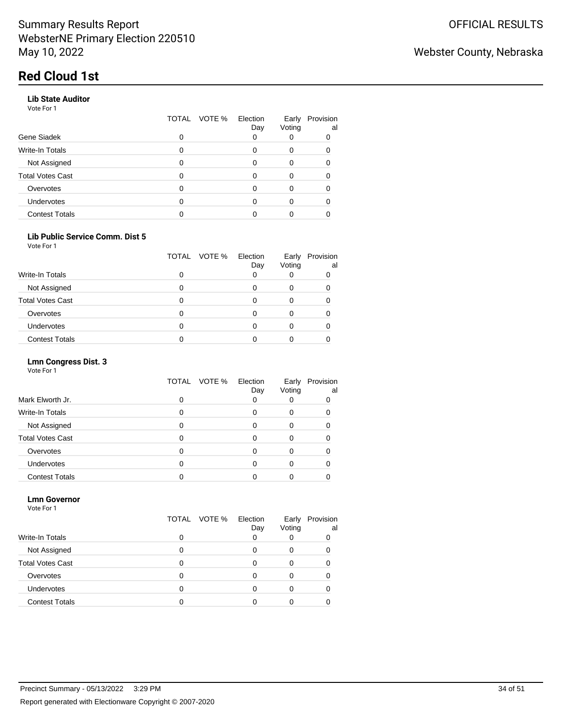# Red Cloud 1st

### Lib State Auditor

Vote For 1

| | TOTAL | VOTE % | Election Day | Early Voting | Provisional |
|---|---|---|---|---|---|
| Gene Siadek | 0 | | 0 | 0 | 0 |
| Write-In Totals | 0 | | 0 | 0 | 0 |
| Not Assigned | 0 | | 0 | 0 | 0 |
| Total Votes Cast | 0 | | 0 | 0 | 0 |
| Overvotes | 0 | | 0 | 0 | 0 |
| Undervotes | 0 | | 0 | 0 | 0 |
| Contest Totals | 0 | | 0 | 0 | 0 |

### Lib Public Service Comm. Dist 5

Vote For 1

| | TOTAL | VOTE % | Election Day | Early Voting | Provisional |
|---|---|---|---|---|---|
| Write-In Totals | 0 | | 0 | 0 | 0 |
| Not Assigned | 0 | | 0 | 0 | 0 |
| Total Votes Cast | 0 | | 0 | 0 | 0 |
| Overvotes | 0 | | 0 | 0 | 0 |
| Undervotes | 0 | | 0 | 0 | 0 |
| Contest Totals | 0 | | 0 | 0 | 0 |

### Lmn Congress Dist. 3

Vote For 1

| | TOTAL | VOTE % | Election Day | Early Voting | Provisional |
|---|---|---|---|---|---|
| Mark Elworth Jr. | 0 | | 0 | 0 | 0 |
| Write-In Totals | 0 | | 0 | 0 | 0 |
| Not Assigned | 0 | | 0 | 0 | 0 |
| Total Votes Cast | 0 | | 0 | 0 | 0 |
| Overvotes | 0 | | 0 | 0 | 0 |
| Undervotes | 0 | | 0 | 0 | 0 |
| Contest Totals | 0 | | 0 | 0 | 0 |

### Lmn Governor

Vote For 1

| | TOTAL | VOTE % | Election Day | Early Voting | Provisional |
|---|---|---|---|---|---|
| Write-In Totals | 0 | | 0 | 0 | 0 |
| Not Assigned | 0 | | 0 | 0 | 0 |
| Total Votes Cast | 0 | | 0 | 0 | 0 |
| Overvotes | 0 | | 0 | 0 | 0 |
| Undervotes | 0 | | 0 | 0 | 0 |
| Contest Totals | 0 | | 0 | 0 | 0 |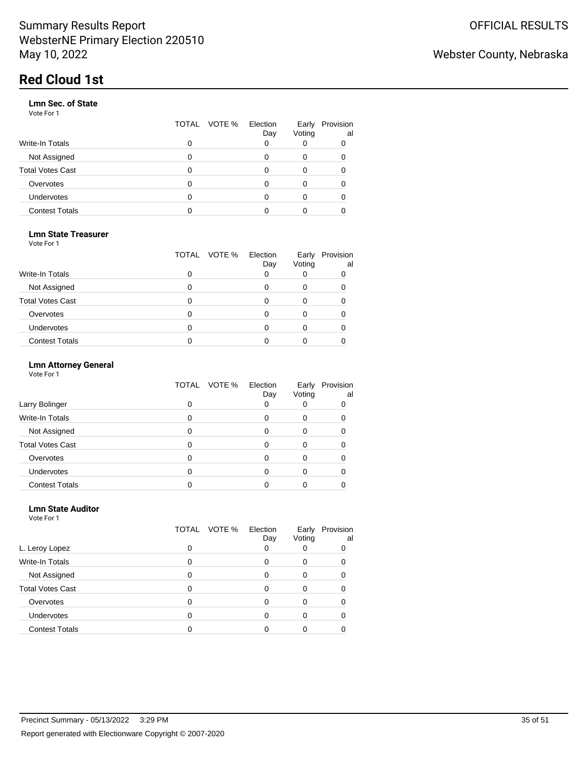# Red Cloud 1st

### Lmn Sec. of State

Vote For 1

| | TOTAL | VOTE % | Election Day | Early Voting | Provisional |
|---|---|---|---|---|---|
| Write-In Totals | 0 | | 0 | 0 | 0 |
| Not Assigned | 0 | | 0 | 0 | 0 |
| Total Votes Cast | 0 | | 0 | 0 | 0 |
| Overvotes | 0 | | 0 | 0 | 0 |
| Undervotes | 0 | | 0 | 0 | 0 |
| Contest Totals | 0 | | 0 | 0 | 0 |

### Lmn State Treasurer

Vote For 1

| | TOTAL | VOTE % | Election Day | Early Voting | Provisional |
|---|---|---|---|---|---|
| Write-In Totals | 0 | | 0 | 0 | 0 |
| Not Assigned | 0 | | 0 | 0 | 0 |
| Total Votes Cast | 0 | | 0 | 0 | 0 |
| Overvotes | 0 | | 0 | 0 | 0 |
| Undervotes | 0 | | 0 | 0 | 0 |
| Contest Totals | 0 | | 0 | 0 | 0 |

### Lmn Attorney General

Vote For 1

| | TOTAL | VOTE % | Election Day | Early Voting | Provisional |
|---|---|---|---|---|---|
| Larry Bolinger | 0 | | 0 | 0 | 0 |
| Write-In Totals | 0 | | 0 | 0 | 0 |
| Not Assigned | 0 | | 0 | 0 | 0 |
| Total Votes Cast | 0 | | 0 | 0 | 0 |
| Overvotes | 0 | | 0 | 0 | 0 |
| Undervotes | 0 | | 0 | 0 | 0 |
| Contest Totals | 0 | | 0 | 0 | 0 |

### Lmn State Auditor

Vote For 1

| | TOTAL | VOTE % | Election Day | Early Voting | Provisional |
|---|---|---|---|---|---|
| L. Leroy Lopez | 0 | | 0 | 0 | 0 |
| Write-In Totals | 0 | | 0 | 0 | 0 |
| Not Assigned | 0 | | 0 | 0 | 0 |
| Total Votes Cast | 0 | | 0 | 0 | 0 |
| Overvotes | 0 | | 0 | 0 | 0 |
| Undervotes | 0 | | 0 | 0 | 0 |
| Contest Totals | 0 | | 0 | 0 | 0 |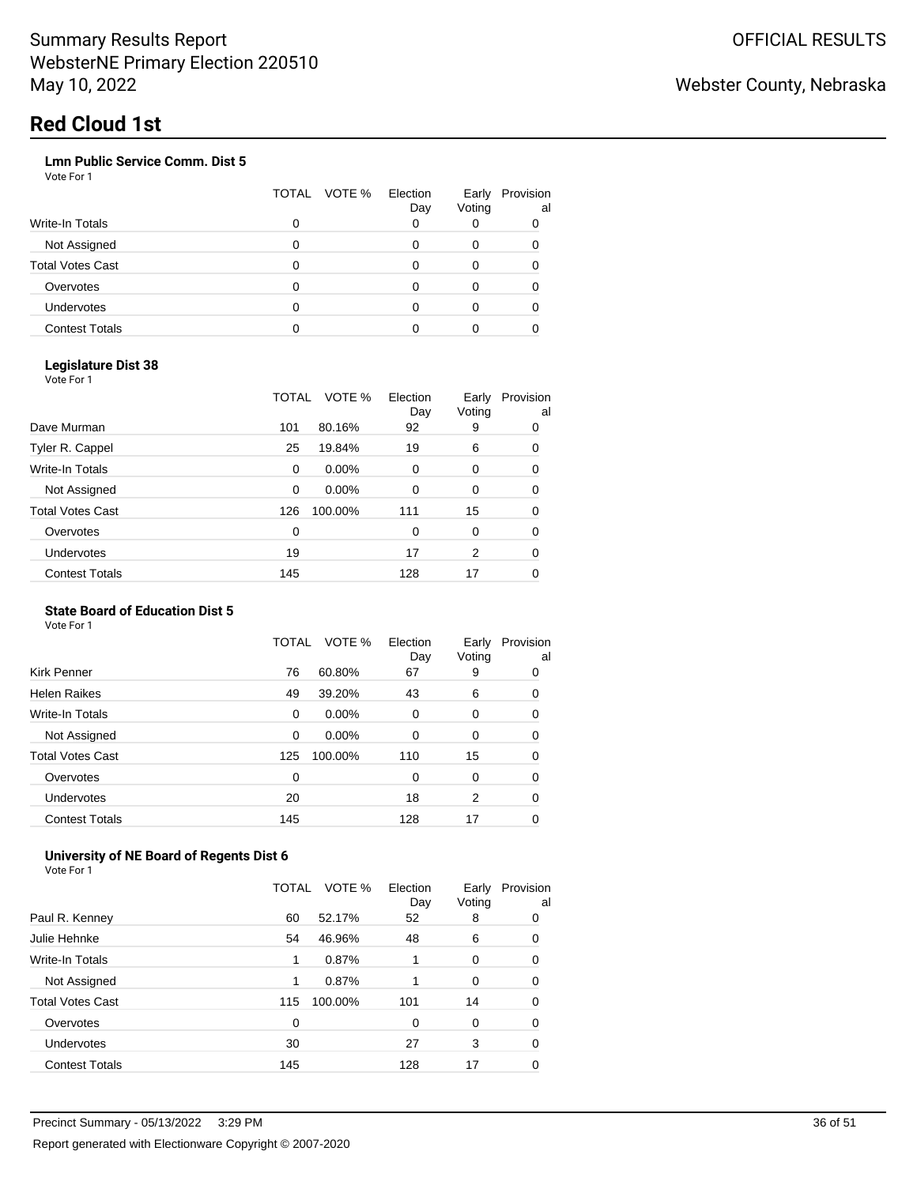Summary Results Report
WebsterNE Primary Election 220510
May 10, 2022

OFFICIAL RESULTS

Webster County, Nebraska

# Red Cloud 1st

### Lmn Public Service Comm. Dist 5

Vote For 1

| | TOTAL | VOTE % | Election Day | Early Voting | Provisional |
|---|---|---|---|---|---|
| Write-In Totals | 0 | | 0 | 0 | 0 |
| Not Assigned | 0 | | 0 | 0 | 0 |
| Total Votes Cast | 0 | | 0 | 0 | 0 |
| Overvotes | 0 | | 0 | 0 | 0 |
| Undervotes | 0 | | 0 | 0 | 0 |
| Contest Totals | 0 | | 0 | 0 | 0 |

### Legislature Dist 38

Vote For 1

| | TOTAL | VOTE % | Election Day | Early Voting | Provisional |
|---|---|---|---|---|---|
| Dave Murman | 101 | 80.16% | 92 | 9 | 0 |
| Tyler R. Cappel | 25 | 19.84% | 19 | 6 | 0 |
| Write-In Totals | 0 | 0.00% | 0 | 0 | 0 |
| Not Assigned | 0 | 0.00% | 0 | 0 | 0 |
| Total Votes Cast | 126 | 100.00% | 111 | 15 | 0 |
| Overvotes | 0 | | 0 | 0 | 0 |
| Undervotes | 19 | | 17 | 2 | 0 |
| Contest Totals | 145 | | 128 | 17 | 0 |

### State Board of Education Dist 5

Vote For 1

| | TOTAL | VOTE % | Election Day | Early Voting | Provisional |
|---|---|---|---|---|---|
| Kirk Penner | 76 | 60.80% | 67 | 9 | 0 |
| Helen Raikes | 49 | 39.20% | 43 | 6 | 0 |
| Write-In Totals | 0 | 0.00% | 0 | 0 | 0 |
| Not Assigned | 0 | 0.00% | 0 | 0 | 0 |
| Total Votes Cast | 125 | 100.00% | 110 | 15 | 0 |
| Overvotes | 0 | | 0 | 0 | 0 |
| Undervotes | 20 | | 18 | 2 | 0 |
| Contest Totals | 145 | | 128 | 17 | 0 |

### University of NE Board of Regents Dist 6

Vote For 1

| | TOTAL | VOTE % | Election Day | Early Voting | Provisional |
|---|---|---|---|---|---|
| Paul R. Kenney | 60 | 52.17% | 52 | 8 | 0 |
| Julie Hehnke | 54 | 46.96% | 48 | 6 | 0 |
| Write-In Totals | 1 | 0.87% | 1 | 0 | 0 |
| Not Assigned | 1 | 0.87% | 1 | 0 | 0 |
| Total Votes Cast | 115 | 100.00% | 101 | 14 | 0 |
| Overvotes | 0 | | 0 | 0 | 0 |
| Undervotes | 30 | | 27 | 3 | 0 |
| Contest Totals | 145 | | 128 | 17 | 0 |

Precinct Summary - 05/13/2022 3:29 PM

Report generated with Electionware Copyright © 2007-2020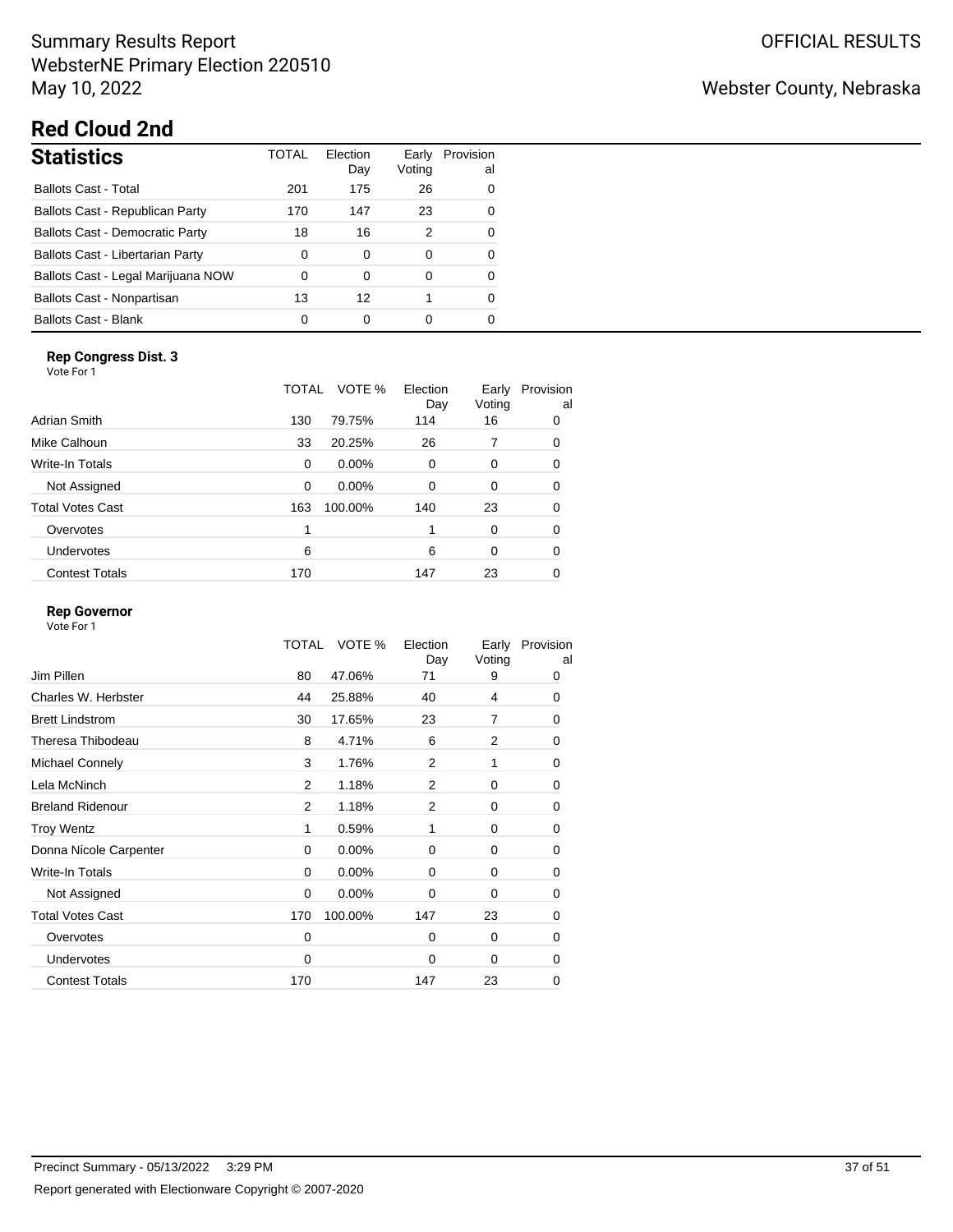Summary Results Report
WebsterNE Primary Election 220510
May 10, 2022

OFFICIAL RESULTS

Webster County, Nebraska

# Red Cloud 2nd

## Statistics

| Statistics | TOTAL | Election Day | Early Voting | Provisional |
|---|---|---|---|---|
| Ballots Cast - Total | 201 | 175 | 26 | 0 |
| Ballots Cast - Republican Party | 170 | 147 | 23 | 0 |
| Ballots Cast - Democratic Party | 18 | 16 | 2 | 0 |
| Ballots Cast - Libertarian Party | 0 | 0 | 0 | 0 |
| Ballots Cast - Legal Marijuana NOW | 0 | 0 | 0 | 0 |
| Ballots Cast - Nonpartisan | 13 | 12 | 1 | 0 |
| Ballots Cast - Blank | 0 | 0 | 0 | 0 |

### Rep Congress Dist. 3

Vote For 1

| | TOTAL | VOTE % | Election Day | Early Voting | Provisional |
|---|---|---|---|---|---|
| Adrian Smith | 130 | 79.75% | 114 | 16 | 0 |
| Mike Calhoun | 33 | 20.25% | 26 | 7 | 0 |
| Write-In Totals | 0 | 0.00% | 0 | 0 | 0 |
| Not Assigned | 0 | 0.00% | 0 | 0 | 0 |
| Total Votes Cast | 163 | 100.00% | 140 | 23 | 0 |
| Overvotes | 1 | | 1 | 0 | 0 |
| Undervotes | 6 | | 6 | 0 | 0 |
| Contest Totals | 170 | | 147 | 23 | 0 |

### Rep Governor

Vote For 1

| | TOTAL | VOTE % | Election Day | Early Voting | Provisional |
|---|---|---|---|---|---|
| Jim Pillen | 80 | 47.06% | 71 | 9 | 0 |
| Charles W. Herbster | 44 | 25.88% | 40 | 4 | 0 |
| Brett Lindstrom | 30 | 17.65% | 23 | 7 | 0 |
| Theresa Thibodeau | 8 | 4.71% | 6 | 2 | 0 |
| Michael Connely | 3 | 1.76% | 2 | 1 | 0 |
| Lela McNinch | 2 | 1.18% | 2 | 0 | 0 |
| Breland Ridenour | 2 | 1.18% | 2 | 0 | 0 |
| Troy Wentz | 1 | 0.59% | 1 | 0 | 0 |
| Donna Nicole Carpenter | 0 | 0.00% | 0 | 0 | 0 |
| Write-In Totals | 0 | 0.00% | 0 | 0 | 0 |
| Not Assigned | 0 | 0.00% | 0 | 0 | 0 |
| Total Votes Cast | 170 | 100.00% | 147 | 23 | 0 |
| Overvotes | 0 | | 0 | 0 | 0 |
| Undervotes | 0 | | 0 | 0 | 0 |
| Contest Totals | 170 | | 147 | 23 | 0 |

Precinct Summary - 05/13/2022 3:29 PM

Report generated with Electionware Copyright © 2007-2020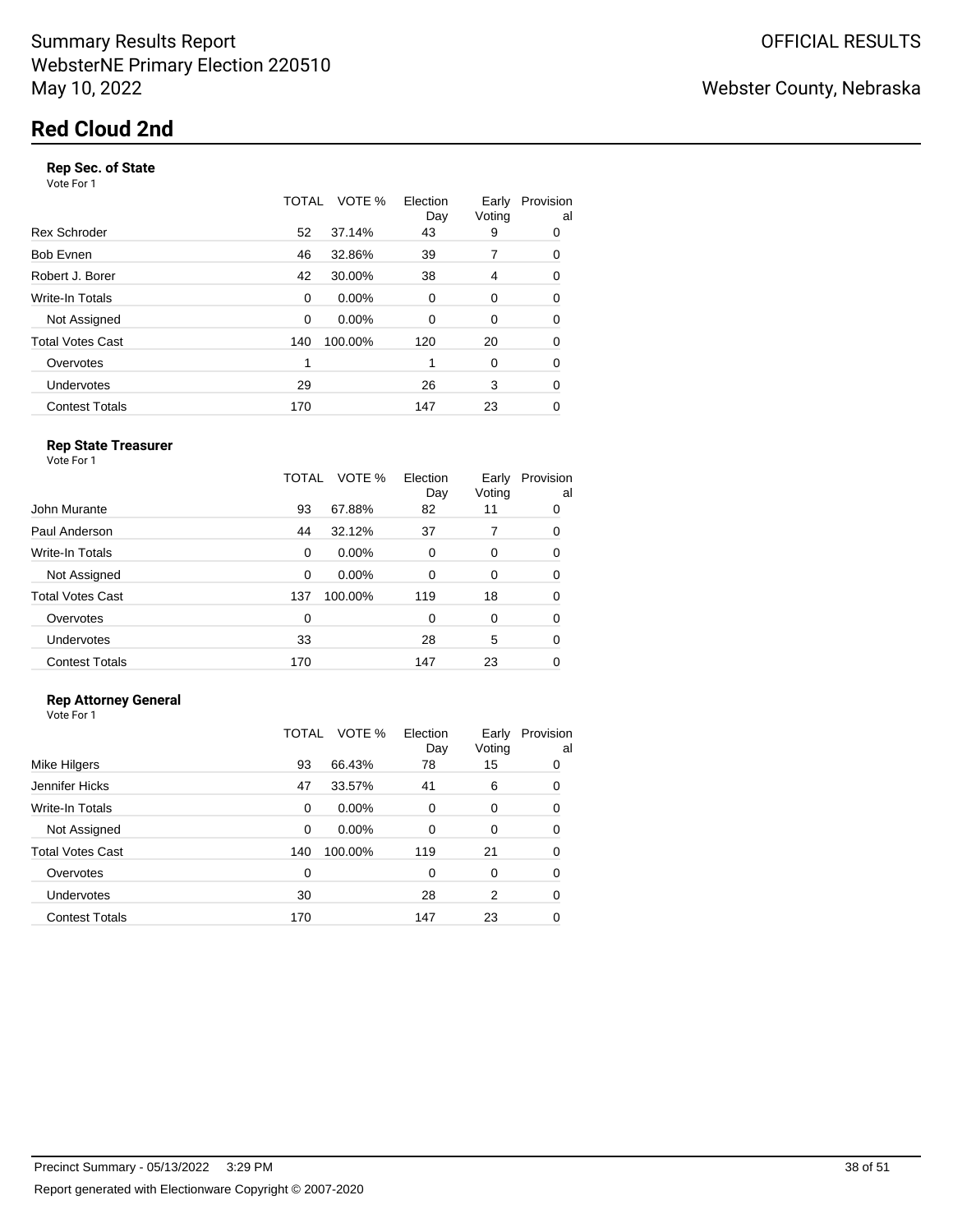Summary Results Report
WebsterNE Primary Election 220510
May 10, 2022

OFFICIAL RESULTS

Webster County, Nebraska

# Red Cloud 2nd

### Rep Sec. of State

Vote For 1

| | TOTAL | VOTE % | Election Day | Early Voting | Provisional |
|---|---|---|---|---|---|
| Rex Schroder | 52 | 37.14% | 43 | 9 | 0 |
| Bob Evnen | 46 | 32.86% | 39 | 7 | 0 |
| Robert J. Borer | 42 | 30.00% | 38 | 4 | 0 |
| Write-In Totals | 0 | 0.00% | 0 | 0 | 0 |
| Not Assigned | 0 | 0.00% | 0 | 0 | 0 |
| Total Votes Cast | 140 | 100.00% | 120 | 20 | 0 |
| Overvotes | 1 | | 1 | 0 | 0 |
| Undervotes | 29 | | 26 | 3 | 0 |
| Contest Totals | 170 | | 147 | 23 | 0 |

### Rep State Treasurer

Vote For 1

| | TOTAL | VOTE % | Election Day | Early Voting | Provisional |
|---|---|---|---|---|---|
| John Murante | 93 | 67.88% | 82 | 11 | 0 |
| Paul Anderson | 44 | 32.12% | 37 | 7 | 0 |
| Write-In Totals | 0 | 0.00% | 0 | 0 | 0 |
| Not Assigned | 0 | 0.00% | 0 | 0 | 0 |
| Total Votes Cast | 137 | 100.00% | 119 | 18 | 0 |
| Overvotes | 0 | | 0 | 0 | 0 |
| Undervotes | 33 | | 28 | 5 | 0 |
| Contest Totals | 170 | | 147 | 23 | 0 |

### Rep Attorney General

Vote For 1

| | TOTAL | VOTE % | Election Day | Early Voting | Provisional |
|---|---|---|---|---|---|
| Mike Hilgers | 93 | 66.43% | 78 | 15 | 0 |
| Jennifer Hicks | 47 | 33.57% | 41 | 6 | 0 |
| Write-In Totals | 0 | 0.00% | 0 | 0 | 0 |
| Not Assigned | 0 | 0.00% | 0 | 0 | 0 |
| Total Votes Cast | 140 | 100.00% | 119 | 21 | 0 |
| Overvotes | 0 | | 0 | 0 | 0 |
| Undervotes | 30 | | 28 | 2 | 0 |
| Contest Totals | 170 | | 147 | 23 | 0 |

Precinct Summary - 05/13/2022 3:29 PM

Report generated with Electionware Copyright © 2007-2020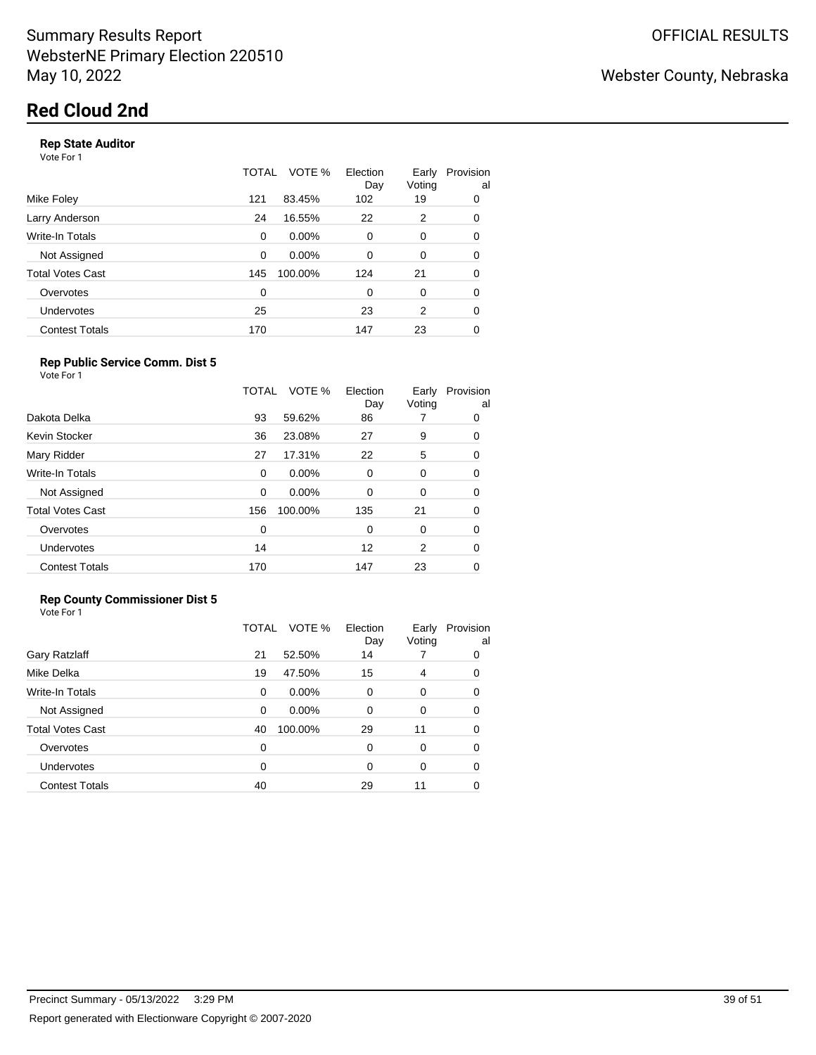# Red Cloud 2nd

### Rep State Auditor

Vote For 1

| | TOTAL | VOTE % | Election Day | Early Voting | Provisional |
|---|---|---|---|---|---|
| Mike Foley | 121 | 83.45% | 102 | 19 | 0 |
| Larry Anderson | 24 | 16.55% | 22 | 2 | 0 |
| Write-In Totals | 0 | 0.00% | 0 | 0 | 0 |
| Not Assigned | 0 | 0.00% | 0 | 0 | 0 |
| Total Votes Cast | 145 | 100.00% | 124 | 21 | 0 |
| Overvotes | 0 | | 0 | 0 | 0 |
| Undervotes | 25 | | 23 | 2 | 0 |
| Contest Totals | 170 | | 147 | 23 | 0 |

### Rep Public Service Comm. Dist 5

Vote For 1

| | TOTAL | VOTE % | Election Day | Early Voting | Provisional |
|---|---|---|---|---|---|
| Dakota Delka | 93 | 59.62% | 86 | 7 | 0 |
| Kevin Stocker | 36 | 23.08% | 27 | 9 | 0 |
| Mary Ridder | 27 | 17.31% | 22 | 5 | 0 |
| Write-In Totals | 0 | 0.00% | 0 | 0 | 0 |
| Not Assigned | 0 | 0.00% | 0 | 0 | 0 |
| Total Votes Cast | 156 | 100.00% | 135 | 21 | 0 |
| Overvotes | 0 | | 0 | 0 | 0 |
| Undervotes | 14 | | 12 | 2 | 0 |
| Contest Totals | 170 | | 147 | 23 | 0 |

### Rep County Commissioner Dist 5

Vote For 1

| | TOTAL | VOTE % | Election Day | Early Voting | Provisional |
|---|---|---|---|---|---|
| Gary Ratzlaff | 21 | 52.50% | 14 | 7 | 0 |
| Mike Delka | 19 | 47.50% | 15 | 4 | 0 |
| Write-In Totals | 0 | 0.00% | 0 | 0 | 0 |
| Not Assigned | 0 | 0.00% | 0 | 0 | 0 |
| Total Votes Cast | 40 | 100.00% | 29 | 11 | 0 |
| Overvotes | 0 | | 0 | 0 | 0 |
| Undervotes | 0 | | 0 | 0 | 0 |
| Contest Totals | 40 | | 29 | 11 | 0 |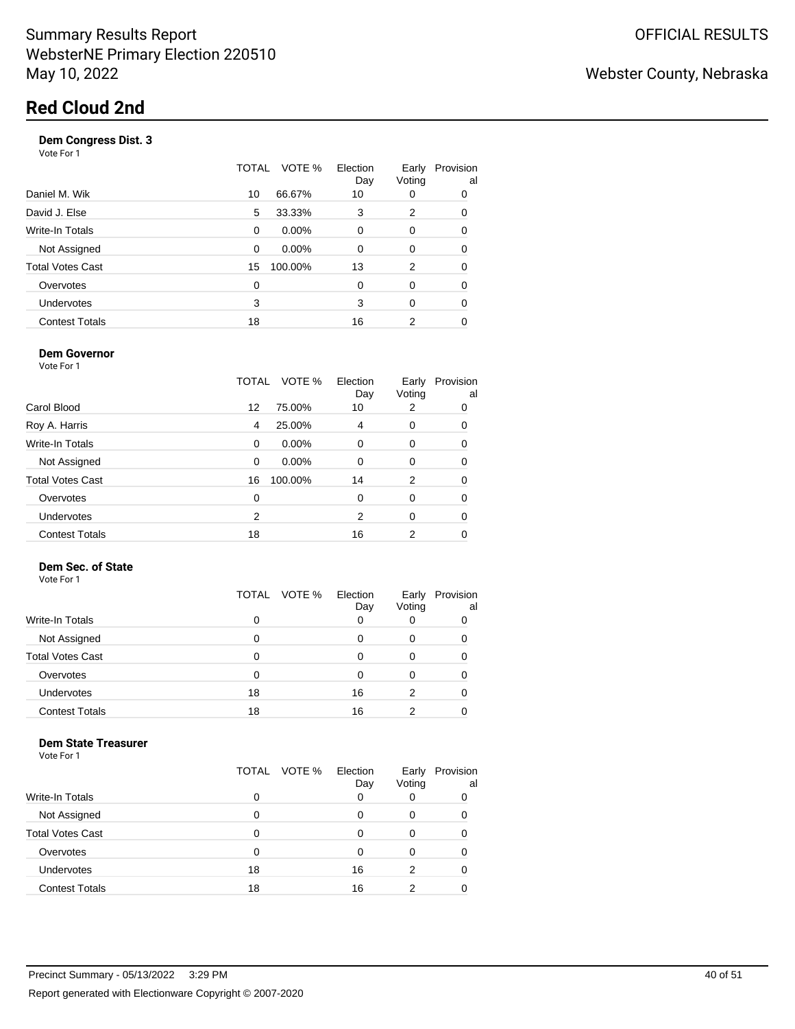# Red Cloud 2nd

### Dem Congress Dist. 3

Vote For 1

| | TOTAL | VOTE % | Election Day | Early Voting | Provisional |
|---|---|---|---|---|---|
| Daniel M. Wik | 10 | 66.67% | 10 | 0 | 0 |
| David J. Else | 5 | 33.33% | 3 | 2 | 0 |
| Write-In Totals | 0 | 0.00% | 0 | 0 | 0 |
| Not Assigned | 0 | 0.00% | 0 | 0 | 0 |
| Total Votes Cast | 15 | 100.00% | 13 | 2 | 0 |
| Overvotes | 0 | | 0 | 0 | 0 |
| Undervotes | 3 | | 3 | 0 | 0 |
| Contest Totals | 18 | | 16 | 2 | 0 |

### Dem Governor

Vote For 1

| | TOTAL | VOTE % | Election Day | Early Voting | Provisional |
|---|---|---|---|---|---|
| Carol Blood | 12 | 75.00% | 10 | 2 | 0 |
| Roy A. Harris | 4 | 25.00% | 4 | 0 | 0 |
| Write-In Totals | 0 | 0.00% | 0 | 0 | 0 |
| Not Assigned | 0 | 0.00% | 0 | 0 | 0 |
| Total Votes Cast | 16 | 100.00% | 14 | 2 | 0 |
| Overvotes | 0 | | 0 | 0 | 0 |
| Undervotes | 2 | | 2 | 0 | 0 |
| Contest Totals | 18 | | 16 | 2 | 0 |

### Dem Sec. of State

Vote For 1

| | TOTAL | VOTE % | Election Day | Early Voting | Provisional |
|---|---|---|---|---|---|
| Write-In Totals | 0 | | 0 | 0 | 0 |
| Not Assigned | 0 | | 0 | 0 | 0 |
| Total Votes Cast | 0 | | 0 | 0 | 0 |
| Overvotes | 0 | | 0 | 0 | 0 |
| Undervotes | 18 | | 16 | 2 | 0 |
| Contest Totals | 18 | | 16 | 2 | 0 |

### Dem State Treasurer

Vote For 1

| | TOTAL | VOTE % | Election Day | Early Voting | Provisional |
|---|---|---|---|---|---|
| Write-In Totals | 0 | | 0 | 0 | 0 |
| Not Assigned | 0 | | 0 | 0 | 0 |
| Total Votes Cast | 0 | | 0 | 0 | 0 |
| Overvotes | 0 | | 0 | 0 | 0 |
| Undervotes | 18 | | 16 | 2 | 0 |
| Contest Totals | 18 | | 16 | 2 | 0 |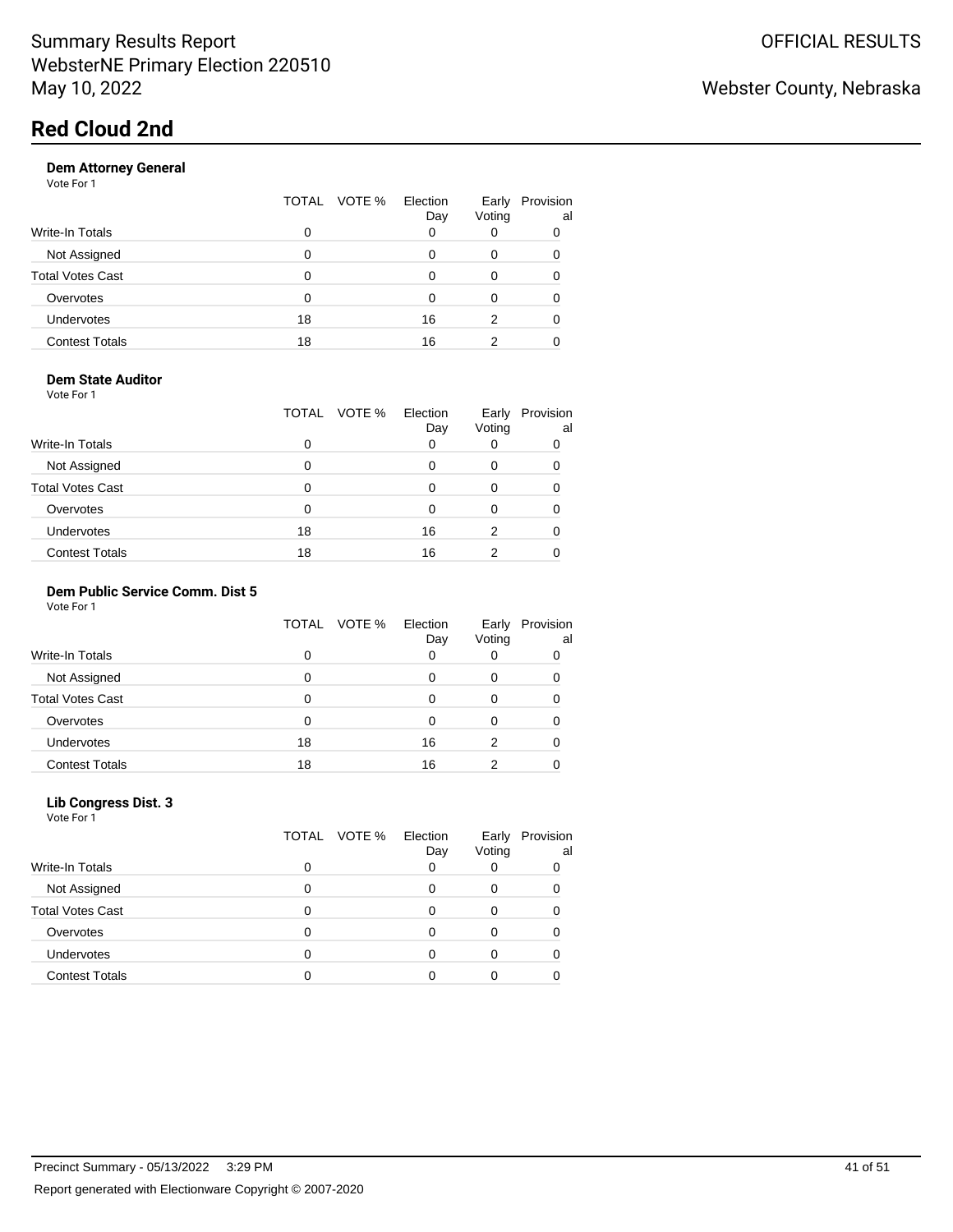# Summary Results Report
WebsterNE Primary Election 220510
May 10, 2022

OFFICIAL RESULTS

Webster County, Nebraska

## Red Cloud 2nd

### Dem Attorney General

Vote For 1

| | TOTAL | VOTE % | Election Day | Early Voting | Provisional |
|---|---|---|---|---|---|
| Write-In Totals | 0 | | 0 | 0 | 0 |
| Not Assigned | 0 | | 0 | 0 | 0 |
| Total Votes Cast | 0 | | 0 | 0 | 0 |
| Overvotes | 0 | | 0 | 0 | 0 |
| Undervotes | 18 | | 16 | 2 | 0 |
| Contest Totals | 18 | | 16 | 2 | 0 |

### Dem State Auditor

Vote For 1

| | TOTAL | VOTE % | Election Day | Early Voting | Provisional |
|---|---|---|---|---|---|
| Write-In Totals | 0 | | 0 | 0 | 0 |
| Not Assigned | 0 | | 0 | 0 | 0 |
| Total Votes Cast | 0 | | 0 | 0 | 0 |
| Overvotes | 0 | | 0 | 0 | 0 |
| Undervotes | 18 | | 16 | 2 | 0 |
| Contest Totals | 18 | | 16 | 2 | 0 |

### Dem Public Service Comm. Dist 5

Vote For 1

| | TOTAL | VOTE % | Election Day | Early Voting | Provisional |
|---|---|---|---|---|---|
| Write-In Totals | 0 | | 0 | 0 | 0 |
| Not Assigned | 0 | | 0 | 0 | 0 |
| Total Votes Cast | 0 | | 0 | 0 | 0 |
| Overvotes | 0 | | 0 | 0 | 0 |
| Undervotes | 18 | | 16 | 2 | 0 |
| Contest Totals | 18 | | 16 | 2 | 0 |

### Lib Congress Dist. 3

Vote For 1

| | TOTAL | VOTE % | Election Day | Early Voting | Provisional |
|---|---|---|---|---|---|
| Write-In Totals | 0 | | 0 | 0 | 0 |
| Not Assigned | 0 | | 0 | 0 | 0 |
| Total Votes Cast | 0 | | 0 | 0 | 0 |
| Overvotes | 0 | | 0 | 0 | 0 |
| Undervotes | 0 | | 0 | 0 | 0 |
| Contest Totals | 0 | | 0 | 0 | 0 |

Precinct Summary - 05/13/2022 3:29 PM

Report generated with Electionware Copyright © 2007-2020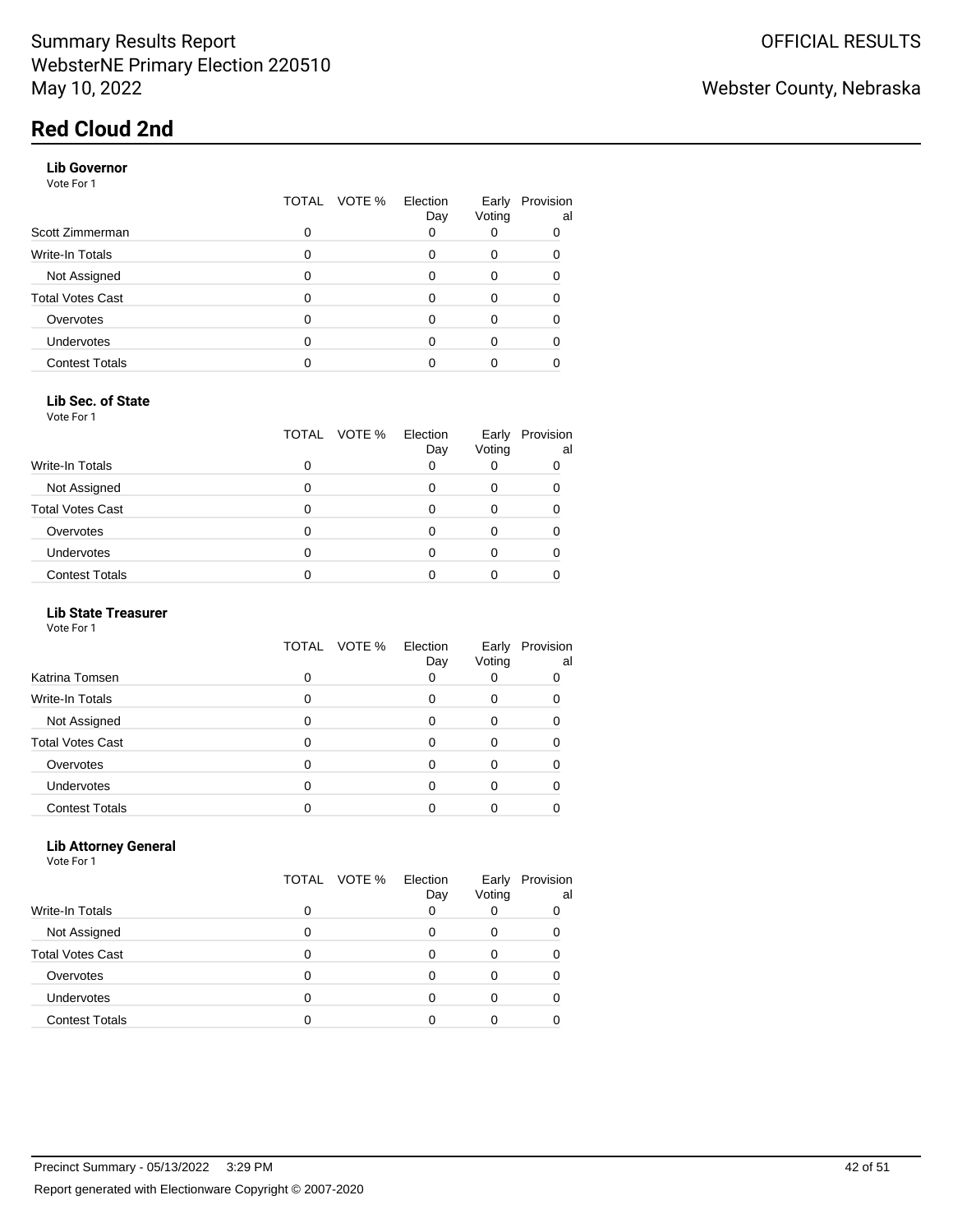# Red Cloud 2nd

### Lib Governor

Vote For 1

| | TOTAL | VOTE % | Election Day | Early Voting | Provisional |
|---|---|---|---|---|---|
| Scott Zimmerman | 0 | | 0 | 0 | 0 |
| Write-In Totals | 0 | | 0 | 0 | 0 |
| Not Assigned | 0 | | 0 | 0 | 0 |
| Total Votes Cast | 0 | | 0 | 0 | 0 |
| Overvotes | 0 | | 0 | 0 | 0 |
| Undervotes | 0 | | 0 | 0 | 0 |
| Contest Totals | 0 | | 0 | 0 | 0 |

### Lib Sec. of State

Vote For 1

| | TOTAL | VOTE % | Election Day | Early Voting | Provisional |
|---|---|---|---|---|---|
| Write-In Totals | 0 | | 0 | 0 | 0 |
| Not Assigned | 0 | | 0 | 0 | 0 |
| Total Votes Cast | 0 | | 0 | 0 | 0 |
| Overvotes | 0 | | 0 | 0 | 0 |
| Undervotes | 0 | | 0 | 0 | 0 |
| Contest Totals | 0 | | 0 | 0 | 0 |

### Lib State Treasurer

Vote For 1

| | TOTAL | VOTE % | Election Day | Early Voting | Provisional |
|---|---|---|---|---|---|
| Katrina Tomsen | 0 | | 0 | 0 | 0 |
| Write-In Totals | 0 | | 0 | 0 | 0 |
| Not Assigned | 0 | | 0 | 0 | 0 |
| Total Votes Cast | 0 | | 0 | 0 | 0 |
| Overvotes | 0 | | 0 | 0 | 0 |
| Undervotes | 0 | | 0 | 0 | 0 |
| Contest Totals | 0 | | 0 | 0 | 0 |

### Lib Attorney General

Vote For 1

| | TOTAL | VOTE % | Election Day | Early Voting | Provisional |
|---|---|---|---|---|---|
| Write-In Totals | 0 | | 0 | 0 | 0 |
| Not Assigned | 0 | | 0 | 0 | 0 |
| Total Votes Cast | 0 | | 0 | 0 | 0 |
| Overvotes | 0 | | 0 | 0 | 0 |
| Undervotes | 0 | | 0 | 0 | 0 |
| Contest Totals | 0 | | 0 | 0 | 0 |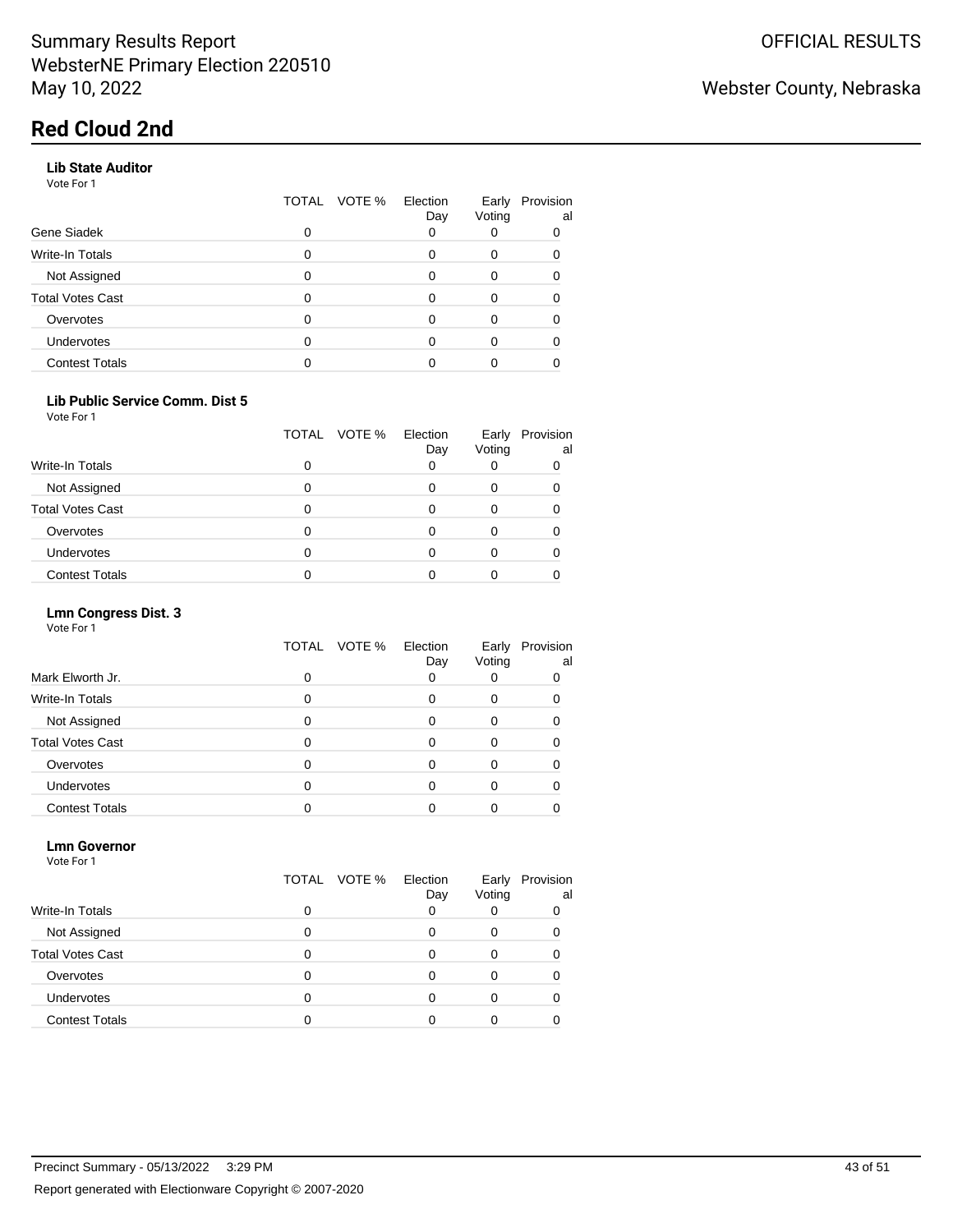# Red Cloud 2nd

### Lib State Auditor

Vote For 1

| | TOTAL | VOTE % | Election Day | Early Voting | Provisional |
|---|---|---|---|---|---|
| Gene Siadek | 0 | | 0 | 0 | 0 |
| Write-In Totals | 0 | | 0 | 0 | 0 |
| Not Assigned | 0 | | 0 | 0 | 0 |
| Total Votes Cast | 0 | | 0 | 0 | 0 |
| Overvotes | 0 | | 0 | 0 | 0 |
| Undervotes | 0 | | 0 | 0 | 0 |
| Contest Totals | 0 | | 0 | 0 | 0 |

### Lib Public Service Comm. Dist 5

Vote For 1

| | TOTAL | VOTE % | Election Day | Early Voting | Provisional |
|---|---|---|---|---|---|
| Write-In Totals | 0 | | 0 | 0 | 0 |
| Not Assigned | 0 | | 0 | 0 | 0 |
| Total Votes Cast | 0 | | 0 | 0 | 0 |
| Overvotes | 0 | | 0 | 0 | 0 |
| Undervotes | 0 | | 0 | 0 | 0 |
| Contest Totals | 0 | | 0 | 0 | 0 |

### Lmn Congress Dist. 3

Vote For 1

| | TOTAL | VOTE % | Election Day | Early Voting | Provisional |
|---|---|---|---|---|---|
| Mark Elworth Jr. | 0 | | 0 | 0 | 0 |
| Write-In Totals | 0 | | 0 | 0 | 0 |
| Not Assigned | 0 | | 0 | 0 | 0 |
| Total Votes Cast | 0 | | 0 | 0 | 0 |
| Overvotes | 0 | | 0 | 0 | 0 |
| Undervotes | 0 | | 0 | 0 | 0 |
| Contest Totals | 0 | | 0 | 0 | 0 |

### Lmn Governor

Vote For 1

| | TOTAL | VOTE % | Election Day | Early Voting | Provisional |
|---|---|---|---|---|---|
| Write-In Totals | 0 | | 0 | 0 | 0 |
| Not Assigned | 0 | | 0 | 0 | 0 |
| Total Votes Cast | 0 | | 0 | 0 | 0 |
| Overvotes | 0 | | 0 | 0 | 0 |
| Undervotes | 0 | | 0 | 0 | 0 |
| Contest Totals | 0 | | 0 | 0 | 0 |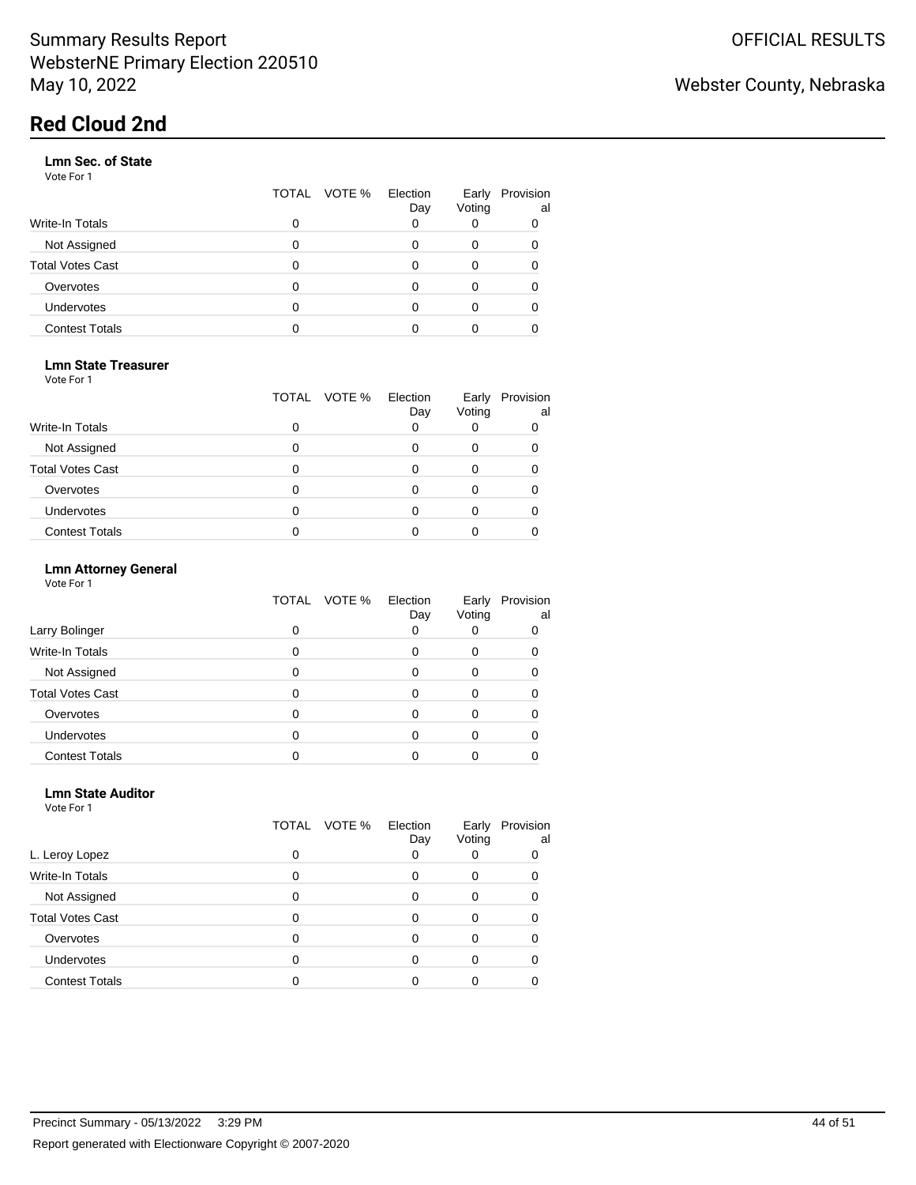# Red Cloud 2nd

### Lmn Sec. of State

Vote For 1

| | TOTAL | VOTE % | Election Day | Early Voting | Provisional |
|---|---|---|---|---|---|
| Write-In Totals | 0 | | 0 | 0 | 0 |
| Not Assigned | 0 | | 0 | 0 | 0 |
| Total Votes Cast | 0 | | 0 | 0 | 0 |
| Overvotes | 0 | | 0 | 0 | 0 |
| Undervotes | 0 | | 0 | 0 | 0 |
| Contest Totals | 0 | | 0 | 0 | 0 |

### Lmn State Treasurer

Vote For 1

| | TOTAL | VOTE % | Election Day | Early Voting | Provisional |
|---|---|---|---|---|---|
| Write-In Totals | 0 | | 0 | 0 | 0 |
| Not Assigned | 0 | | 0 | 0 | 0 |
| Total Votes Cast | 0 | | 0 | 0 | 0 |
| Overvotes | 0 | | 0 | 0 | 0 |
| Undervotes | 0 | | 0 | 0 | 0 |
| Contest Totals | 0 | | 0 | 0 | 0 |

### Lmn Attorney General

Vote For 1

| | TOTAL | VOTE % | Election Day | Early Voting | Provisional |
|---|---|---|---|---|---|
| Larry Bolinger | 0 | | 0 | 0 | 0 |
| Write-In Totals | 0 | | 0 | 0 | 0 |
| Not Assigned | 0 | | 0 | 0 | 0 |
| Total Votes Cast | 0 | | 0 | 0 | 0 |
| Overvotes | 0 | | 0 | 0 | 0 |
| Undervotes | 0 | | 0 | 0 | 0 |
| Contest Totals | 0 | | 0 | 0 | 0 |

### Lmn State Auditor

Vote For 1

| | TOTAL | VOTE % | Election Day | Early Voting | Provisional |
|---|---|---|---|---|---|
| L. Leroy Lopez | 0 | | 0 | 0 | 0 |
| Write-In Totals | 0 | | 0 | 0 | 0 |
| Not Assigned | 0 | | 0 | 0 | 0 |
| Total Votes Cast | 0 | | 0 | 0 | 0 |
| Overvotes | 0 | | 0 | 0 | 0 |
| Undervotes | 0 | | 0 | 0 | 0 |
| Contest Totals | 0 | | 0 | 0 | 0 |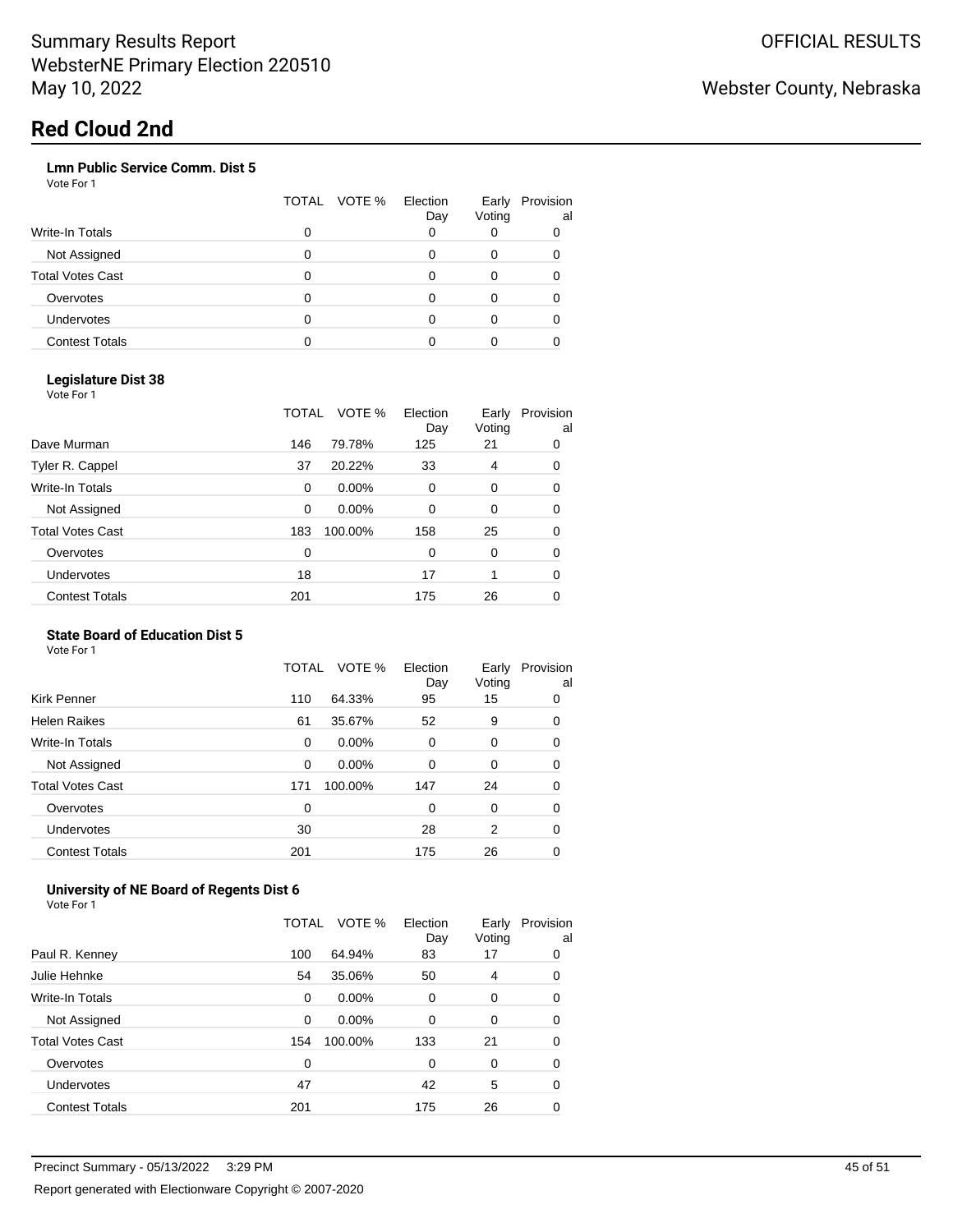Summary Results Report
WebsterNE Primary Election 220510
May 10, 2022

OFFICIAL RESULTS

Webster County, Nebraska

# Red Cloud 2nd

### Lmn Public Service Comm. Dist 5

Vote For 1

| | TOTAL | VOTE % | Election Day | Early Voting | Provisional |
|---|---|---|---|---|---|
| Write-In Totals | 0 | | 0 | 0 | 0 |
| Not Assigned | 0 | | 0 | 0 | 0 |
| Total Votes Cast | 0 | | 0 | 0 | 0 |
| Overvotes | 0 | | 0 | 0 | 0 |
| Undervotes | 0 | | 0 | 0 | 0 |
| Contest Totals | 0 | | 0 | 0 | 0 |

### Legislature Dist 38

Vote For 1

| | TOTAL | VOTE % | Election Day | Early Voting | Provisional |
|---|---|---|---|---|---|
| Dave Murman | 146 | 79.78% | 125 | 21 | 0 |
| Tyler R. Cappel | 37 | 20.22% | 33 | 4 | 0 |
| Write-In Totals | 0 | 0.00% | 0 | 0 | 0 |
| Not Assigned | 0 | 0.00% | 0 | 0 | 0 |
| Total Votes Cast | 183 | 100.00% | 158 | 25 | 0 |
| Overvotes | 0 | | 0 | 0 | 0 |
| Undervotes | 18 | | 17 | 1 | 0 |
| Contest Totals | 201 | | 175 | 26 | 0 |

### State Board of Education Dist 5

Vote For 1

| | TOTAL | VOTE % | Election Day | Early Voting | Provisional |
|---|---|---|---|---|---|
| Kirk Penner | 110 | 64.33% | 95 | 15 | 0 |
| Helen Raikes | 61 | 35.67% | 52 | 9 | 0 |
| Write-In Totals | 0 | 0.00% | 0 | 0 | 0 |
| Not Assigned | 0 | 0.00% | 0 | 0 | 0 |
| Total Votes Cast | 171 | 100.00% | 147 | 24 | 0 |
| Overvotes | 0 | | 0 | 0 | 0 |
| Undervotes | 30 | | 28 | 2 | 0 |
| Contest Totals | 201 | | 175 | 26 | 0 |

### University of NE Board of Regents Dist 6

Vote For 1

| | TOTAL | VOTE % | Election Day | Early Voting | Provisional |
|---|---|---|---|---|---|
| Paul R. Kenney | 100 | 64.94% | 83 | 17 | 0 |
| Julie Hehnke | 54 | 35.06% | 50 | 4 | 0 |
| Write-In Totals | 0 | 0.00% | 0 | 0 | 0 |
| Not Assigned | 0 | 0.00% | 0 | 0 | 0 |
| Total Votes Cast | 154 | 100.00% | 133 | 21 | 0 |
| Overvotes | 0 | | 0 | 0 | 0 |
| Undervotes | 47 | | 42 | 5 | 0 |
| Contest Totals | 201 | | 175 | 26 | 0 |

Precinct Summary - 05/13/2022 3:29 PM

Report generated with Electionware Copyright © 2007-2020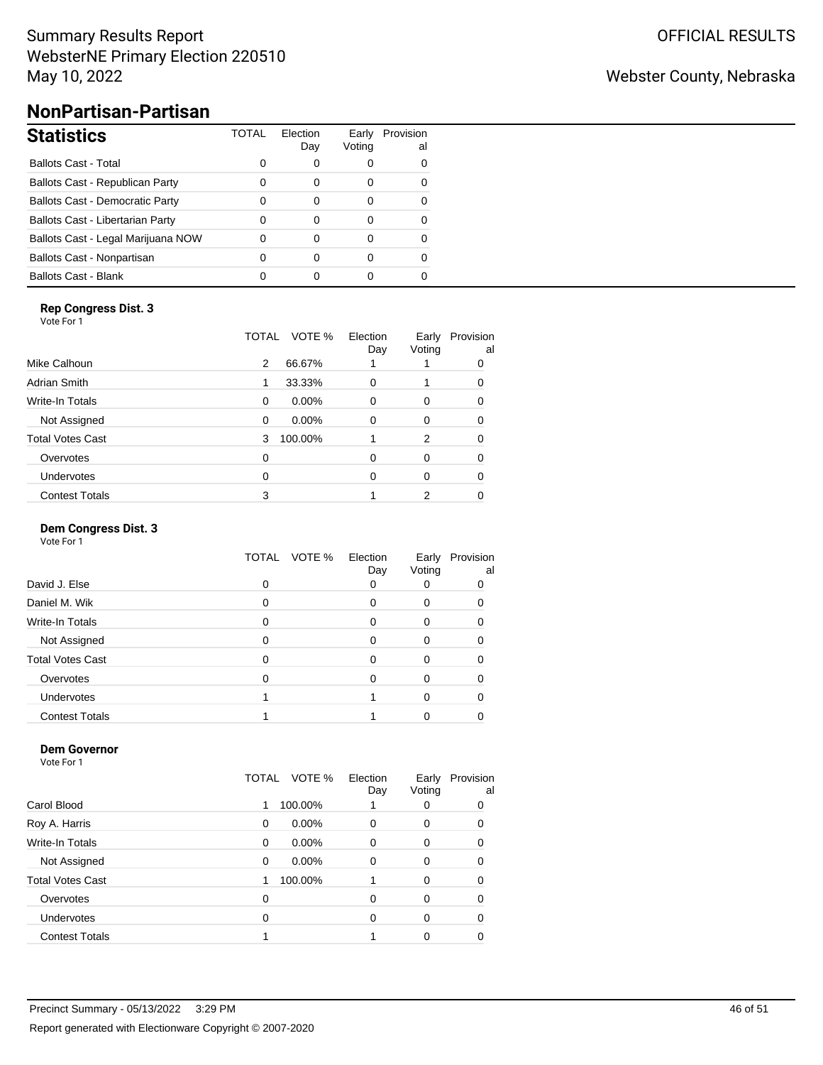Summary Results Report
WebsterNE Primary Election 220510
May 10, 2022

OFFICIAL RESULTS

Webster County, Nebraska

## NonPartisan-Partisan

| Statistics | TOTAL | Election Day | Early Voting | Provisional |
|---|---|---|---|---|
| Ballots Cast - Total | 0 | 0 | 0 | 0 |
| Ballots Cast - Republican Party | 0 | 0 | 0 | 0 |
| Ballots Cast - Democratic Party | 0 | 0 | 0 | 0 |
| Ballots Cast - Libertarian Party | 0 | 0 | 0 | 0 |
| Ballots Cast - Legal Marijuana NOW | 0 | 0 | 0 | 0 |
| Ballots Cast - Nonpartisan | 0 | 0 | 0 | 0 |
| Ballots Cast - Blank | 0 | 0 | 0 | 0 |

**Rep Congress Dist. 3**
Vote For 1

| | TOTAL | VOTE % | Election Day | Early Voting | Provisional |
|---|---|---|---|---|---|
| Mike Calhoun | 2 | 66.67% | 1 | 1 | 0 |
| Adrian Smith | 1 | 33.33% | 0 | 1 | 0 |
| Write-In Totals | 0 | 0.00% | 0 | 0 | 0 |
| Not Assigned | 0 | 0.00% | 0 | 0 | 0 |
| Total Votes Cast | 3 | 100.00% | 1 | 2 | 0 |
| Overvotes | 0 | | 0 | 0 | 0 |
| Undervotes | 0 | | 0 | 0 | 0 |
| Contest Totals | 3 | | 1 | 2 | 0 |

**Dem Congress Dist. 3**
Vote For 1

| | TOTAL | VOTE % | Election Day | Early Voting | Provisional |
|---|---|---|---|---|---|
| David J. Else | 0 | | 0 | 0 | 0 |
| Daniel M. Wik | 0 | | 0 | 0 | 0 |
| Write-In Totals | 0 | | 0 | 0 | 0 |
| Not Assigned | 0 | | 0 | 0 | 0 |
| Total Votes Cast | 0 | | 0 | 0 | 0 |
| Overvotes | 0 | | 0 | 0 | 0 |
| Undervotes | 1 | | 1 | 0 | 0 |
| Contest Totals | 1 | | 1 | 0 | 0 |

**Dem Governor**
Vote For 1

| | TOTAL | VOTE % | Election Day | Early Voting | Provisional |
|---|---|---|---|---|---|
| Carol Blood | 1 | 100.00% | 1 | 0 | 0 |
| Roy A. Harris | 0 | 0.00% | 0 | 0 | 0 |
| Write-In Totals | 0 | 0.00% | 0 | 0 | 0 |
| Not Assigned | 0 | 0.00% | 0 | 0 | 0 |
| Total Votes Cast | 1 | 100.00% | 1 | 0 | 0 |
| Overvotes | 0 | | 0 | 0 | 0 |
| Undervotes | 0 | | 0 | 0 | 0 |
| Contest Totals | 1 | | 1 | 0 | 0 |

Precinct Summary - 05/13/2022 3:29 PM

Report generated with Electionware Copyright © 2007-2020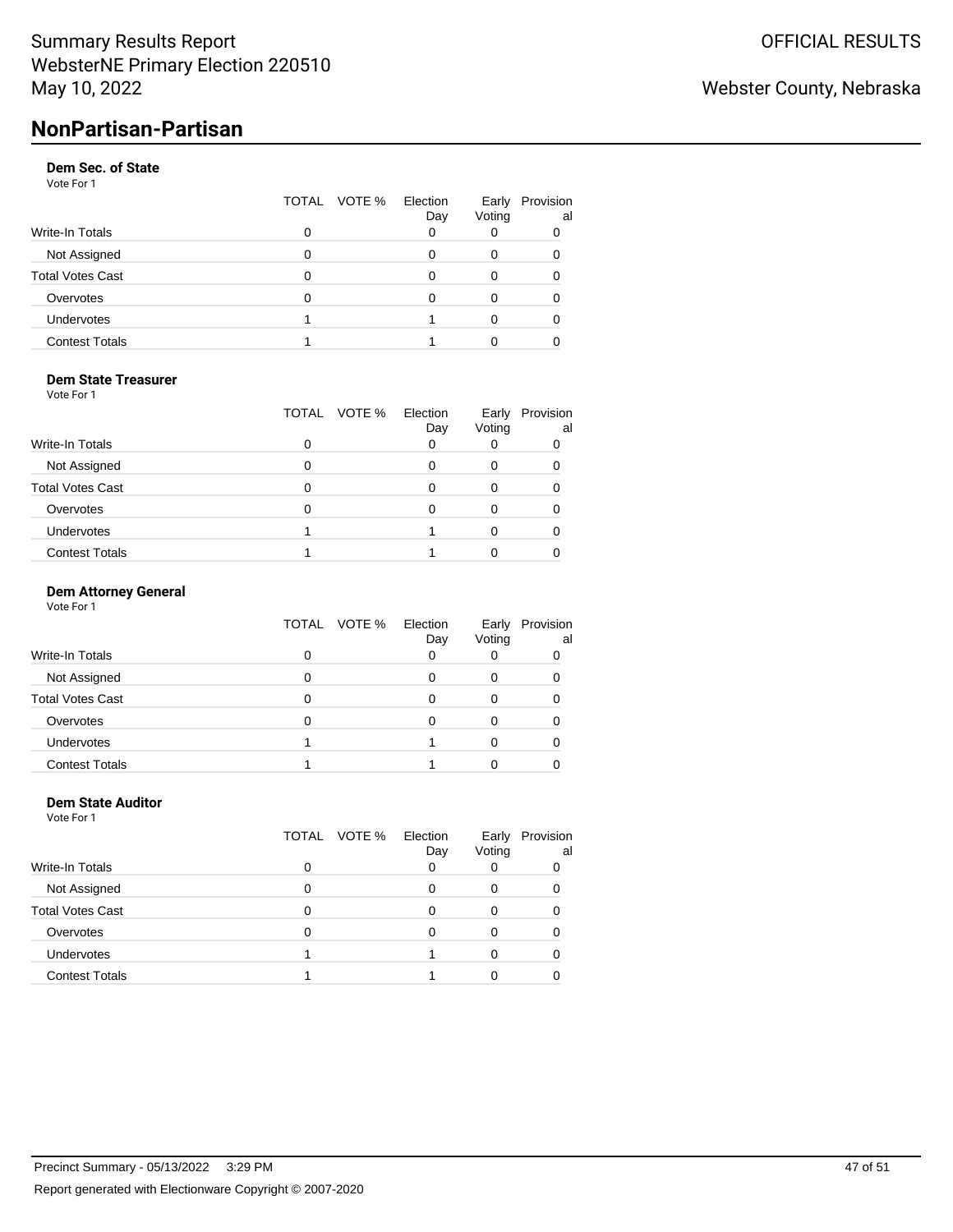## NonPartisan-Partisan

### Dem Sec. of State

Vote For 1

| | TOTAL | VOTE % | Election Day | Early Voting | Provisional |
|---|---|---|---|---|---|
| Write-In Totals | 0 | | 0 | 0 | 0 |
| Not Assigned | 0 | | 0 | 0 | 0 |
| Total Votes Cast | 0 | | 0 | 0 | 0 |
| Overvotes | 0 | | 0 | 0 | 0 |
| Undervotes | 1 | | 1 | 0 | 0 |
| Contest Totals | 1 | | 1 | 0 | 0 |

### Dem State Treasurer

Vote For 1

| | TOTAL | VOTE % | Election Day | Early Voting | Provisional |
|---|---|---|---|---|---|
| Write-In Totals | 0 | | 0 | 0 | 0 |
| Not Assigned | 0 | | 0 | 0 | 0 |
| Total Votes Cast | 0 | | 0 | 0 | 0 |
| Overvotes | 0 | | 0 | 0 | 0 |
| Undervotes | 1 | | 1 | 0 | 0 |
| Contest Totals | 1 | | 1 | 0 | 0 |

### Dem Attorney General

Vote For 1

| | TOTAL | VOTE % | Election Day | Early Voting | Provisional |
|---|---|---|---|---|---|
| Write-In Totals | 0 | | 0 | 0 | 0 |
| Not Assigned | 0 | | 0 | 0 | 0 |
| Total Votes Cast | 0 | | 0 | 0 | 0 |
| Overvotes | 0 | | 0 | 0 | 0 |
| Undervotes | 1 | | 1 | 0 | 0 |
| Contest Totals | 1 | | 1 | 0 | 0 |

### Dem State Auditor

Vote For 1

| | TOTAL | VOTE % | Election Day | Early Voting | Provisional |
|---|---|---|---|---|---|
| Write-In Totals | 0 | | 0 | 0 | 0 |
| Not Assigned | 0 | | 0 | 0 | 0 |
| Total Votes Cast | 0 | | 0 | 0 | 0 |
| Overvotes | 0 | | 0 | 0 | 0 |
| Undervotes | 1 | | 1 | 0 | 0 |
| Contest Totals | 1 | | 1 | 0 | 0 |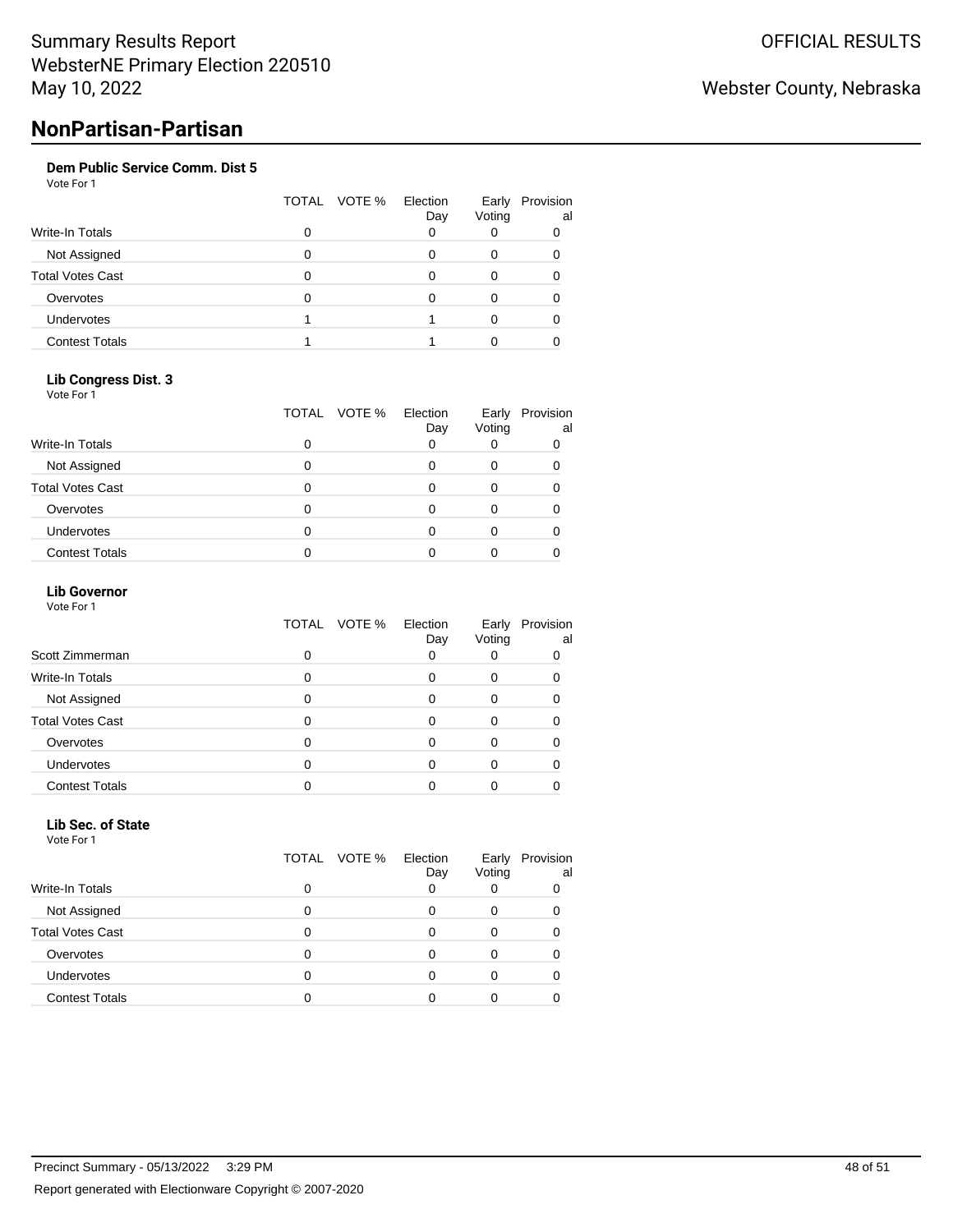## NonPartisan-Partisan

### Dem Public Service Comm. Dist 5

Vote For 1

| | TOTAL | VOTE % | Election Day | Early Voting | Provisional |
|---|---|---|---|---|---|
| Write-In Totals | 0 | | 0 | 0 | 0 |
| Not Assigned | 0 | | 0 | 0 | 0 |
| Total Votes Cast | 0 | | 0 | 0 | 0 |
| Overvotes | 0 | | 0 | 0 | 0 |
| Undervotes | 1 | | 1 | 0 | 0 |
| Contest Totals | 1 | | 1 | 0 | 0 |

### Lib Congress Dist. 3

Vote For 1

| | TOTAL | VOTE % | Election Day | Early Voting | Provisional |
|---|---|---|---|---|---|
| Write-In Totals | 0 | | 0 | 0 | 0 |
| Not Assigned | 0 | | 0 | 0 | 0 |
| Total Votes Cast | 0 | | 0 | 0 | 0 |
| Overvotes | 0 | | 0 | 0 | 0 |
| Undervotes | 0 | | 0 | 0 | 0 |
| Contest Totals | 0 | | 0 | 0 | 0 |

### Lib Governor

Vote For 1

| | TOTAL | VOTE % | Election Day | Early Voting | Provisional |
|---|---|---|---|---|---|
| Scott Zimmerman | 0 | | 0 | 0 | 0 |
| Write-In Totals | 0 | | 0 | 0 | 0 |
| Not Assigned | 0 | | 0 | 0 | 0 |
| Total Votes Cast | 0 | | 0 | 0 | 0 |
| Overvotes | 0 | | 0 | 0 | 0 |
| Undervotes | 0 | | 0 | 0 | 0 |
| Contest Totals | 0 | | 0 | 0 | 0 |

### Lib Sec. of State

Vote For 1

| | TOTAL | VOTE % | Election Day | Early Voting | Provisional |
|---|---|---|---|---|---|
| Write-In Totals | 0 | | 0 | 0 | 0 |
| Not Assigned | 0 | | 0 | 0 | 0 |
| Total Votes Cast | 0 | | 0 | 0 | 0 |
| Overvotes | 0 | | 0 | 0 | 0 |
| Undervotes | 0 | | 0 | 0 | 0 |
| Contest Totals | 0 | | 0 | 0 | 0 |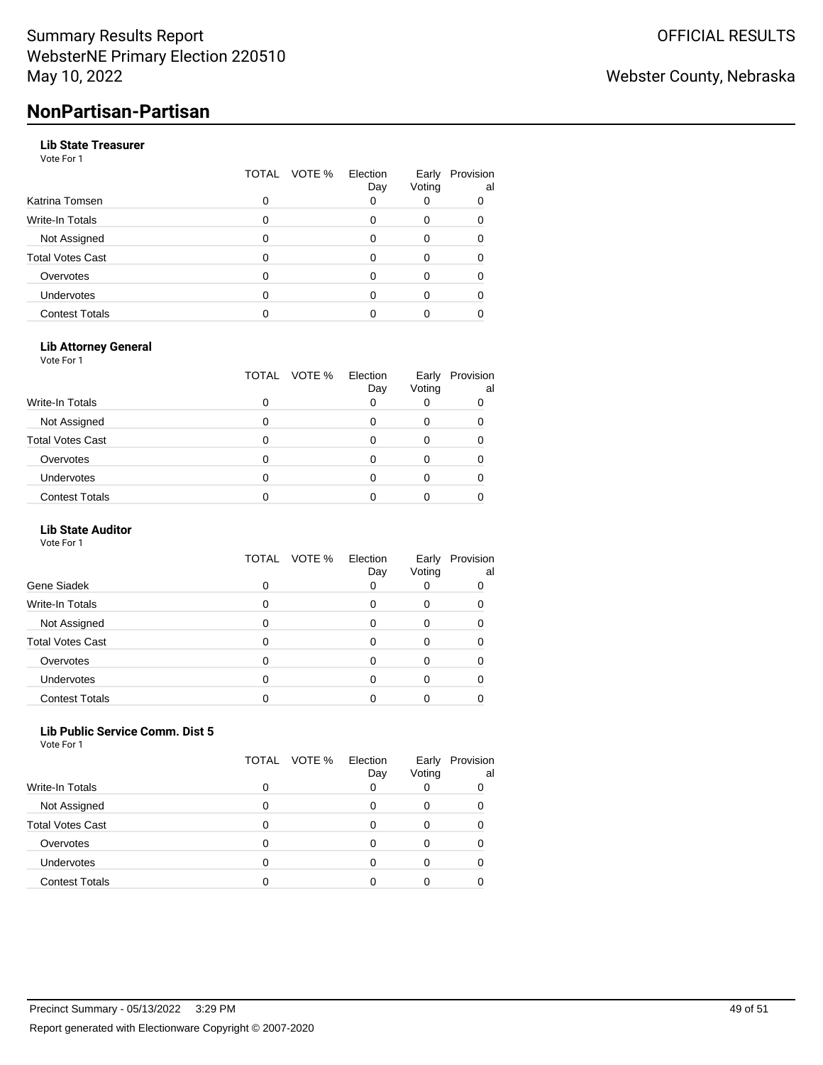## NonPartisan-Partisan

### Lib State Treasurer

Vote For 1

| | TOTAL | VOTE % | Election Day | Early Voting | Provisional |
|---|---|---|---|---|---|
| Katrina Tomsen | 0 | | 0 | 0 | 0 |
| Write-In Totals | 0 | | 0 | 0 | 0 |
| Not Assigned | 0 | | 0 | 0 | 0 |
| Total Votes Cast | 0 | | 0 | 0 | 0 |
| Overvotes | 0 | | 0 | 0 | 0 |
| Undervotes | 0 | | 0 | 0 | 0 |
| Contest Totals | 0 | | 0 | 0 | 0 |

### Lib Attorney General

Vote For 1

| | TOTAL | VOTE % | Election Day | Early Voting | Provisional |
|---|---|---|---|---|---|
| Write-In Totals | 0 | | 0 | 0 | 0 |
| Not Assigned | 0 | | 0 | 0 | 0 |
| Total Votes Cast | 0 | | 0 | 0 | 0 |
| Overvotes | 0 | | 0 | 0 | 0 |
| Undervotes | 0 | | 0 | 0 | 0 |
| Contest Totals | 0 | | 0 | 0 | 0 |

### Lib State Auditor

Vote For 1

| | TOTAL | VOTE % | Election Day | Early Voting | Provisional |
|---|---|---|---|---|---|
| Gene Siadek | 0 | | 0 | 0 | 0 |
| Write-In Totals | 0 | | 0 | 0 | 0 |
| Not Assigned | 0 | | 0 | 0 | 0 |
| Total Votes Cast | 0 | | 0 | 0 | 0 |
| Overvotes | 0 | | 0 | 0 | 0 |
| Undervotes | 0 | | 0 | 0 | 0 |
| Contest Totals | 0 | | 0 | 0 | 0 |

### Lib Public Service Comm. Dist 5

Vote For 1

| | TOTAL | VOTE % | Election Day | Early Voting | Provisional |
|---|---|---|---|---|---|
| Write-In Totals | 0 | | 0 | 0 | 0 |
| Not Assigned | 0 | | 0 | 0 | 0 |
| Total Votes Cast | 0 | | 0 | 0 | 0 |
| Overvotes | 0 | | 0 | 0 | 0 |
| Undervotes | 0 | | 0 | 0 | 0 |
| Contest Totals | 0 | | 0 | 0 | 0 |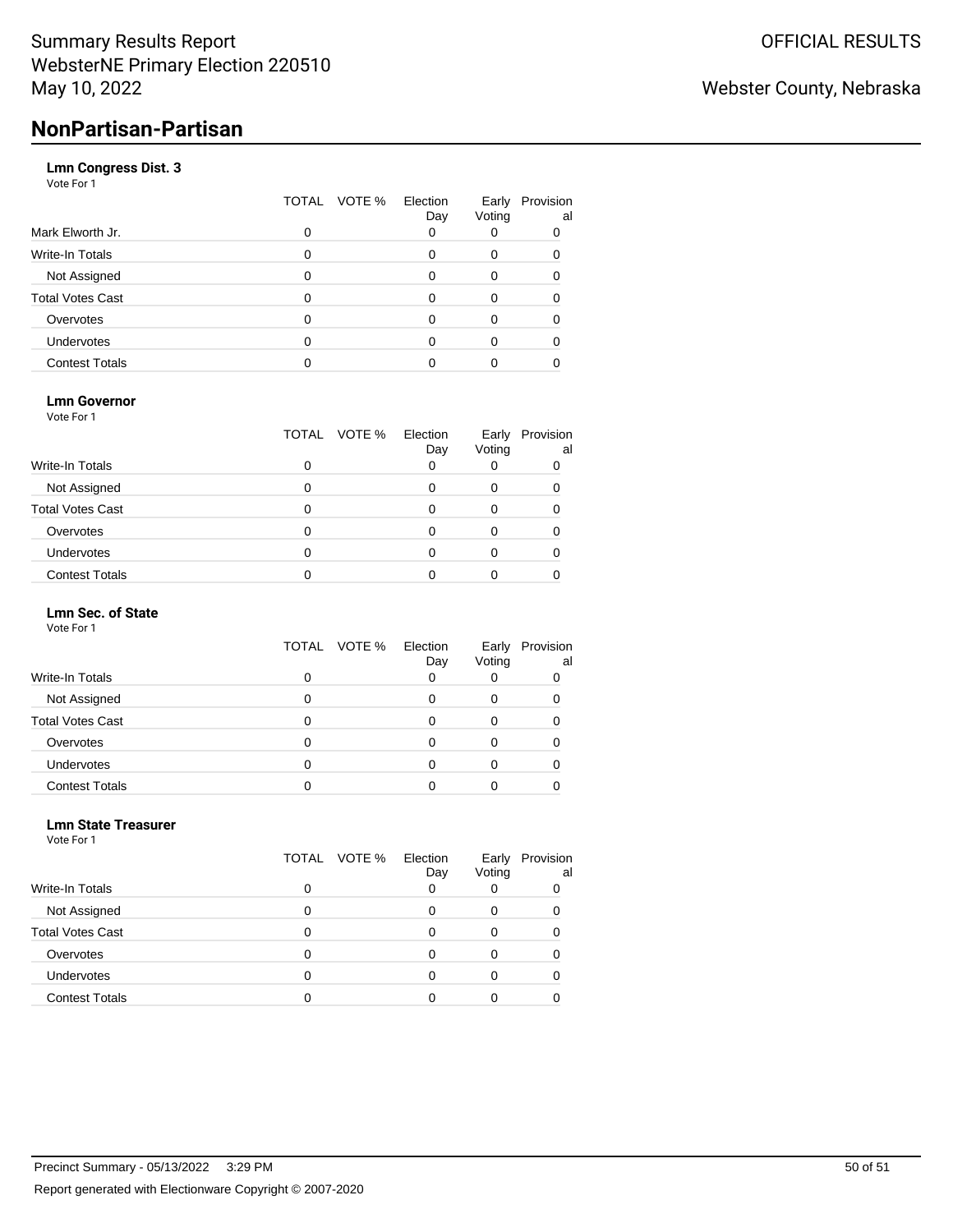## NonPartisan-Partisan

### Lmn Congress Dist. 3

Vote For 1

| | TOTAL | VOTE % | Election Day | Early Voting | Provisional |
|---|---|---|---|---|---|
| Mark Elworth Jr. | 0 | | 0 | 0 | 0 |
| Write-In Totals | 0 | | 0 | 0 | 0 |
| Not Assigned | 0 | | 0 | 0 | 0 |
| Total Votes Cast | 0 | | 0 | 0 | 0 |
| Overvotes | 0 | | 0 | 0 | 0 |
| Undervotes | 0 | | 0 | 0 | 0 |
| Contest Totals | 0 | | 0 | 0 | 0 |

### Lmn Governor

Vote For 1

| | TOTAL | VOTE % | Election Day | Early Voting | Provisional |
|---|---|---|---|---|---|
| Write-In Totals | 0 | | 0 | 0 | 0 |
| Not Assigned | 0 | | 0 | 0 | 0 |
| Total Votes Cast | 0 | | 0 | 0 | 0 |
| Overvotes | 0 | | 0 | 0 | 0 |
| Undervotes | 0 | | 0 | 0 | 0 |
| Contest Totals | 0 | | 0 | 0 | 0 |

### Lmn Sec. of State

Vote For 1

| | TOTAL | VOTE % | Election Day | Early Voting | Provisional |
|---|---|---|---|---|---|
| Write-In Totals | 0 | | 0 | 0 | 0 |
| Not Assigned | 0 | | 0 | 0 | 0 |
| Total Votes Cast | 0 | | 0 | 0 | 0 |
| Overvotes | 0 | | 0 | 0 | 0 |
| Undervotes | 0 | | 0 | 0 | 0 |
| Contest Totals | 0 | | 0 | 0 | 0 |

### Lmn State Treasurer

Vote For 1

| | TOTAL | VOTE % | Election Day | Early Voting | Provisional |
|---|---|---|---|---|---|
| Write-In Totals | 0 | | 0 | 0 | 0 |
| Not Assigned | 0 | | 0 | 0 | 0 |
| Total Votes Cast | 0 | | 0 | 0 | 0 |
| Overvotes | 0 | | 0 | 0 | 0 |
| Undervotes | 0 | | 0 | 0 | 0 |
| Contest Totals | 0 | | 0 | 0 | 0 |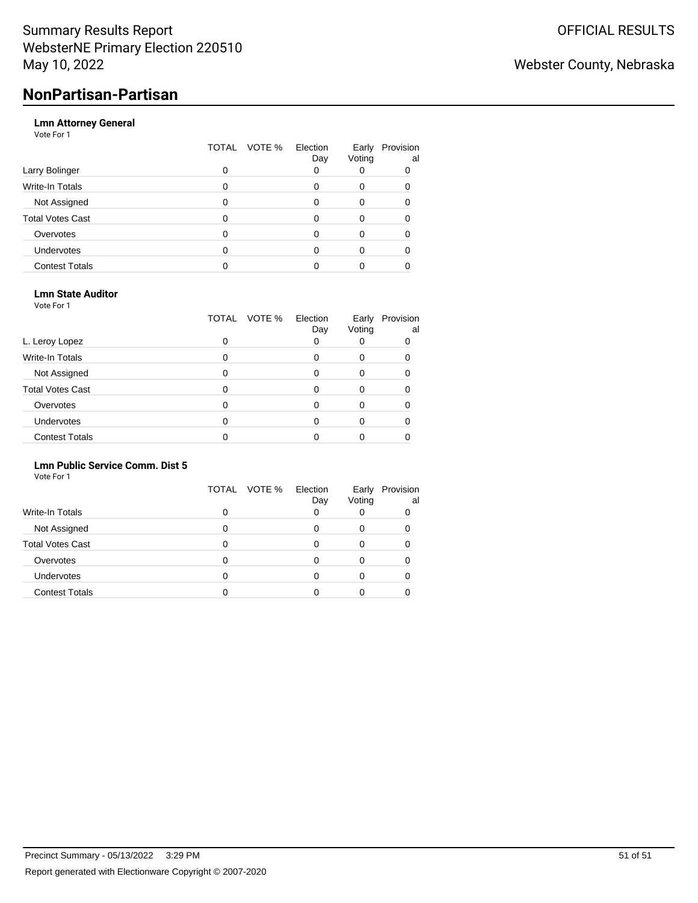# NonPartisan-Partisan

### Lmn Attorney General

Vote For 1

| | TOTAL | VOTE % | Election Day | Early Voting | Provisional |
|---|---|---|---|---|---|
| Larry Bolinger | 0 | | 0 | 0 | 0 |
| Write-In Totals | 0 | | 0 | 0 | 0 |
| Not Assigned | 0 | | 0 | 0 | 0 |
| Total Votes Cast | 0 | | 0 | 0 | 0 |
| Overvotes | 0 | | 0 | 0 | 0 |
| Undervotes | 0 | | 0 | 0 | 0 |
| Contest Totals | 0 | | 0 | 0 | 0 |

### Lmn State Auditor

Vote For 1

| | TOTAL | VOTE % | Election Day | Early Voting | Provisional |
|---|---|---|---|---|---|
| L. Leroy Lopez | 0 | | 0 | 0 | 0 |
| Write-In Totals | 0 | | 0 | 0 | 0 |
| Not Assigned | 0 | | 0 | 0 | 0 |
| Total Votes Cast | 0 | | 0 | 0 | 0 |
| Overvotes | 0 | | 0 | 0 | 0 |
| Undervotes | 0 | | 0 | 0 | 0 |
| Contest Totals | 0 | | 0 | 0 | 0 |

### Lmn Public Service Comm. Dist 5

Vote For 1

| | TOTAL | VOTE % | Election Day | Early Voting | Provisional |
|---|---|---|---|---|---|
| Write-In Totals | 0 | | 0 | 0 | 0 |
| Not Assigned | 0 | | 0 | 0 | 0 |
| Total Votes Cast | 0 | | 0 | 0 | 0 |
| Overvotes | 0 | | 0 | 0 | 0 |
| Undervotes | 0 | | 0 | 0 | 0 |
| Contest Totals | 0 | | 0 | 0 | 0 |